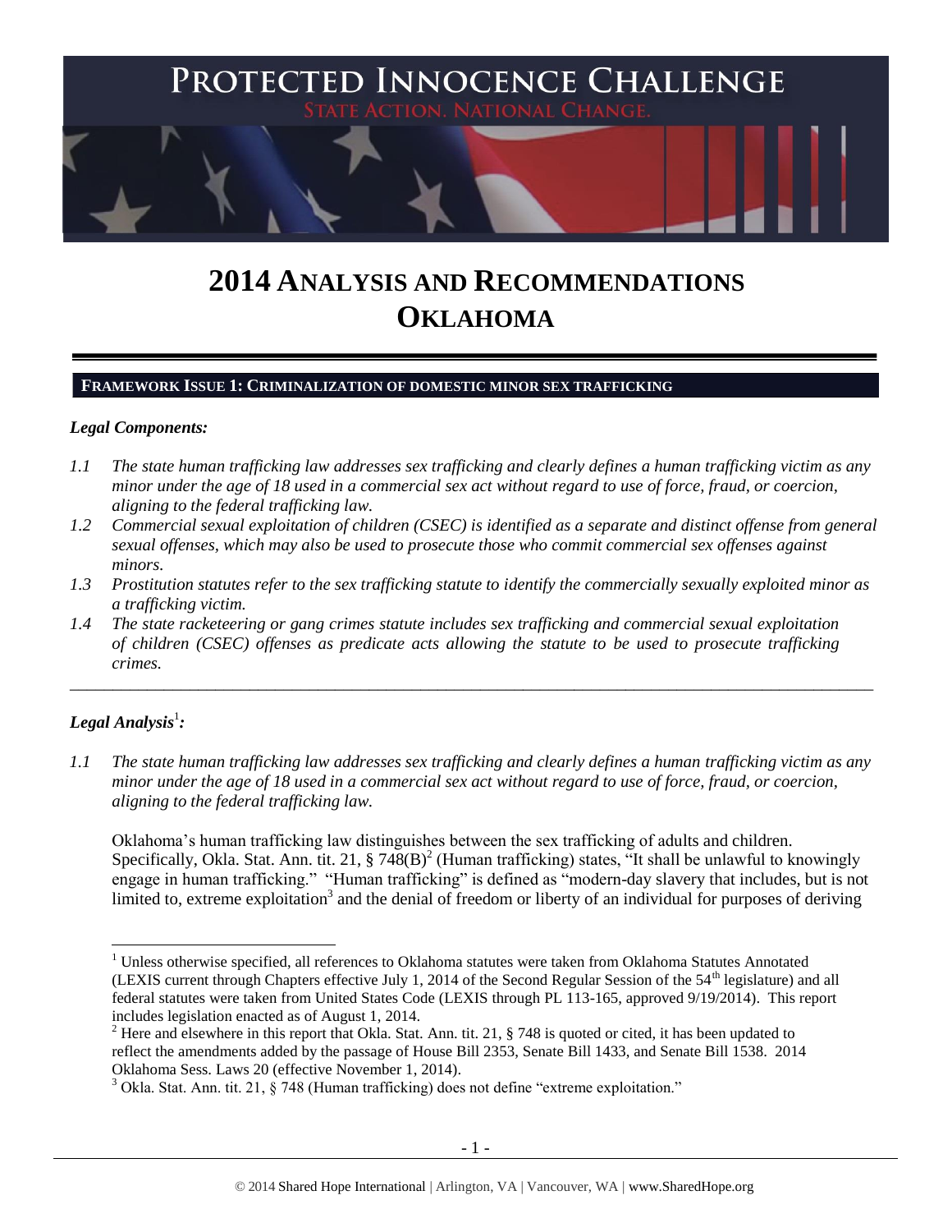# PROTECTED INNOCENCE CHALLENGE

STATE ACTION. NATIONAL CHANGE.

# 2014 ANALYSIS AND RECOMMENDATIONS OKLAHOMA

## FRAMEWORK ISSUE 1: CRIMINALIZATION OF DOMESTIC MINOR SEX TRAFFICKING

### *Legal Components:*

*1.1 The state human trafficking law addresses sex trafficking and clearly defines a human trafficking victim as any minor under the age of 18 used in a commercial sex act without regard to use of force, fraud, or coercion, aligning to the federal trafficking law.*

*1.2 Commercial sexual exploitation of children (CSEC) is identified as a separate and distinct offense from general sexual offenses, which may also be used to prosecute those who commit commercial sex offenses against minors.*

*1.3 Prostitution statutes refer to the sex trafficking statute to identify the commercially sexually exploited minor as a trafficking victim.*

*1.4 The state racketeering or gang crimes statute includes sex trafficking and commercial sexual exploitation of children (CSEC) offenses as predicate acts allowing the statute to be used to prosecute trafficking crimes.*

---

### *Legal Analysis*[1]*:*

*1.1 The state human trafficking law addresses sex trafficking and clearly defines a human trafficking victim as any minor under the age of 18 used in a commercial sex act without regard to use of force, fraud, or coercion, aligning to the federal trafficking law.*

Oklahoma's human trafficking law distinguishes between the sex trafficking of adults and children. Specifically, Okla. Stat. Ann. tit. 21, § 748(B)[2] (Human trafficking) states, "It shall be unlawful to knowingly engage in human trafficking." "Human trafficking" is defined as "modern-day slavery that includes, but is not limited to, extreme exploitation[3] and the denial of freedom or liberty of an individual for purposes of deriving

---

[1] Unless otherwise specified, all references to Oklahoma statutes were taken from Oklahoma Statutes Annotated (LEXIS current through Chapters effective July 1, 2014 of the Second Regular Session of the 54th legislature) and all federal statutes were taken from United States Code (LEXIS through PL 113-165, approved 9/19/2014). This report includes legislation enacted as of August 1, 2014.

[2] Here and elsewhere in this report that Okla. Stat. Ann. tit. 21, § 748 is quoted or cited, it has been updated to reflect the amendments added by the passage of House Bill 2353, Senate Bill 1433, and Senate Bill 1538. 2014 Oklahoma Sess. Laws 20 (effective November 1, 2014).

[3] Okla. Stat. Ann. tit. 21, § 748 (Human trafficking) does not define "extreme exploitation."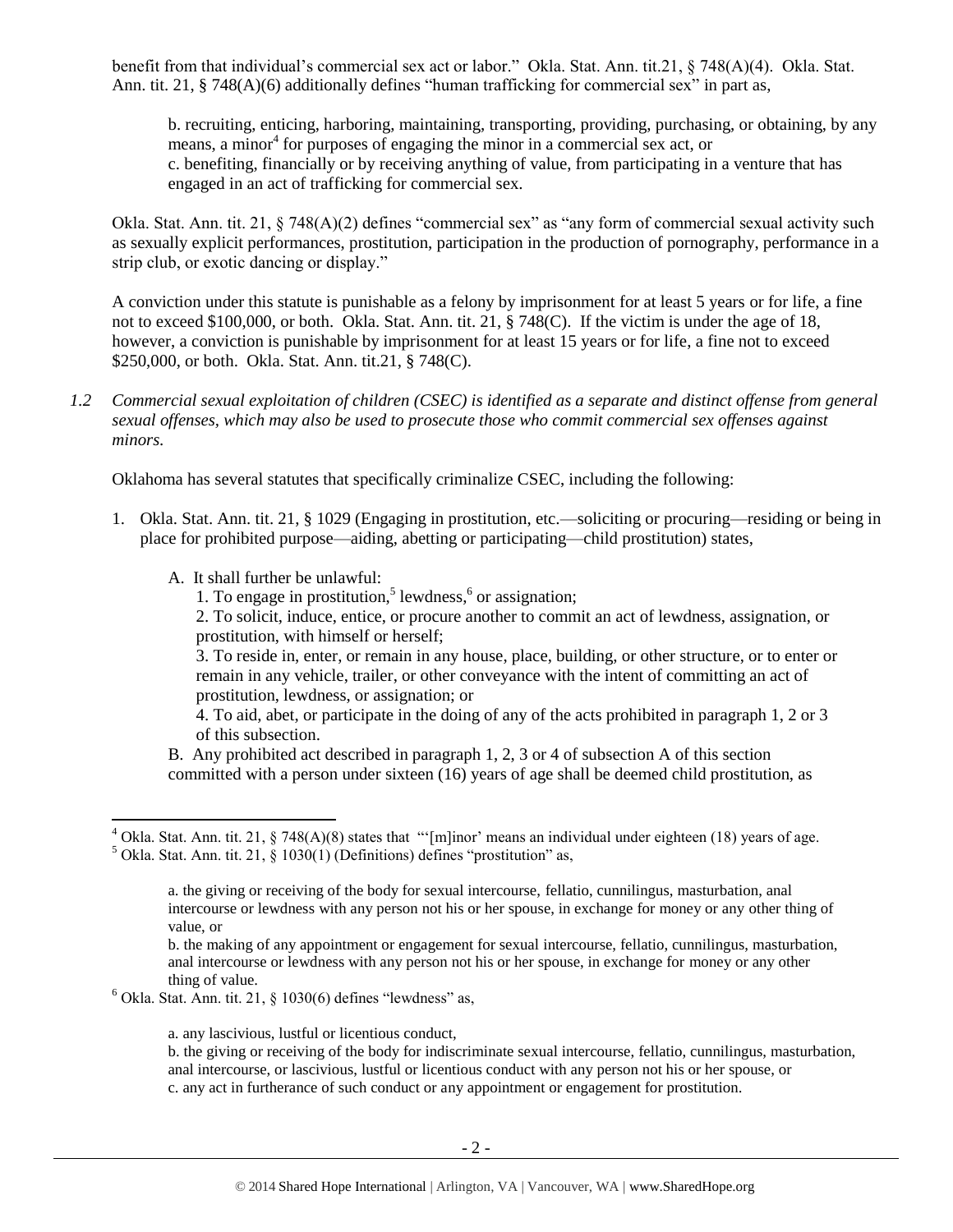benefit from that individual's commercial sex act or labor." Okla. Stat. Ann. tit.21, § 748(A)(4). Okla. Stat. Ann. tit. 21, § 748(A)(6) additionally defines "human trafficking for commercial sex" in part as,

> b. recruiting, enticing, harboring, maintaining, transporting, providing, purchasing, or obtaining, by any means, a minor[4] for purposes of engaging the minor in a commercial sex act, or
> c. benefiting, financially or by receiving anything of value, from participating in a venture that has engaged in an act of trafficking for commercial sex.

Okla. Stat. Ann. tit. 21, § 748(A)(2) defines "commercial sex" as "any form of commercial sexual activity such as sexually explicit performances, prostitution, participation in the production of pornography, performance in a strip club, or exotic dancing or display."

A conviction under this statute is punishable as a felony by imprisonment for at least 5 years or for life, a fine not to exceed $100,000, or both. Okla. Stat. Ann. tit. 21, § 748(C). If the victim is under the age of 18, however, a conviction is punishable by imprisonment for at least 15 years or for life, a fine not to exceed $250,000, or both. Okla. Stat. Ann. tit.21, § 748(C).

*1.2 Commercial sexual exploitation of children (CSEC) is identified as a separate and distinct offense from general sexual offenses, which may also be used to prosecute those who commit commercial sex offenses against minors.*

Oklahoma has several statutes that specifically criminalize CSEC, including the following:

1. Okla. Stat. Ann. tit. 21, § 1029 (Engaging in prostitution, etc.—soliciting or procuring—residing or being in place for prohibited purpose—aiding, abetting or participating—child prostitution) states,

   A. It shall further be unlawful:
   1. To engage in prostitution,[5] lewdness,[6] or assignation;
   2. To solicit, induce, entice, or procure another to commit an act of lewdness, assignation, or prostitution, with himself or herself;
   3. To reside in, enter, or remain in any house, place, building, or other structure, or to enter or remain in any vehicle, trailer, or other conveyance with the intent of committing an act of prostitution, lewdness, or assignation; or
   4. To aid, abet, or participate in the doing of any of the acts prohibited in paragraph 1, 2 or 3 of this subsection.

   B. Any prohibited act described in paragraph 1, 2, 3 or 4 of subsection A of this section committed with a person under sixteen (16) years of age shall be deemed child prostitution, as

---

[4] Okla. Stat. Ann. tit. 21, § 748(A)(8) states that "'[m]inor' means an individual under eighteen (18) years of age.

[5] Okla. Stat. Ann. tit. 21, § 1030(1) (Definitions) defines "prostitution" as,

> a. the giving or receiving of the body for sexual intercourse, fellatio, cunnilingus, masturbation, anal intercourse or lewdness with any person not his or her spouse, in exchange for money or any other thing of value, or
> b. the making of any appointment or engagement for sexual intercourse, fellatio, cunnilingus, masturbation, anal intercourse or lewdness with any person not his or her spouse, in exchange for money or any other thing of value.

[6] Okla. Stat. Ann. tit. 21, § 1030(6) defines "lewdness" as,

> a. any lascivious, lustful or licentious conduct,
> b. the giving or receiving of the body for indiscriminate sexual intercourse, fellatio, cunnilingus, masturbation, anal intercourse, or lascivious, lustful or licentious conduct with any person not his or her spouse, or
> c. any act in furtherance of such conduct or any appointment or engagement for prostitution.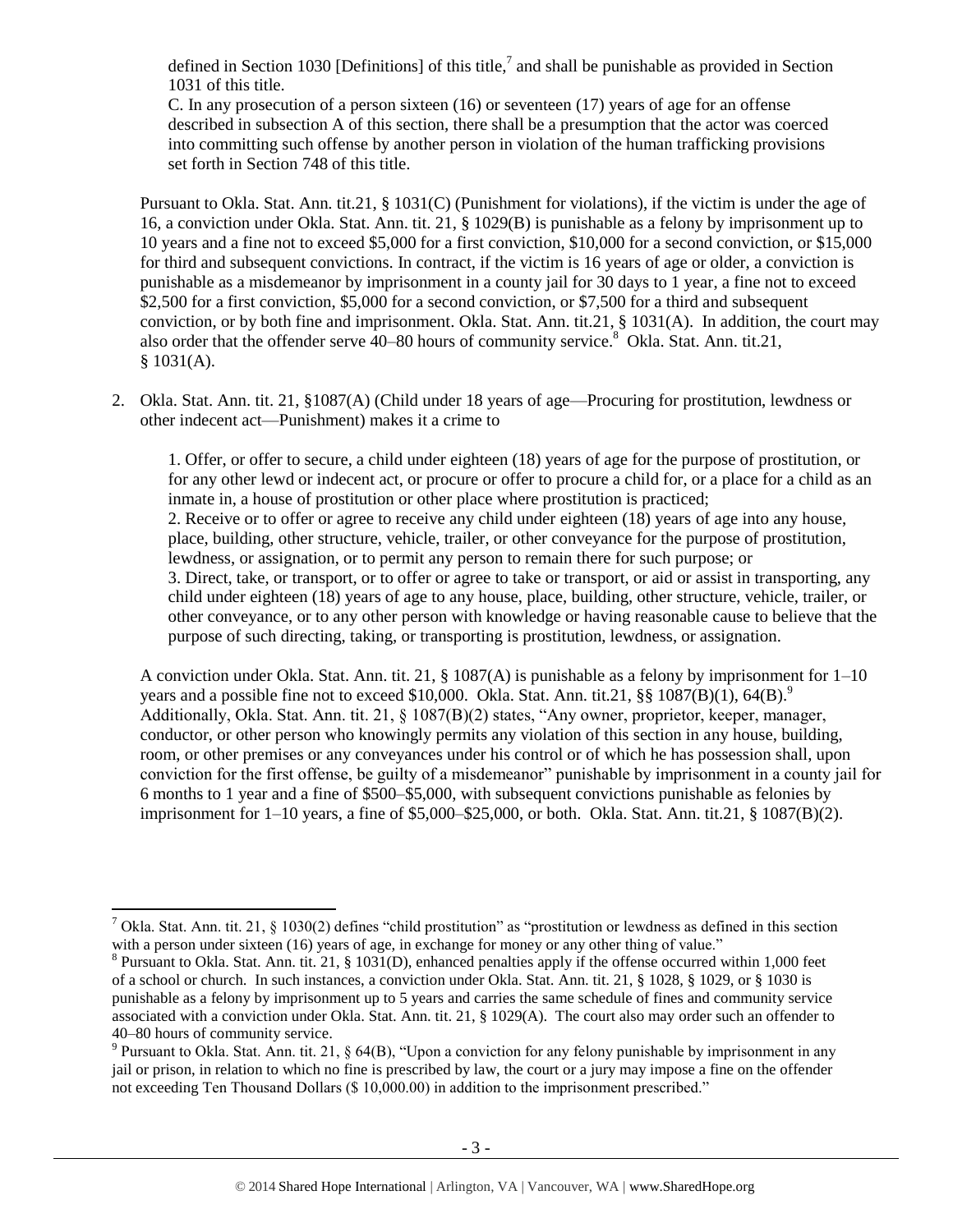defined in Section 1030 [Definitions] of this title,[7] and shall be punishable as provided in Section 1031 of this title.

C. In any prosecution of a person sixteen (16) or seventeen (17) years of age for an offense described in subsection A of this section, there shall be a presumption that the actor was coerced into committing such offense by another person in violation of the human trafficking provisions set forth in Section 748 of this title.

Pursuant to Okla. Stat. Ann. tit.21, § 1031(C) (Punishment for violations), if the victim is under the age of 16, a conviction under Okla. Stat. Ann. tit. 21, § 1029(B) is punishable as a felony by imprisonment up to 10 years and a fine not to exceed $5,000 for a first conviction, $10,000 for a second conviction, or $15,000 for third and subsequent convictions. In contract, if the victim is 16 years of age or older, a conviction is punishable as a misdemeanor by imprisonment in a county jail for 30 days to 1 year, a fine not to exceed $2,500 for a first conviction, $5,000 for a second conviction, or $7,500 for a third and subsequent conviction, or by both fine and imprisonment. Okla. Stat. Ann. tit.21, § 1031(A). In addition, the court may also order that the offender serve 40–80 hours of community service.[8] Okla. Stat. Ann. tit.21, § 1031(A).

2. Okla. Stat. Ann. tit. 21, §1087(A) (Child under 18 years of age—Procuring for prostitution, lewdness or other indecent act—Punishment) makes it a crime to

   1. Offer, or offer to secure, a child under eighteen (18) years of age for the purpose of prostitution, or for any other lewd or indecent act, or procure or offer to procure a child for, or a place for a child as an inmate in, a house of prostitution or other place where prostitution is practiced;
   2. Receive or to offer or agree to receive any child under eighteen (18) years of age into any house, place, building, other structure, vehicle, trailer, or other conveyance for the purpose of prostitution, lewdness, or assignation, or to permit any person to remain there for such purpose; or
   3. Direct, take, or transport, or to offer or agree to take or transport, or aid or assist in transporting, any child under eighteen (18) years of age to any house, place, building, other structure, vehicle, trailer, or other conveyance, or to any other person with knowledge or having reasonable cause to believe that the purpose of such directing, taking, or transporting is prostitution, lewdness, or assignation.

   A conviction under Okla. Stat. Ann. tit. 21, § 1087(A) is punishable as a felony by imprisonment for 1–10 years and a possible fine not to exceed $10,000. Okla. Stat. Ann. tit.21, §§ 1087(B)(1), 64(B).[9] Additionally, Okla. Stat. Ann. tit. 21, § 1087(B)(2) states, "Any owner, proprietor, keeper, manager, conductor, or other person who knowingly permits any violation of this section in any house, building, room, or other premises or any conveyances under his control or of which he has possession shall, upon conviction for the first offense, be guilty of a misdemeanor" punishable by imprisonment in a county jail for 6 months to 1 year and a fine of $500–$5,000, with subsequent convictions punishable as felonies by imprisonment for 1–10 years, a fine of $5,000–$25,000, or both. Okla. Stat. Ann. tit.21, § 1087(B)(2).

---

[7] Okla. Stat. Ann. tit. 21, § 1030(2) defines "child prostitution" as "prostitution or lewdness as defined in this section with a person under sixteen (16) years of age, in exchange for money or any other thing of value."

[8] Pursuant to Okla. Stat. Ann. tit. 21, § 1031(D), enhanced penalties apply if the offense occurred within 1,000 feet of a school or church. In such instances, a conviction under Okla. Stat. Ann. tit. 21, § 1028, § 1029, or § 1030 is punishable as a felony by imprisonment up to 5 years and carries the same schedule of fines and community service associated with a conviction under Okla. Stat. Ann. tit. 21, § 1029(A). The court also may order such an offender to 40–80 hours of community service.

[9] Pursuant to Okla. Stat. Ann. tit. 21, § 64(B), "Upon a conviction for any felony punishable by imprisonment in any jail or prison, in relation to which no fine is prescribed by law, the court or a jury may impose a fine on the offender not exceeding Ten Thousand Dollars ($ 10,000.00) in addition to the imprisonment prescribed."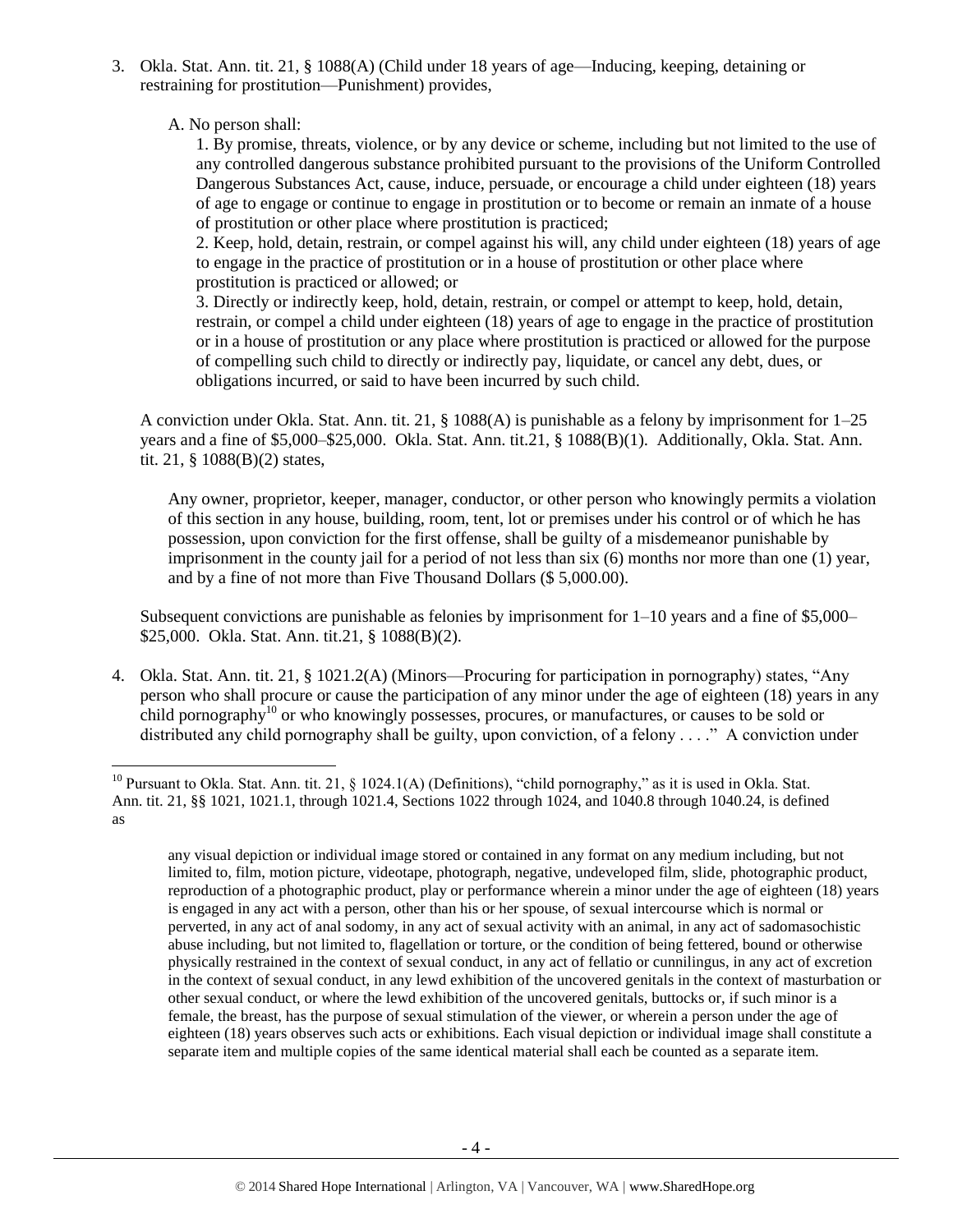3. Okla. Stat. Ann. tit. 21, § 1088(A) (Child under 18 years of age—Inducing, keeping, detaining or restraining for prostitution—Punishment) provides,

   A. No person shall:

   1. By promise, threats, violence, or by any device or scheme, including but not limited to the use of any controlled dangerous substance prohibited pursuant to the provisions of the Uniform Controlled Dangerous Substances Act, cause, induce, persuade, or encourage a child under eighteen (18) years of age to engage or continue to engage in prostitution or to become or remain an inmate of a house of prostitution or other place where prostitution is practiced;

   2. Keep, hold, detain, restrain, or compel against his will, any child under eighteen (18) years of age to engage in the practice of prostitution or in a house of prostitution or other place where prostitution is practiced or allowed; or

   3. Directly or indirectly keep, hold, detain, restrain, or compel or attempt to keep, hold, detain, restrain, or compel a child under eighteen (18) years of age to engage in the practice of prostitution or in a house of prostitution or any place where prostitution is practiced or allowed for the purpose of compelling such child to directly or indirectly pay, liquidate, or cancel any debt, dues, or obligations incurred, or said to have been incurred by such child.

   A conviction under Okla. Stat. Ann. tit. 21, § 1088(A) is punishable as a felony by imprisonment for 1–25 years and a fine of $5,000–$25,000. Okla. Stat. Ann. tit.21, § 1088(B)(1). Additionally, Okla. Stat. Ann. tit. 21, § 1088(B)(2) states,

   Any owner, proprietor, keeper, manager, conductor, or other person who knowingly permits a violation of this section in any house, building, room, tent, lot or premises under his control or of which he has possession, upon conviction for the first offense, shall be guilty of a misdemeanor punishable by imprisonment in the county jail for a period of not less than six (6) months nor more than one (1) year, and by a fine of not more than Five Thousand Dollars ($ 5,000.00).

   Subsequent convictions are punishable as felonies by imprisonment for 1–10 years and a fine of $5,000–$25,000. Okla. Stat. Ann. tit.21, § 1088(B)(2).

4. Okla. Stat. Ann. tit. 21, § 1021.2(A) (Minors—Procuring for participation in pornography) states, "Any person who shall procure or cause the participation of any minor under the age of eighteen (18) years in any child pornography[10] or who knowingly possesses, procures, or manufactures, or causes to be sold or distributed any child pornography shall be guilty, upon conviction, of a felony . . . ." A conviction under

---

[10] Pursuant to Okla. Stat. Ann. tit. 21, § 1024.1(A) (Definitions), "child pornography," as it is used in Okla. Stat. Ann. tit. 21, §§ 1021, 1021.1, through 1021.4, Sections 1022 through 1024, and 1040.8 through 1040.24, is defined as

> any visual depiction or individual image stored or contained in any format on any medium including, but not limited to, film, motion picture, videotape, photograph, negative, undeveloped film, slide, photographic product, reproduction of a photographic product, play or performance wherein a minor under the age of eighteen (18) years is engaged in any act with a person, other than his or her spouse, of sexual intercourse which is normal or perverted, in any act of anal sodomy, in any act of sexual activity with an animal, in any act of sadomasochistic abuse including, but not limited to, flagellation or torture, or the condition of being fettered, bound or otherwise physically restrained in the context of sexual conduct, in any act of fellatio or cunnilingus, in any act of excretion in the context of sexual conduct, in any lewd exhibition of the uncovered genitals in the context of masturbation or other sexual conduct, or where the lewd exhibition of the uncovered genitals, buttocks or, if such minor is a female, the breast, has the purpose of sexual stimulation of the viewer, or wherein a person under the age of eighteen (18) years observes such acts or exhibitions. Each visual depiction or individual image shall constitute a separate item and multiple copies of the same identical material shall each be counted as a separate item.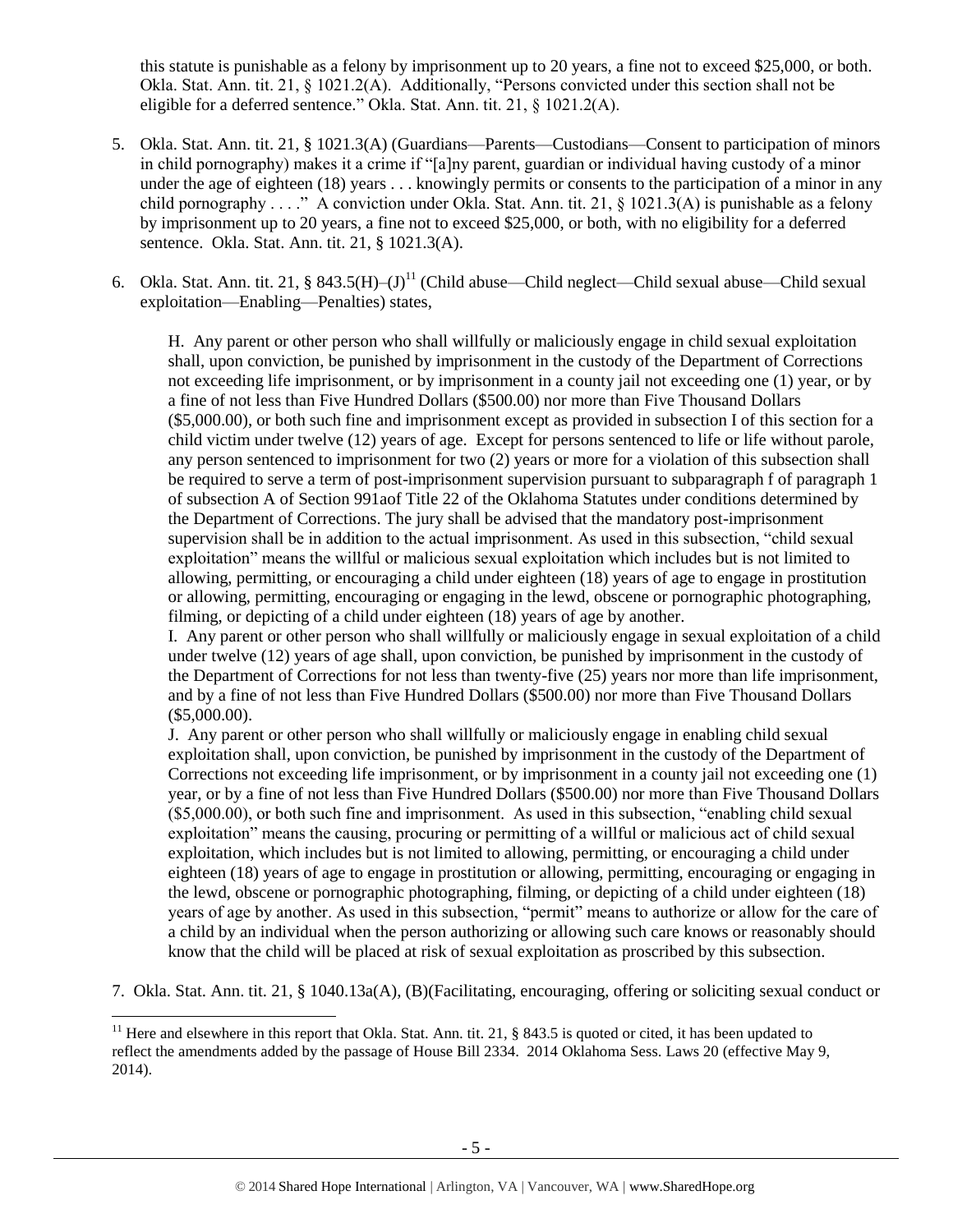this statute is punishable as a felony by imprisonment up to 20 years, a fine not to exceed $25,000, or both. Okla. Stat. Ann. tit. 21, § 1021.2(A). Additionally, "Persons convicted under this section shall not be eligible for a deferred sentence." Okla. Stat. Ann. tit. 21, § 1021.2(A).

5. Okla. Stat. Ann. tit. 21, § 1021.3(A) (Guardians—Parents—Custodians—Consent to participation of minors in child pornography) makes it a crime if "[a]ny parent, guardian or individual having custody of a minor under the age of eighteen (18) years . . . knowingly permits or consents to the participation of a minor in any child pornography . . . ." A conviction under Okla. Stat. Ann. tit. 21, § 1021.3(A) is punishable as a felony by imprisonment up to 20 years, a fine not to exceed $25,000, or both, with no eligibility for a deferred sentence. Okla. Stat. Ann. tit. 21, § 1021.3(A).

6. Okla. Stat. Ann. tit. 21, § 843.5(H)–(J)[11] (Child abuse—Child neglect—Child sexual abuse—Child sexual exploitation—Enabling—Penalties) states,

   H. Any parent or other person who shall willfully or maliciously engage in child sexual exploitation shall, upon conviction, be punished by imprisonment in the custody of the Department of Corrections not exceeding life imprisonment, or by imprisonment in a county jail not exceeding one (1) year, or by a fine of not less than Five Hundred Dollars ($500.00) nor more than Five Thousand Dollars ($5,000.00), or both such fine and imprisonment except as provided in subsection I of this section for a child victim under twelve (12) years of age. Except for persons sentenced to life or life without parole, any person sentenced to imprisonment for two (2) years or more for a violation of this subsection shall be required to serve a term of post-imprisonment supervision pursuant to subparagraph f of paragraph 1 of subsection A of Section 991aof Title 22 of the Oklahoma Statutes under conditions determined by the Department of Corrections. The jury shall be advised that the mandatory post-imprisonment supervision shall be in addition to the actual imprisonment. As used in this subsection, "child sexual exploitation" means the willful or malicious sexual exploitation which includes but is not limited to allowing, permitting, or encouraging a child under eighteen (18) years of age to engage in prostitution or allowing, permitting, encouraging or engaging in the lewd, obscene or pornographic photographing, filming, or depicting of a child under eighteen (18) years of age by another.

   I. Any parent or other person who shall willfully or maliciously engage in sexual exploitation of a child under twelve (12) years of age shall, upon conviction, be punished by imprisonment in the custody of the Department of Corrections for not less than twenty-five (25) years nor more than life imprisonment, and by a fine of not less than Five Hundred Dollars ($500.00) nor more than Five Thousand Dollars ($5,000.00).

   J. Any parent or other person who shall willfully or maliciously engage in enabling child sexual exploitation shall, upon conviction, be punished by imprisonment in the custody of the Department of Corrections not exceeding life imprisonment, or by imprisonment in a county jail not exceeding one (1) year, or by a fine of not less than Five Hundred Dollars ($500.00) nor more than Five Thousand Dollars ($5,000.00), or both such fine and imprisonment. As used in this subsection, "enabling child sexual exploitation" means the causing, procuring or permitting of a willful or malicious act of child sexual exploitation, which includes but is not limited to allowing, permitting, or encouraging a child under eighteen (18) years of age to engage in prostitution or allowing, permitting, encouraging or engaging in the lewd, obscene or pornographic photographing, filming, or depicting of a child under eighteen (18) years of age by another. As used in this subsection, "permit" means to authorize or allow for the care of a child by an individual when the person authorizing or allowing such care knows or reasonably should know that the child will be placed at risk of sexual exploitation as proscribed by this subsection.

7. Okla. Stat. Ann. tit. 21, § 1040.13a(A), (B)(Facilitating, encouraging, offering or soliciting sexual conduct or

---

[11] Here and elsewhere in this report that Okla. Stat. Ann. tit. 21, § 843.5 is quoted or cited, it has been updated to reflect the amendments added by the passage of House Bill 2334. 2014 Oklahoma Sess. Laws 20 (effective May 9, 2014).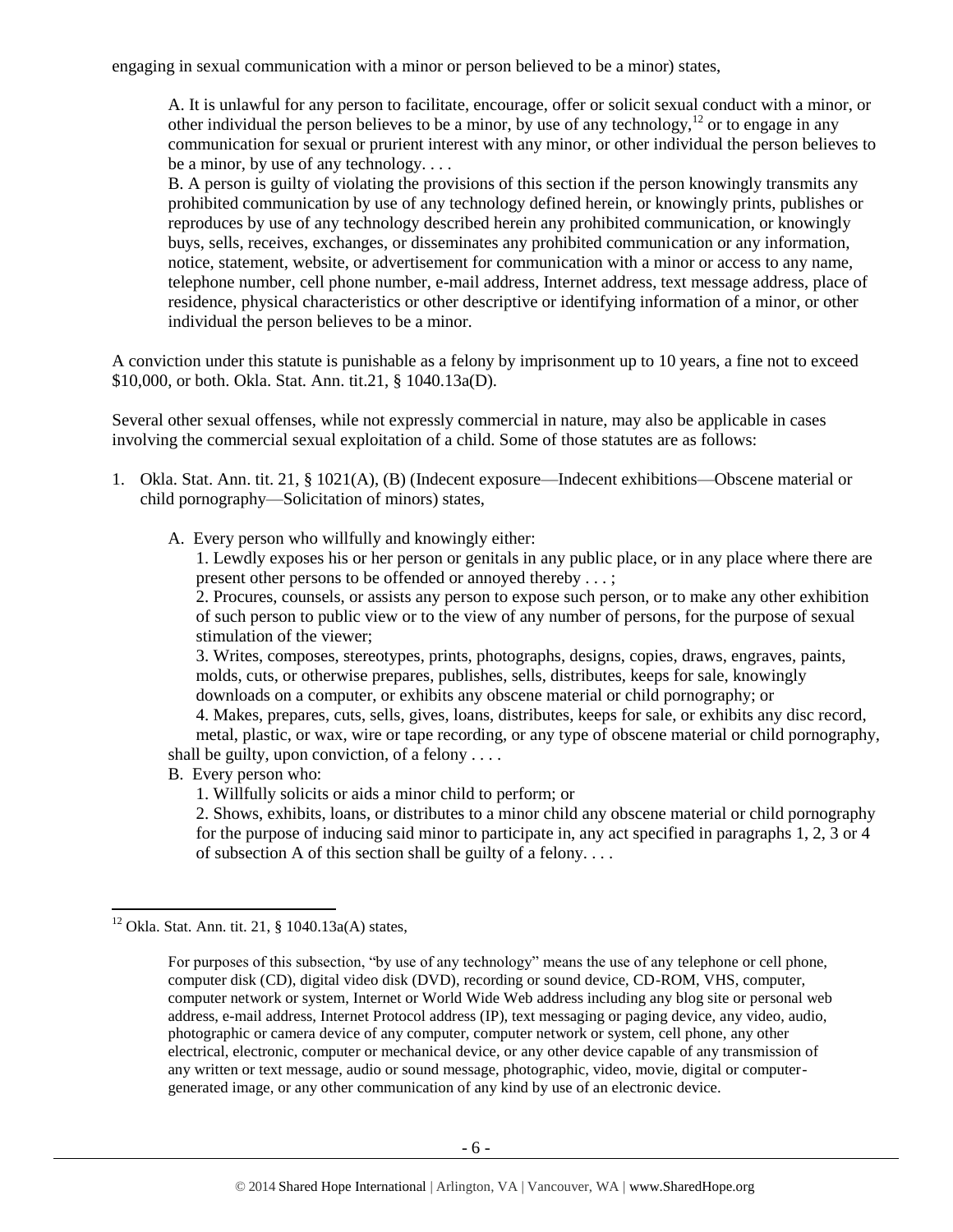engaging in sexual communication with a minor or person believed to be a minor) states,

> A. It is unlawful for any person to facilitate, encourage, offer or solicit sexual conduct with a minor, or other individual the person believes to be a minor, by use of any technology,[12] or to engage in any communication for sexual or prurient interest with any minor, or other individual the person believes to be a minor, by use of any technology. . . .
>
> B. A person is guilty of violating the provisions of this section if the person knowingly transmits any prohibited communication by use of any technology defined herein, or knowingly prints, publishes or reproduces by use of any technology described herein any prohibited communication, or knowingly buys, sells, receives, exchanges, or disseminates any prohibited communication or any information, notice, statement, website, or advertisement for communication with a minor or access to any name, telephone number, cell phone number, e-mail address, Internet address, text message address, place of residence, physical characteristics or other descriptive or identifying information of a minor, or other individual the person believes to be a minor.

A conviction under this statute is punishable as a felony by imprisonment up to 10 years, a fine not to exceed $10,000, or both. Okla. Stat. Ann. tit.21, § 1040.13a(D).

Several other sexual offenses, while not expressly commercial in nature, may also be applicable in cases involving the commercial sexual exploitation of a child. Some of those statutes are as follows:

1. Okla. Stat. Ann. tit. 21, § 1021(A), (B) (Indecent exposure—Indecent exhibitions—Obscene material or child pornography—Solicitation of minors) states,

   A. Every person who willfully and knowingly either:

   1. Lewdly exposes his or her person or genitals in any public place, or in any place where there are present other persons to be offended or annoyed thereby . . . ;

   2. Procures, counsels, or assists any person to expose such person, or to make any other exhibition of such person to public view or to the view of any number of persons, for the purpose of sexual stimulation of the viewer;

   3. Writes, composes, stereotypes, prints, photographs, designs, copies, draws, engraves, paints, molds, cuts, or otherwise prepares, publishes, sells, distributes, keeps for sale, knowingly downloads on a computer, or exhibits any obscene material or child pornography; or

   4. Makes, prepares, cuts, sells, gives, loans, distributes, keeps for sale, or exhibits any disc record, metal, plastic, or wax, wire or tape recording, or any type of obscene material or child pornography,

   shall be guilty, upon conviction, of a felony . . . .

   B. Every person who:

   1. Willfully solicits or aids a minor child to perform; or

   2. Shows, exhibits, loans, or distributes to a minor child any obscene material or child pornography for the purpose of inducing said minor to participate in, any act specified in paragraphs 1, 2, 3 or 4 of subsection A of this section shall be guilty of a felony. . . .

---

[12] Okla. Stat. Ann. tit. 21, § 1040.13a(A) states,

> For purposes of this subsection, "by use of any technology" means the use of any telephone or cell phone, computer disk (CD), digital video disk (DVD), recording or sound device, CD-ROM, VHS, computer, computer network or system, Internet or World Wide Web address including any blog site or personal web address, e-mail address, Internet Protocol address (IP), text messaging or paging device, any video, audio, photographic or camera device of any computer, computer network or system, cell phone, any other electrical, electronic, computer or mechanical device, or any other device capable of any transmission of any written or text message, audio or sound message, photographic, video, movie, digital or computer-generated image, or any other communication of any kind by use of an electronic device.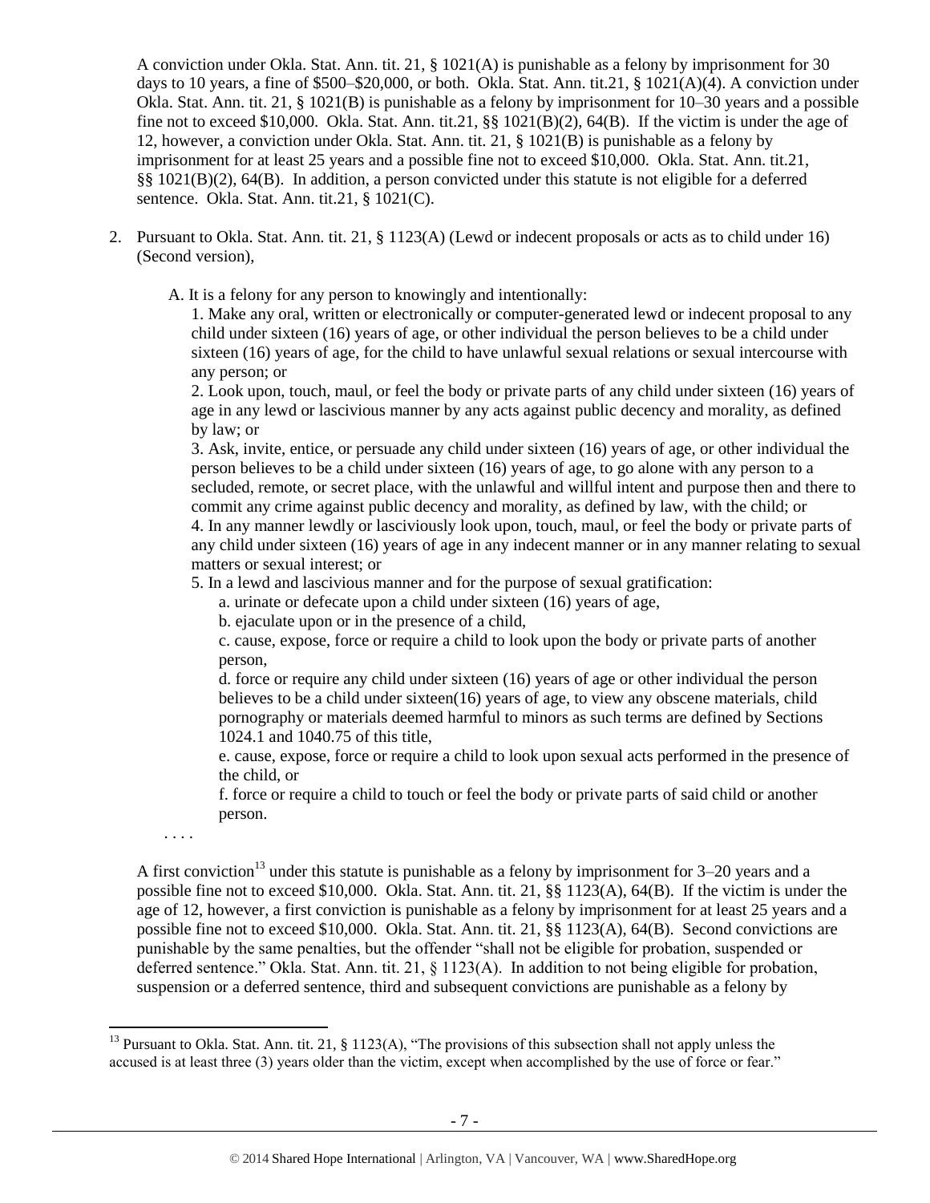A conviction under Okla. Stat. Ann. tit. 21, § 1021(A) is punishable as a felony by imprisonment for 30 days to 10 years, a fine of $500–$20,000, or both. Okla. Stat. Ann. tit.21, § 1021(A)(4). A conviction under Okla. Stat. Ann. tit. 21, § 1021(B) is punishable as a felony by imprisonment for 10–30 years and a possible fine not to exceed $10,000. Okla. Stat. Ann. tit.21, §§ 1021(B)(2), 64(B). If the victim is under the age of 12, however, a conviction under Okla. Stat. Ann. tit. 21, § 1021(B) is punishable as a felony by imprisonment for at least 25 years and a possible fine not to exceed $10,000. Okla. Stat. Ann. tit.21, §§ 1021(B)(2), 64(B). In addition, a person convicted under this statute is not eligible for a deferred sentence. Okla. Stat. Ann. tit.21, § 1021(C).

2. Pursuant to Okla. Stat. Ann. tit. 21, § 1123(A) (Lewd or indecent proposals or acts as to child under 16) (Second version),

   A. It is a felony for any person to knowingly and intentionally:

   1. Make any oral, written or electronically or computer-generated lewd or indecent proposal to any child under sixteen (16) years of age, or other individual the person believes to be a child under sixteen (16) years of age, for the child to have unlawful sexual relations or sexual intercourse with any person; or

   2. Look upon, touch, maul, or feel the body or private parts of any child under sixteen (16) years of age in any lewd or lascivious manner by any acts against public decency and morality, as defined by law; or

   3. Ask, invite, entice, or persuade any child under sixteen (16) years of age, or other individual the person believes to be a child under sixteen (16) years of age, to go alone with any person to a secluded, remote, or secret place, with the unlawful and willful intent and purpose then and there to commit any crime against public decency and morality, as defined by law, with the child; or

   4. In any manner lewdly or lasciviously look upon, touch, maul, or feel the body or private parts of any child under sixteen (16) years of age in any indecent manner or in any manner relating to sexual matters or sexual interest; or

   5. In a lewd and lascivious manner and for the purpose of sexual gratification:

      a. urinate or defecate upon a child under sixteen (16) years of age,

      b. ejaculate upon or in the presence of a child,

      c. cause, expose, force or require a child to look upon the body or private parts of another person,

      d. force or require any child under sixteen (16) years of age or other individual the person believes to be a child under sixteen(16) years of age, to view any obscene materials, child pornography or materials deemed harmful to minors as such terms are defined by Sections 1024.1 and 1040.75 of this title,

      e. cause, expose, force or require a child to look upon sexual acts performed in the presence of the child, or

      f. force or require a child to touch or feel the body or private parts of said child or another person.

   . . . .

   A first conviction[13] under this statute is punishable as a felony by imprisonment for 3–20 years and a possible fine not to exceed $10,000. Okla. Stat. Ann. tit. 21, §§ 1123(A), 64(B). If the victim is under the age of 12, however, a first conviction is punishable as a felony by imprisonment for at least 25 years and a possible fine not to exceed $10,000. Okla. Stat. Ann. tit. 21, §§ 1123(A), 64(B). Second convictions are punishable by the same penalties, but the offender "shall not be eligible for probation, suspended or deferred sentence." Okla. Stat. Ann. tit. 21, § 1123(A). In addition to not being eligible for probation, suspension or a deferred sentence, third and subsequent convictions are punishable as a felony by

[13] Pursuant to Okla. Stat. Ann. tit. 21, § 1123(A), "The provisions of this subsection shall not apply unless the accused is at least three (3) years older than the victim, except when accomplished by the use of force or fear."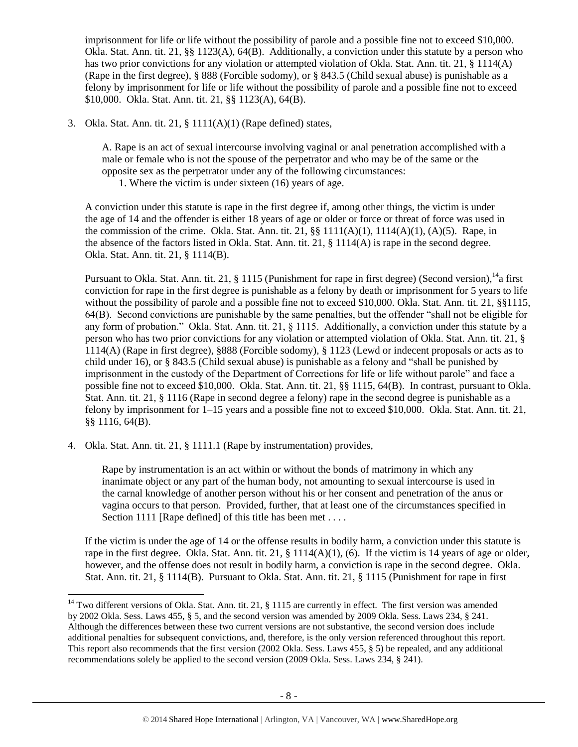imprisonment for life or life without the possibility of parole and a possible fine not to exceed $10,000. Okla. Stat. Ann. tit. 21, §§ 1123(A), 64(B). Additionally, a conviction under this statute by a person who has two prior convictions for any violation or attempted violation of Okla. Stat. Ann. tit. 21, § 1114(A) (Rape in the first degree), § 888 (Forcible sodomy), or § 843.5 (Child sexual abuse) is punishable as a felony by imprisonment for life or life without the possibility of parole and a possible fine not to exceed $10,000. Okla. Stat. Ann. tit. 21, §§ 1123(A), 64(B).

3. Okla. Stat. Ann. tit. 21, § 1111(A)(1) (Rape defined) states,

   A. Rape is an act of sexual intercourse involving vaginal or anal penetration accomplished with a male or female who is not the spouse of the perpetrator and who may be of the same or the opposite sex as the perpetrator under any of the following circumstances:
   1. Where the victim is under sixteen (16) years of age.

   A conviction under this statute is rape in the first degree if, among other things, the victim is under the age of 14 and the offender is either 18 years of age or older or force or threat of force was used in the commission of the crime. Okla. Stat. Ann. tit. 21, §§ 1111(A)(1), 1114(A)(1), (A)(5). Rape, in the absence of the factors listed in Okla. Stat. Ann. tit. 21, § 1114(A) is rape in the second degree. Okla. Stat. Ann. tit. 21, § 1114(B).

   Pursuant to Okla. Stat. Ann. tit. 21, § 1115 (Punishment for rape in first degree) (Second version),[14] a first conviction for rape in the first degree is punishable as a felony by death or imprisonment for 5 years to life without the possibility of parole and a possible fine not to exceed $10,000. Okla. Stat. Ann. tit. 21, §§1115, 64(B). Second convictions are punishable by the same penalties, but the offender "shall not be eligible for any form of probation." Okla. Stat. Ann. tit. 21, § 1115. Additionally, a conviction under this statute by a person who has two prior convictions for any violation or attempted violation of Okla. Stat. Ann. tit. 21, § 1114(A) (Rape in first degree), §888 (Forcible sodomy), § 1123 (Lewd or indecent proposals or acts as to child under 16), or § 843.5 (Child sexual abuse) is punishable as a felony and "shall be punished by imprisonment in the custody of the Department of Corrections for life or life without parole" and face a possible fine not to exceed $10,000. Okla. Stat. Ann. tit. 21, §§ 1115, 64(B). In contrast, pursuant to Okla. Stat. Ann. tit. 21, § 1116 (Rape in second degree a felony) rape in the second degree is punishable as a felony by imprisonment for 1–15 years and a possible fine not to exceed $10,000. Okla. Stat. Ann. tit. 21, §§ 1116, 64(B).

4. Okla. Stat. Ann. tit. 21, § 1111.1 (Rape by instrumentation) provides,

   Rape by instrumentation is an act within or without the bonds of matrimony in which any inanimate object or any part of the human body, not amounting to sexual intercourse is used in the carnal knowledge of another person without his or her consent and penetration of the anus or vagina occurs to that person. Provided, further, that at least one of the circumstances specified in Section 1111 [Rape defined] of this title has been met . . . .

   If the victim is under the age of 14 or the offense results in bodily harm, a conviction under this statute is rape in the first degree. Okla. Stat. Ann. tit. 21, § 1114(A)(1), (6). If the victim is 14 years of age or older, however, and the offense does not result in bodily harm, a conviction is rape in the second degree. Okla. Stat. Ann. tit. 21, § 1114(B). Pursuant to Okla. Stat. Ann. tit. 21, § 1115 (Punishment for rape in first

[14] Two different versions of Okla. Stat. Ann. tit. 21, § 1115 are currently in effect. The first version was amended by 2002 Okla. Sess. Laws 455, § 5, and the second version was amended by 2009 Okla. Sess. Laws 234, § 241. Although the differences between these two current versions are not substantive, the second version does include additional penalties for subsequent convictions, and, therefore, is the only version referenced throughout this report. This report also recommends that the first version (2002 Okla. Sess. Laws 455, § 5) be repealed, and any additional recommendations solely be applied to the second version (2009 Okla. Sess. Laws 234, § 241).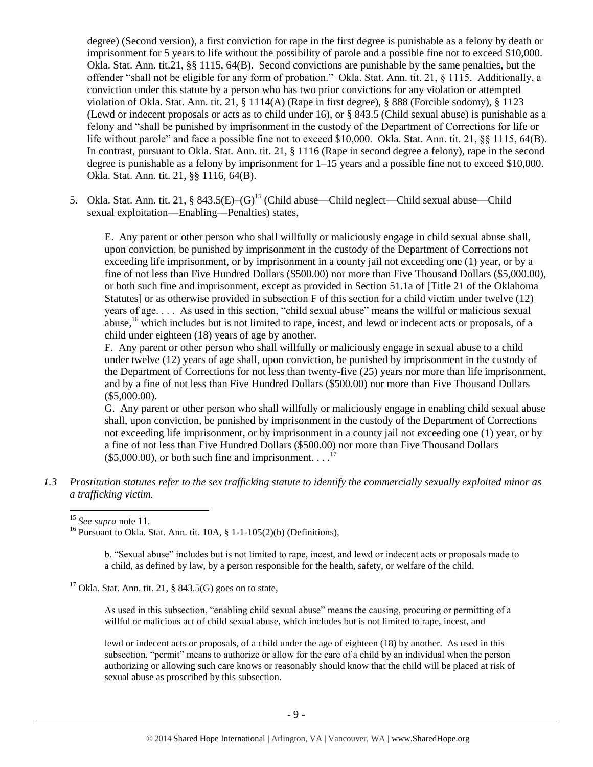degree) (Second version), a first conviction for rape in the first degree is punishable as a felony by death or imprisonment for 5 years to life without the possibility of parole and a possible fine not to exceed $10,000. Okla. Stat. Ann. tit.21, §§ 1115, 64(B). Second convictions are punishable by the same penalties, but the offender "shall not be eligible for any form of probation." Okla. Stat. Ann. tit. 21, § 1115. Additionally, a conviction under this statute by a person who has two prior convictions for any violation or attempted violation of Okla. Stat. Ann. tit. 21, § 1114(A) (Rape in first degree), § 888 (Forcible sodomy), § 1123 (Lewd or indecent proposals or acts as to child under 16), or § 843.5 (Child sexual abuse) is punishable as a felony and "shall be punished by imprisonment in the custody of the Department of Corrections for life or life without parole" and face a possible fine not to exceed $10,000. Okla. Stat. Ann. tit. 21, §§ 1115, 64(B). In contrast, pursuant to Okla. Stat. Ann. tit. 21, § 1116 (Rape in second degree a felony), rape in the second degree is punishable as a felony by imprisonment for 1–15 years and a possible fine not to exceed $10,000. Okla. Stat. Ann. tit. 21, §§ 1116, 64(B).

5. Okla. Stat. Ann. tit. 21, § 843.5(E)–(G)[15] (Child abuse—Child neglect—Child sexual abuse—Child sexual exploitation—Enabling—Penalties) states,

   E. Any parent or other person who shall willfully or maliciously engage in child sexual abuse shall, upon conviction, be punished by imprisonment in the custody of the Department of Corrections not exceeding life imprisonment, or by imprisonment in a county jail not exceeding one (1) year, or by a fine of not less than Five Hundred Dollars ($500.00) nor more than Five Thousand Dollars ($5,000.00), or both such fine and imprisonment, except as provided in Section 51.1a of [Title 21 of the Oklahoma Statutes] or as otherwise provided in subsection F of this section for a child victim under twelve (12) years of age. . . . As used in this section, "child sexual abuse" means the willful or malicious sexual abuse,[16] which includes but is not limited to rape, incest, and lewd or indecent acts or proposals, of a child under eighteen (18) years of age by another.

   F. Any parent or other person who shall willfully or maliciously engage in sexual abuse to a child under twelve (12) years of age shall, upon conviction, be punished by imprisonment in the custody of the Department of Corrections for not less than twenty-five (25) years nor more than life imprisonment, and by a fine of not less than Five Hundred Dollars ($500.00) nor more than Five Thousand Dollars ($5,000.00).

   G. Any parent or other person who shall willfully or maliciously engage in enabling child sexual abuse shall, upon conviction, be punished by imprisonment in the custody of the Department of Corrections not exceeding life imprisonment, or by imprisonment in a county jail not exceeding one (1) year, or by a fine of not less than Five Hundred Dollars ($500.00) nor more than Five Thousand Dollars ($5,000.00), or both such fine and imprisonment. . . .[17]

*1.3 Prostitution statutes refer to the sex trafficking statute to identify the commercially sexually exploited minor as a trafficking victim.*

---

[15] *See supra* note 11.

[16] Pursuant to Okla. Stat. Ann. tit. 10A, § 1-1-105(2)(b) (Definitions),

> b. "Sexual abuse" includes but is not limited to rape, incest, and lewd or indecent acts or proposals made to a child, as defined by law, by a person responsible for the health, safety, or welfare of the child.

[17] Okla. Stat. Ann. tit. 21, § 843.5(G) goes on to state,

> As used in this subsection, "enabling child sexual abuse" means the causing, procuring or permitting of a willful or malicious act of child sexual abuse, which includes but is not limited to rape, incest, and
>
> lewd or indecent acts or proposals, of a child under the age of eighteen (18) by another. As used in this subsection, "permit" means to authorize or allow for the care of a child by an individual when the person authorizing or allowing such care knows or reasonably should know that the child will be placed at risk of sexual abuse as proscribed by this subsection.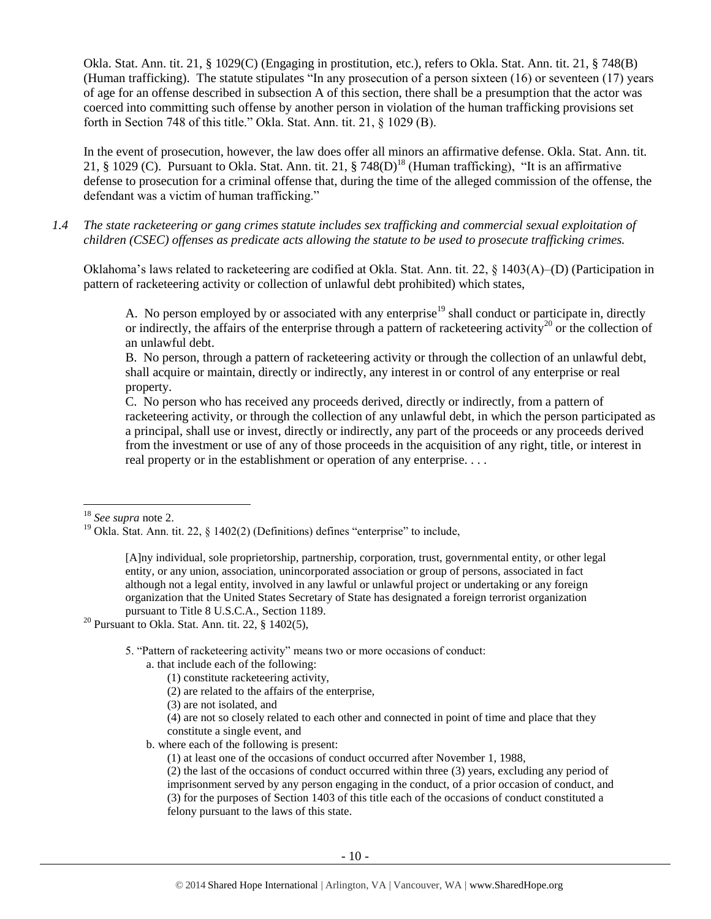Okla. Stat. Ann. tit. 21, § 1029(C) (Engaging in prostitution, etc.), refers to Okla. Stat. Ann. tit. 21, § 748(B) (Human trafficking). The statute stipulates "In any prosecution of a person sixteen (16) or seventeen (17) years of age for an offense described in subsection A of this section, there shall be a presumption that the actor was coerced into committing such offense by another person in violation of the human trafficking provisions set forth in Section 748 of this title." Okla. Stat. Ann. tit. 21, § 1029 (B).

In the event of prosecution, however, the law does offer all minors an affirmative defense. Okla. Stat. Ann. tit. 21, § 1029 (C). Pursuant to Okla. Stat. Ann. tit. 21, § 748(D)[18] (Human trafficking), "It is an affirmative defense to prosecution for a criminal offense that, during the time of the alleged commission of the offense, the defendant was a victim of human trafficking."

*1.4 The state racketeering or gang crimes statute includes sex trafficking and commercial sexual exploitation of children (CSEC) offenses as predicate acts allowing the statute to be used to prosecute trafficking crimes.*

Oklahoma's laws related to racketeering are codified at Okla. Stat. Ann. tit. 22, § 1403(A)–(D) (Participation in pattern of racketeering activity or collection of unlawful debt prohibited) which states,

> A. No person employed by or associated with any enterprise[19] shall conduct or participate in, directly or indirectly, the affairs of the enterprise through a pattern of racketeering activity[20] or the collection of an unlawful debt.
>
> B. No person, through a pattern of racketeering activity or through the collection of an unlawful debt, shall acquire or maintain, directly or indirectly, any interest in or control of any enterprise or real property.
>
> C. No person who has received any proceeds derived, directly or indirectly, from a pattern of racketeering activity, or through the collection of any unlawful debt, in which the person participated as a principal, shall use or invest, directly or indirectly, any part of the proceeds or any proceeds derived from the investment or use of any of those proceeds in the acquisition of any right, title, or interest in real property or in the establishment or operation of any enterprise. . . .

---

[18] *See supra* note 2.

[19] Okla. Stat. Ann. tit. 22, § 1402(2) (Definitions) defines "enterprise" to include,

> [A]ny individual, sole proprietorship, partnership, corporation, trust, governmental entity, or other legal entity, or any union, association, unincorporated association or group of persons, associated in fact although not a legal entity, involved in any lawful or unlawful project or undertaking or any foreign organization that the United States Secretary of State has designated a foreign terrorist organization pursuant to Title 8 U.S.C.A., Section 1189.

[20] Pursuant to Okla. Stat. Ann. tit. 22, § 1402(5),

> 5. "Pattern of racketeering activity" means two or more occasions of conduct:
> a. that include each of the following:
> (1) constitute racketeering activity,
> (2) are related to the affairs of the enterprise,
> (3) are not isolated, and
> (4) are not so closely related to each other and connected in point of time and place that they constitute a single event, and
> b. where each of the following is present:
> (1) at least one of the occasions of conduct occurred after November 1, 1988,
> (2) the last of the occasions of conduct occurred within three (3) years, excluding any period of imprisonment served by any person engaging in the conduct, of a prior occasion of conduct, and
> (3) for the purposes of Section 1403 of this title each of the occasions of conduct constituted a felony pursuant to the laws of this state.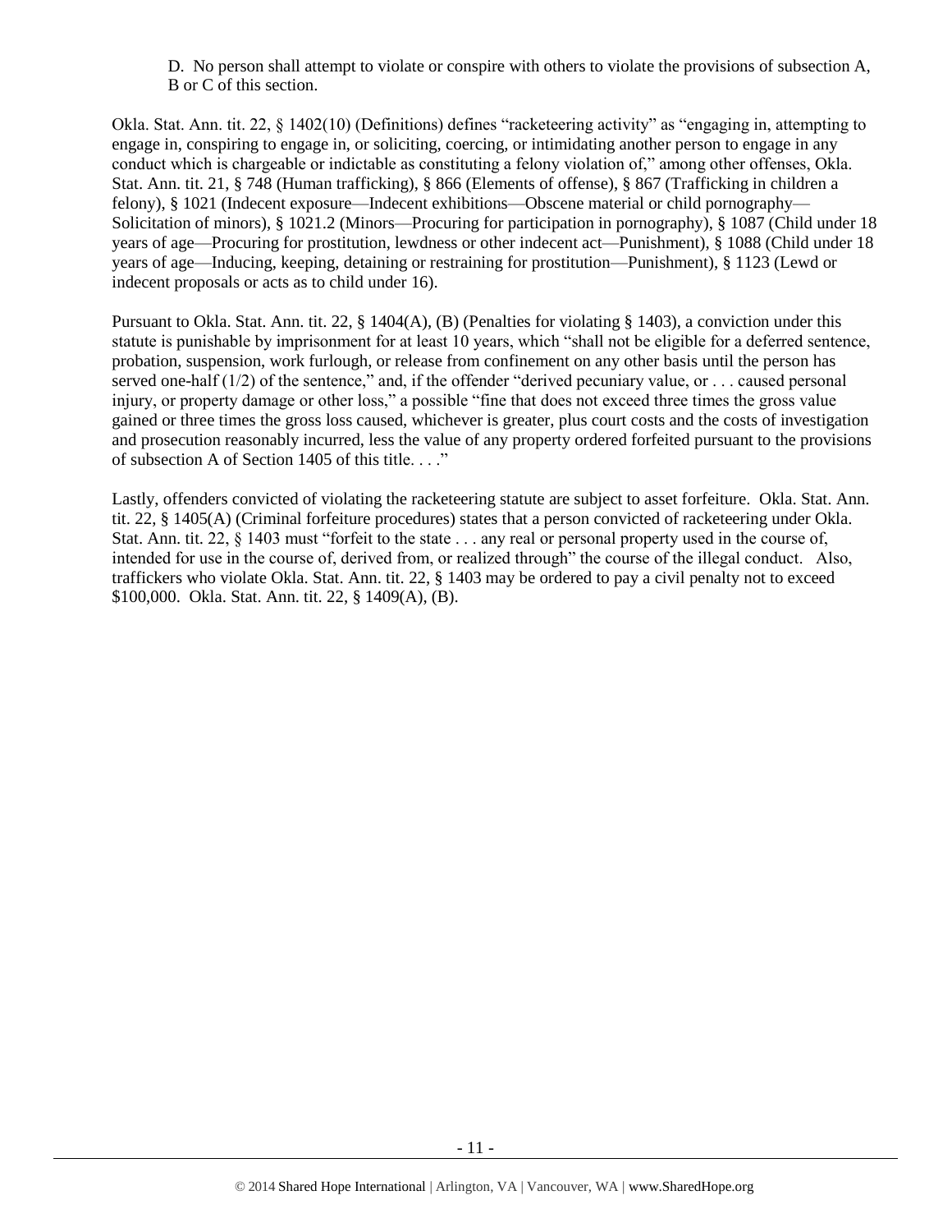D. No person shall attempt to violate or conspire with others to violate the provisions of subsection A, B or C of this section.

Okla. Stat. Ann. tit. 22, § 1402(10) (Definitions) defines "racketeering activity" as "engaging in, attempting to engage in, conspiring to engage in, or soliciting, coercing, or intimidating another person to engage in any conduct which is chargeable or indictable as constituting a felony violation of," among other offenses, Okla. Stat. Ann. tit. 21, § 748 (Human trafficking), § 866 (Elements of offense), § 867 (Trafficking in children a felony), § 1021 (Indecent exposure—Indecent exhibitions—Obscene material or child pornography—Solicitation of minors), § 1021.2 (Minors—Procuring for participation in pornography), § 1087 (Child under 18 years of age—Procuring for prostitution, lewdness or other indecent act—Punishment), § 1088 (Child under 18 years of age—Inducing, keeping, detaining or restraining for prostitution—Punishment), § 1123 (Lewd or indecent proposals or acts as to child under 16).

Pursuant to Okla. Stat. Ann. tit. 22, § 1404(A), (B) (Penalties for violating § 1403), a conviction under this statute is punishable by imprisonment for at least 10 years, which "shall not be eligible for a deferred sentence, probation, suspension, work furlough, or release from confinement on any other basis until the person has served one-half (1/2) of the sentence," and, if the offender "derived pecuniary value, or . . . caused personal injury, or property damage or other loss," a possible "fine that does not exceed three times the gross value gained or three times the gross loss caused, whichever is greater, plus court costs and the costs of investigation and prosecution reasonably incurred, less the value of any property ordered forfeited pursuant to the provisions of subsection A of Section 1405 of this title. . . ."

Lastly, offenders convicted of violating the racketeering statute are subject to asset forfeiture. Okla. Stat. Ann. tit. 22, § 1405(A) (Criminal forfeiture procedures) states that a person convicted of racketeering under Okla. Stat. Ann. tit. 22, § 1403 must "forfeit to the state . . . any real or personal property used in the course of, intended for use in the course of, derived from, or realized through" the course of the illegal conduct. Also, traffickers who violate Okla. Stat. Ann. tit. 22, § 1403 may be ordered to pay a civil penalty not to exceed $100,000. Okla. Stat. Ann. tit. 22, § 1409(A), (B).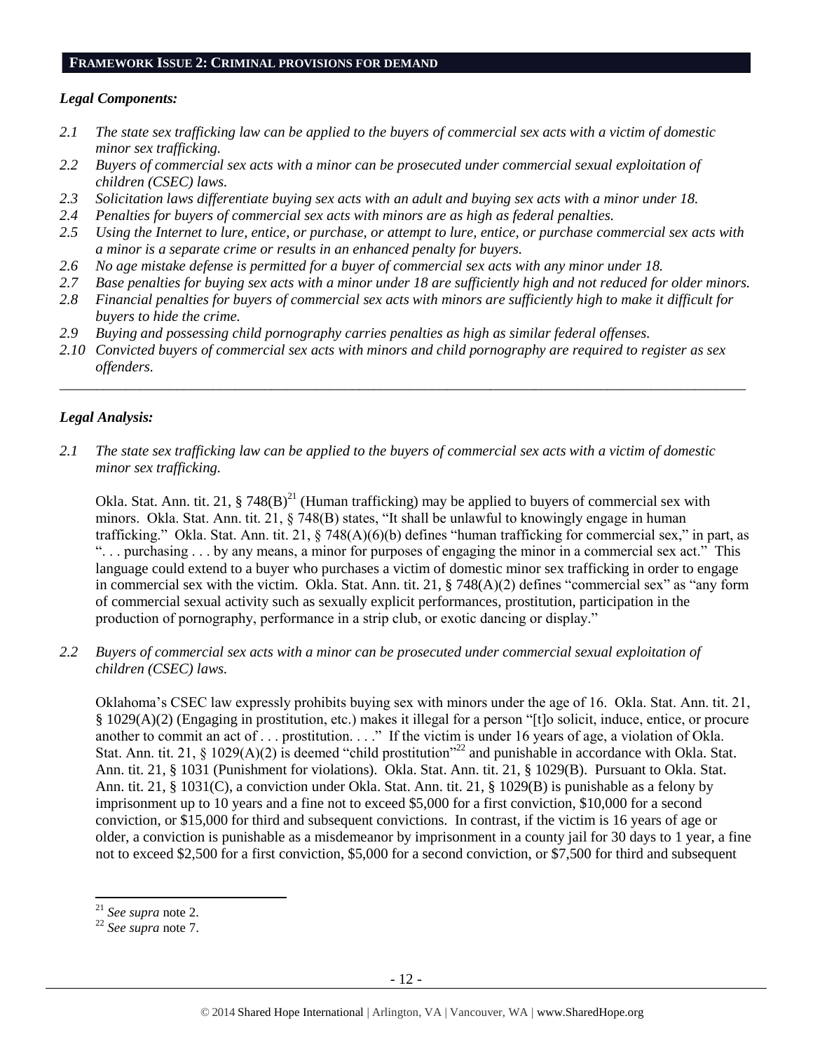## FRAMEWORK ISSUE 2: CRIMINAL PROVISIONS FOR DEMAND

### *Legal Components:*

*2.1 The state sex trafficking law can be applied to the buyers of commercial sex acts with a victim of domestic minor sex trafficking.*

*2.2 Buyers of commercial sex acts with a minor can be prosecuted under commercial sexual exploitation of children (CSEC) laws.*

*2.3 Solicitation laws differentiate buying sex acts with an adult and buying sex acts with a minor under 18.*

*2.4 Penalties for buyers of commercial sex acts with minors are as high as federal penalties.*

*2.5 Using the Internet to lure, entice, or purchase, or attempt to lure, entice, or purchase commercial sex acts with a minor is a separate crime or results in an enhanced penalty for buyers.*

*2.6 No age mistake defense is permitted for a buyer of commercial sex acts with any minor under 18.*

*2.7 Base penalties for buying sex acts with a minor under 18 are sufficiently high and not reduced for older minors.*

*2.8 Financial penalties for buyers of commercial sex acts with minors are sufficiently high to make it difficult for buyers to hide the crime.*

*2.9 Buying and possessing child pornography carries penalties as high as similar federal offenses.*

*2.10 Convicted buyers of commercial sex acts with minors and child pornography are required to register as sex offenders.*

---

### *Legal Analysis:*

*2.1 The state sex trafficking law can be applied to the buyers of commercial sex acts with a victim of domestic minor sex trafficking.*

Okla. Stat. Ann. tit. 21, § 748(B)[21] (Human trafficking) may be applied to buyers of commercial sex with minors. Okla. Stat. Ann. tit. 21, § 748(B) states, "It shall be unlawful to knowingly engage in human trafficking." Okla. Stat. Ann. tit. 21, § 748(A)(6)(b) defines "human trafficking for commercial sex," in part, as ". . . purchasing . . . by any means, a minor for purposes of engaging the minor in a commercial sex act." This language could extend to a buyer who purchases a victim of domestic minor sex trafficking in order to engage in commercial sex with the victim. Okla. Stat. Ann. tit. 21, § 748(A)(2) defines "commercial sex" as "any form of commercial sexual activity such as sexually explicit performances, prostitution, participation in the production of pornography, performance in a strip club, or exotic dancing or display."

*2.2 Buyers of commercial sex acts with a minor can be prosecuted under commercial sexual exploitation of children (CSEC) laws.*

Oklahoma's CSEC law expressly prohibits buying sex with minors under the age of 16. Okla. Stat. Ann. tit. 21, § 1029(A)(2) (Engaging in prostitution, etc.) makes it illegal for a person "[t]o solicit, induce, entice, or procure another to commit an act of . . . prostitution. . . ." If the victim is under 16 years of age, a violation of Okla. Stat. Ann. tit. 21, § 1029(A)(2) is deemed "child prostitution"[22] and punishable in accordance with Okla. Stat. Ann. tit. 21, § 1031 (Punishment for violations). Okla. Stat. Ann. tit. 21, § 1029(B). Pursuant to Okla. Stat. Ann. tit. 21, § 1031(C), a conviction under Okla. Stat. Ann. tit. 21, § 1029(B) is punishable as a felony by imprisonment up to 10 years and a fine not to exceed $5,000 for a first conviction, $10,000 for a second conviction, or $15,000 for third and subsequent convictions. In contrast, if the victim is 16 years of age or older, a conviction is punishable as a misdemeanor by imprisonment in a county jail for 30 days to 1 year, a fine not to exceed $2,500 for a first conviction, $5,000 for a second conviction, or $7,500 for third and subsequent

---

[21] *See supra* note 2.

[22] *See supra* note 7.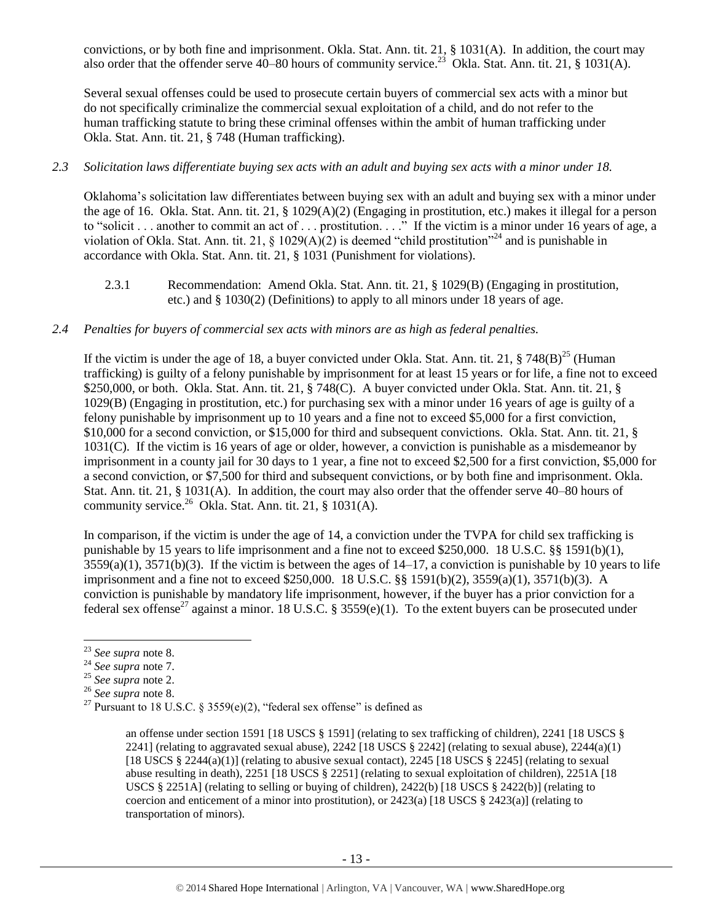convictions, or by both fine and imprisonment. Okla. Stat. Ann. tit. 21, § 1031(A). In addition, the court may also order that the offender serve 40–80 hours of community service.[23] Okla. Stat. Ann. tit. 21, § 1031(A).

Several sexual offenses could be used to prosecute certain buyers of commercial sex acts with a minor but do not specifically criminalize the commercial sexual exploitation of a child, and do not refer to the human trafficking statute to bring these criminal offenses within the ambit of human trafficking under Okla. Stat. Ann. tit. 21, § 748 (Human trafficking).

*2.3 Solicitation laws differentiate buying sex acts with an adult and buying sex acts with a minor under 18.*

Oklahoma's solicitation law differentiates between buying sex with an adult and buying sex with a minor under the age of 16. Okla. Stat. Ann. tit. 21, § 1029(A)(2) (Engaging in prostitution, etc.) makes it illegal for a person to "solicit . . . another to commit an act of . . . prostitution. . . ." If the victim is a minor under 16 years of age, a violation of Okla. Stat. Ann. tit. 21, § 1029(A)(2) is deemed "child prostitution"[24] and is punishable in accordance with Okla. Stat. Ann. tit. 21, § 1031 (Punishment for violations).

2.3.1 Recommendation: Amend Okla. Stat. Ann. tit. 21, § 1029(B) (Engaging in prostitution, etc.) and § 1030(2) (Definitions) to apply to all minors under 18 years of age.

*2.4 Penalties for buyers of commercial sex acts with minors are as high as federal penalties.*

If the victim is under the age of 18, a buyer convicted under Okla. Stat. Ann. tit. 21, § 748(B)[25] (Human trafficking) is guilty of a felony punishable by imprisonment for at least 15 years or for life, a fine not to exceed $250,000, or both. Okla. Stat. Ann. tit. 21, § 748(C). A buyer convicted under Okla. Stat. Ann. tit. 21, § 1029(B) (Engaging in prostitution, etc.) for purchasing sex with a minor under 16 years of age is guilty of a felony punishable by imprisonment up to 10 years and a fine not to exceed $5,000 for a first conviction, $10,000 for a second conviction, or $15,000 for third and subsequent convictions. Okla. Stat. Ann. tit. 21, § 1031(C). If the victim is 16 years of age or older, however, a conviction is punishable as a misdemeanor by imprisonment in a county jail for 30 days to 1 year, a fine not to exceed $2,500 for a first conviction, $5,000 for a second conviction, or $7,500 for third and subsequent convictions, or by both fine and imprisonment. Okla. Stat. Ann. tit. 21, § 1031(A). In addition, the court may also order that the offender serve 40–80 hours of community service.[26] Okla. Stat. Ann. tit. 21, § 1031(A).

In comparison, if the victim is under the age of 14, a conviction under the TVPA for child sex trafficking is punishable by 15 years to life imprisonment and a fine not to exceed $250,000. 18 U.S.C. §§ 1591(b)(1), 3559(a)(1), 3571(b)(3). If the victim is between the ages of 14–17, a conviction is punishable by 10 years to life imprisonment and a fine not to exceed $250,000. 18 U.S.C. §§ 1591(b)(2), 3559(a)(1), 3571(b)(3). A conviction is punishable by mandatory life imprisonment, however, if the buyer has a prior conviction for a federal sex offense[27] against a minor. 18 U.S.C. § 3559(e)(1). To the extent buyers can be prosecuted under

---

[23] *See supra* note 8.

[24] *See supra* note 7.

[25] *See supra* note 2.

[26] *See supra* note 8.

[27] Pursuant to 18 U.S.C. § 3559(e)(2), "federal sex offense" is defined as

> an offense under section 1591 [18 USCS § 1591] (relating to sex trafficking of children), 2241 [18 USCS § 2241] (relating to aggravated sexual abuse), 2242 [18 USCS § 2242] (relating to sexual abuse), 2244(a)(1) [18 USCS § 2244(a)(1)] (relating to abusive sexual contact), 2245 [18 USCS § 2245] (relating to sexual abuse resulting in death), 2251 [18 USCS § 2251] (relating to sexual exploitation of children), 2251A [18 USCS § 2251A] (relating to selling or buying of children), 2422(b) [18 USCS § 2422(b)] (relating to coercion and enticement of a minor into prostitution), or 2423(a) [18 USCS § 2423(a)] (relating to transportation of minors).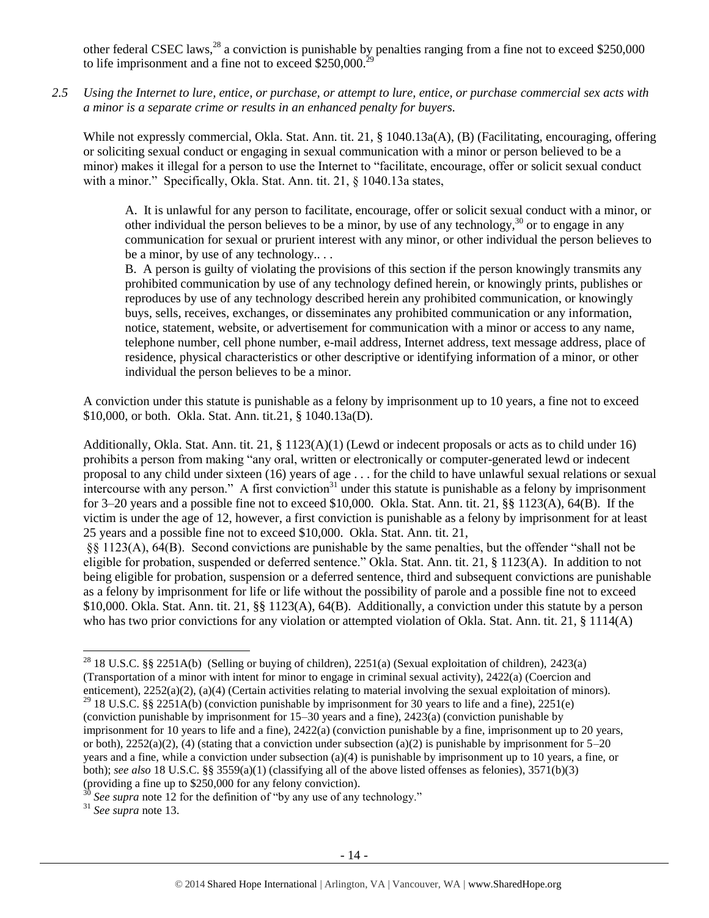other federal CSEC laws,[28] a conviction is punishable by penalties ranging from a fine not to exceed $250,000 to life imprisonment and a fine not to exceed $250,000.[29]

*2.5 Using the Internet to lure, entice, or purchase, or attempt to lure, entice, or purchase commercial sex acts with a minor is a separate crime or results in an enhanced penalty for buyers.*

While not expressly commercial, Okla. Stat. Ann. tit. 21, § 1040.13a(A), (B) (Facilitating, encouraging, offering or soliciting sexual conduct or engaging in sexual communication with a minor or person believed to be a minor) makes it illegal for a person to use the Internet to "facilitate, encourage, offer or solicit sexual conduct with a minor." Specifically, Okla. Stat. Ann. tit. 21, § 1040.13a states,

> A. It is unlawful for any person to facilitate, encourage, offer or solicit sexual conduct with a minor, or other individual the person believes to be a minor, by use of any technology,[30] or to engage in any communication for sexual or prurient interest with any minor, or other individual the person believes to be a minor, by use of any technology.. . .
>
> B. A person is guilty of violating the provisions of this section if the person knowingly transmits any prohibited communication by use of any technology defined herein, or knowingly prints, publishes or reproduces by use of any technology described herein any prohibited communication, or knowingly buys, sells, receives, exchanges, or disseminates any prohibited communication or any information, notice, statement, website, or advertisement for communication with a minor or access to any name, telephone number, cell phone number, e-mail address, Internet address, text message address, place of residence, physical characteristics or other descriptive or identifying information of a minor, or other individual the person believes to be a minor.

A conviction under this statute is punishable as a felony by imprisonment up to 10 years, a fine not to exceed $10,000, or both. Okla. Stat. Ann. tit.21, § 1040.13a(D).

Additionally, Okla. Stat. Ann. tit. 21, § 1123(A)(1) (Lewd or indecent proposals or acts as to child under 16) prohibits a person from making "any oral, written or electronically or computer-generated lewd or indecent proposal to any child under sixteen (16) years of age . . . for the child to have unlawful sexual relations or sexual intercourse with any person." A first conviction[31] under this statute is punishable as a felony by imprisonment for 3–20 years and a possible fine not to exceed $10,000. Okla. Stat. Ann. tit. 21, §§ 1123(A), 64(B). If the victim is under the age of 12, however, a first conviction is punishable as a felony by imprisonment for at least 25 years and a possible fine not to exceed $10,000. Okla. Stat. Ann. tit. 21, §§ 1123(A), 64(B). Second convictions are punishable by the same penalties, but the offender "shall not be eligible for probation, suspended or deferred sentence." Okla. Stat. Ann. tit. 21, § 1123(A). In addition to not being eligible for probation, suspension or a deferred sentence, third and subsequent convictions are punishable as a felony by imprisonment for life or life without the possibility of parole and a possible fine not to exceed $10,000. Okla. Stat. Ann. tit. 21, §§ 1123(A), 64(B). Additionally, a conviction under this statute by a person who has two prior convictions for any violation or attempted violation of Okla. Stat. Ann. tit. 21, § 1114(A)

---

[28] 18 U.S.C. §§ 2251A(b) (Selling or buying of children), 2251(a) (Sexual exploitation of children), 2423(a) (Transportation of a minor with intent for minor to engage in criminal sexual activity), 2422(a) (Coercion and enticement), 2252(a)(2), (a)(4) (Certain activities relating to material involving the sexual exploitation of minors).

[29] 18 U.S.C. §§ 2251A(b) (conviction punishable by imprisonment for 30 years to life and a fine), 2251(e) (conviction punishable by imprisonment for 15–30 years and a fine), 2423(a) (conviction punishable by imprisonment for 10 years to life and a fine), 2422(a) (conviction punishable by a fine, imprisonment up to 20 years, or both), 2252(a)(2), (4) (stating that a conviction under subsection (a)(2) is punishable by imprisonment for 5–20 years and a fine, while a conviction under subsection (a)(4) is punishable by imprisonment up to 10 years, a fine, or both); *see also* 18 U.S.C. §§ 3559(a)(1) (classifying all of the above listed offenses as felonies), 3571(b)(3) (providing a fine up to $250,000 for any felony conviction).

[30] *See supra* note 12 for the definition of "by any use of any technology."

[31] *See supra* note 13.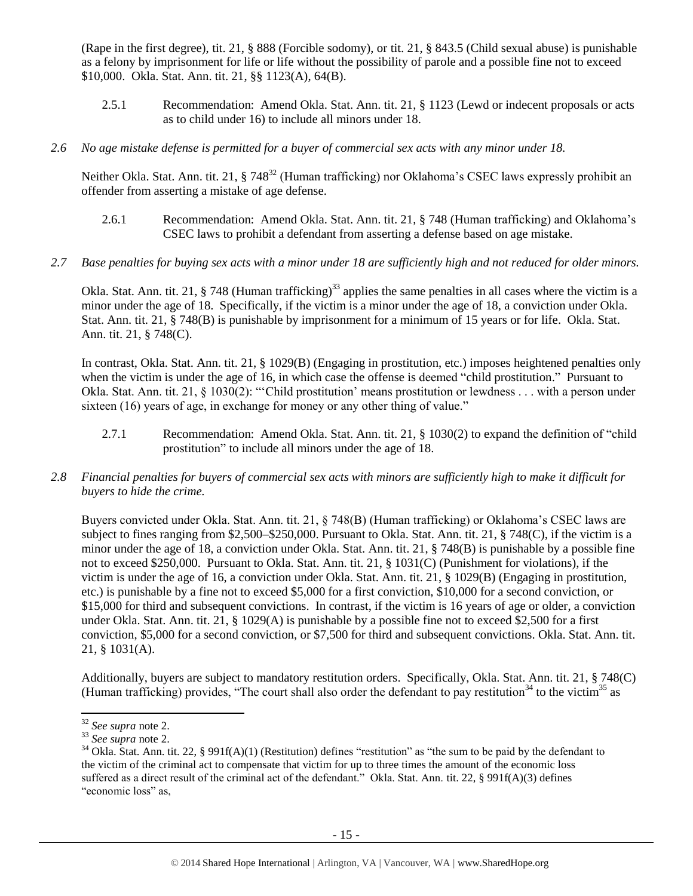(Rape in the first degree), tit. 21, § 888 (Forcible sodomy), or tit. 21, § 843.5 (Child sexual abuse) is punishable as a felony by imprisonment for life or life without the possibility of parole and a possible fine not to exceed $10,000. Okla. Stat. Ann. tit. 21, §§ 1123(A), 64(B).

2.5.1 Recommendation: Amend Okla. Stat. Ann. tit. 21, § 1123 (Lewd or indecent proposals or acts as to child under 16) to include all minors under 18.

*2.6 No age mistake defense is permitted for a buyer of commercial sex acts with any minor under 18.*

Neither Okla. Stat. Ann. tit. 21, § 748[32] (Human trafficking) nor Oklahoma's CSEC laws expressly prohibit an offender from asserting a mistake of age defense.

2.6.1 Recommendation: Amend Okla. Stat. Ann. tit. 21, § 748 (Human trafficking) and Oklahoma's CSEC laws to prohibit a defendant from asserting a defense based on age mistake.

*2.7 Base penalties for buying sex acts with a minor under 18 are sufficiently high and not reduced for older minors.*

Okla. Stat. Ann. tit. 21, § 748 (Human trafficking)[33] applies the same penalties in all cases where the victim is a minor under the age of 18. Specifically, if the victim is a minor under the age of 18, a conviction under Okla. Stat. Ann. tit. 21, § 748(B) is punishable by imprisonment for a minimum of 15 years or for life. Okla. Stat. Ann. tit. 21, § 748(C).

In contrast, Okla. Stat. Ann. tit. 21, § 1029(B) (Engaging in prostitution, etc.) imposes heightened penalties only when the victim is under the age of 16, in which case the offense is deemed "child prostitution." Pursuant to Okla. Stat. Ann. tit. 21, § 1030(2): "'Child prostitution' means prostitution or lewdness . . . with a person under sixteen (16) years of age, in exchange for money or any other thing of value."

2.7.1 Recommendation: Amend Okla. Stat. Ann. tit. 21, § 1030(2) to expand the definition of "child prostitution" to include all minors under the age of 18.

*2.8 Financial penalties for buyers of commercial sex acts with minors are sufficiently high to make it difficult for buyers to hide the crime.*

Buyers convicted under Okla. Stat. Ann. tit. 21, § 748(B) (Human trafficking) or Oklahoma's CSEC laws are subject to fines ranging from $2,500–$250,000. Pursuant to Okla. Stat. Ann. tit. 21, § 748(C), if the victim is a minor under the age of 18, a conviction under Okla. Stat. Ann. tit. 21, § 748(B) is punishable by a possible fine not to exceed $250,000. Pursuant to Okla. Stat. Ann. tit. 21, § 1031(C) (Punishment for violations), if the victim is under the age of 16, a conviction under Okla. Stat. Ann. tit. 21, § 1029(B) (Engaging in prostitution, etc.) is punishable by a fine not to exceed $5,000 for a first conviction, $10,000 for a second conviction, or $15,000 for third and subsequent convictions. In contrast, if the victim is 16 years of age or older, a conviction under Okla. Stat. Ann. tit. 21, § 1029(A) is punishable by a possible fine not to exceed $2,500 for a first conviction, $5,000 for a second conviction, or $7,500 for third and subsequent convictions. Okla. Stat. Ann. tit. 21, § 1031(A).

Additionally, buyers are subject to mandatory restitution orders. Specifically, Okla. Stat. Ann. tit. 21, § 748(C) (Human trafficking) provides, "The court shall also order the defendant to pay restitution[34] to the victim[35] as

---

[32] *See supra* note 2.

[33] *See supra* note 2.

[34] Okla. Stat. Ann. tit. 22, § 991f(A)(1) (Restitution) defines "restitution" as "the sum to be paid by the defendant to the victim of the criminal act to compensate that victim for up to three times the amount of the economic loss suffered as a direct result of the criminal act of the defendant." Okla. Stat. Ann. tit. 22, § 991f(A)(3) defines "economic loss" as,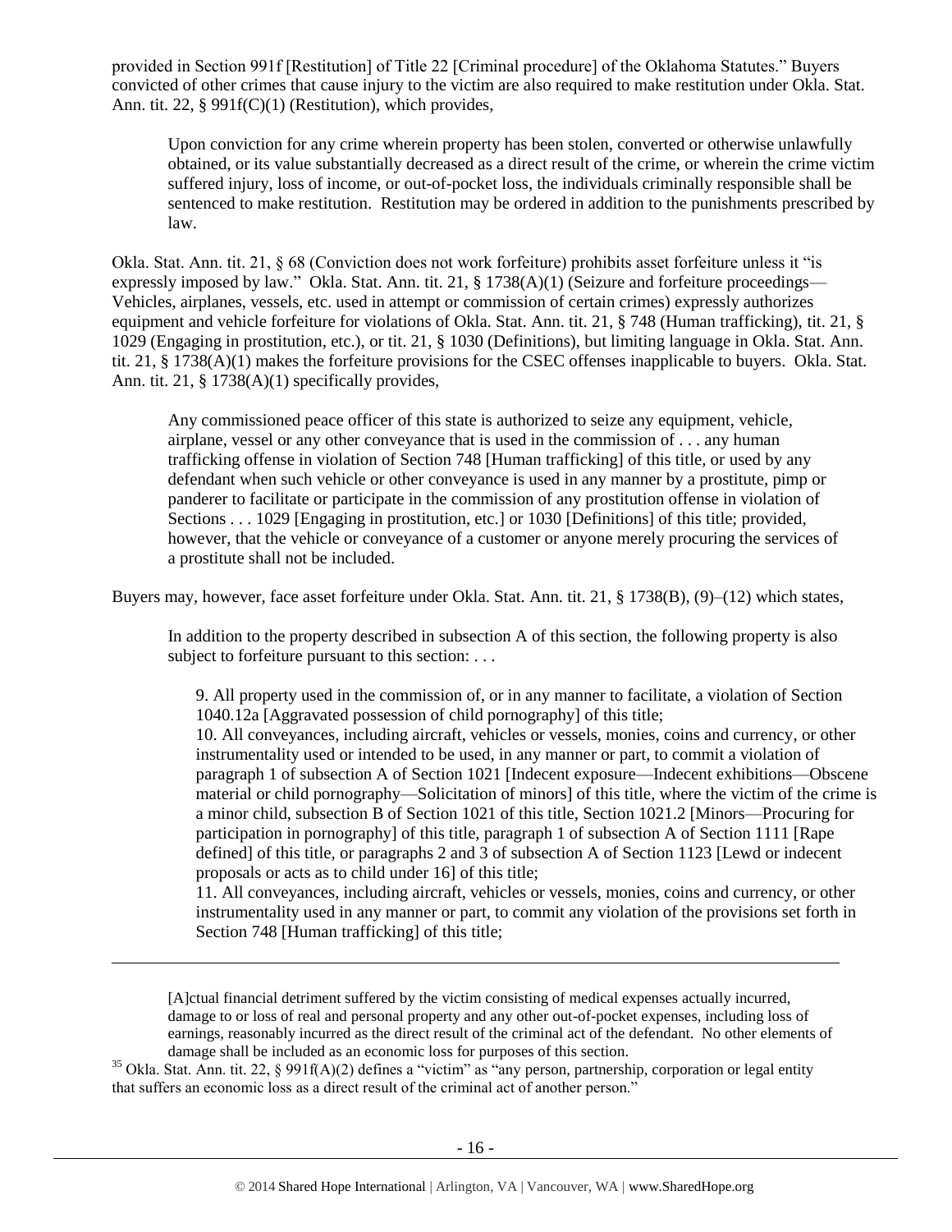provided in Section 991f [Restitution] of Title 22 [Criminal procedure] of the Oklahoma Statutes." Buyers convicted of other crimes that cause injury to the victim are also required to make restitution under Okla. Stat. Ann. tit. 22, § 991f(C)(1) (Restitution), which provides,

> Upon conviction for any crime wherein property has been stolen, converted or otherwise unlawfully obtained, or its value substantially decreased as a direct result of the crime, or wherein the crime victim suffered injury, loss of income, or out-of-pocket loss, the individuals criminally responsible shall be sentenced to make restitution. Restitution may be ordered in addition to the punishments prescribed by law.

Okla. Stat. Ann. tit. 21, § 68 (Conviction does not work forfeiture) prohibits asset forfeiture unless it "is expressly imposed by law." Okla. Stat. Ann. tit. 21, § 1738(A)(1) (Seizure and forfeiture proceedings—Vehicles, airplanes, vessels, etc. used in attempt or commission of certain crimes) expressly authorizes equipment and vehicle forfeiture for violations of Okla. Stat. Ann. tit. 21, § 748 (Human trafficking), tit. 21, § 1029 (Engaging in prostitution, etc.), or tit. 21, § 1030 (Definitions), but limiting language in Okla. Stat. Ann. tit. 21, § 1738(A)(1) makes the forfeiture provisions for the CSEC offenses inapplicable to buyers. Okla. Stat. Ann. tit. 21, § 1738(A)(1) specifically provides,

> Any commissioned peace officer of this state is authorized to seize any equipment, vehicle, airplane, vessel or any other conveyance that is used in the commission of . . . any human trafficking offense in violation of Section 748 [Human trafficking] of this title, or used by any defendant when such vehicle or other conveyance is used in any manner by a prostitute, pimp or panderer to facilitate or participate in the commission of any prostitution offense in violation of Sections . . . 1029 [Engaging in prostitution, etc.] or 1030 [Definitions] of this title; provided, however, that the vehicle or conveyance of a customer or anyone merely procuring the services of a prostitute shall not be included.

Buyers may, however, face asset forfeiture under Okla. Stat. Ann. tit. 21, § 1738(B), (9)–(12) which states,

> In addition to the property described in subsection A of this section, the following property is also subject to forfeiture pursuant to this section: . . .
>
> 9. All property used in the commission of, or in any manner to facilitate, a violation of Section 1040.12a [Aggravated possession of child pornography] of this title;
> 10. All conveyances, including aircraft, vehicles or vessels, monies, coins and currency, or other instrumentality used or intended to be used, in any manner or part, to commit a violation of paragraph 1 of subsection A of Section 1021 [Indecent exposure—Indecent exhibitions—Obscene material or child pornography—Solicitation of minors] of this title, where the victim of the crime is a minor child, subsection B of Section 1021 of this title, Section 1021.2 [Minors—Procuring for participation in pornography] of this title, paragraph 1 of subsection A of Section 1111 [Rape defined] of this title, or paragraphs 2 and 3 of subsection A of Section 1123 [Lewd or indecent proposals or acts as to child under 16] of this title;
> 11. All conveyances, including aircraft, vehicles or vessels, monies, coins and currency, or other instrumentality used in any manner or part, to commit any violation of the provisions set forth in Section 748 [Human trafficking] of this title;

---

> [A]ctual financial detriment suffered by the victim consisting of medical expenses actually incurred, damage to or loss of real and personal property and any other out-of-pocket expenses, including loss of earnings, reasonably incurred as the direct result of the criminal act of the defendant. No other elements of damage shall be included as an economic loss for purposes of this section.

[35] Okla. Stat. Ann. tit. 22, § 991f(A)(2) defines a "victim" as "any person, partnership, corporation or legal entity that suffers an economic loss as a direct result of the criminal act of another person."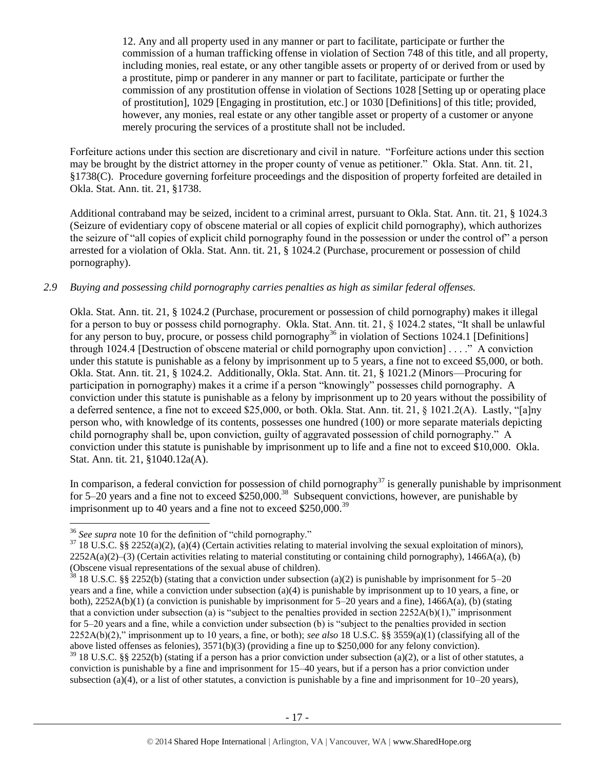12. Any and all property used in any manner or part to facilitate, participate or further the commission of a human trafficking offense in violation of Section 748 of this title, and all property, including monies, real estate, or any other tangible assets or property of or derived from or used by a prostitute, pimp or panderer in any manner or part to facilitate, participate or further the commission of any prostitution offense in violation of Sections 1028 [Setting up or operating place of prostitution], 1029 [Engaging in prostitution, etc.] or 1030 [Definitions] of this title; provided, however, any monies, real estate or any other tangible asset or property of a customer or anyone merely procuring the services of a prostitute shall not be included.

Forfeiture actions under this section are discretionary and civil in nature. "Forfeiture actions under this section may be brought by the district attorney in the proper county of venue as petitioner." Okla. Stat. Ann. tit. 21, §1738(C). Procedure governing forfeiture proceedings and the disposition of property forfeited are detailed in Okla. Stat. Ann. tit. 21, §1738.

Additional contraband may be seized, incident to a criminal arrest, pursuant to Okla. Stat. Ann. tit. 21, § 1024.3 (Seizure of evidentiary copy of obscene material or all copies of explicit child pornography), which authorizes the seizure of "all copies of explicit child pornography found in the possession or under the control of" a person arrested for a violation of Okla. Stat. Ann. tit. 21, § 1024.2 (Purchase, procurement or possession of child pornography).

*2.9 Buying and possessing child pornography carries penalties as high as similar federal offenses.*

Okla. Stat. Ann. tit. 21, § 1024.2 (Purchase, procurement or possession of child pornography) makes it illegal for a person to buy or possess child pornography. Okla. Stat. Ann. tit. 21, § 1024.2 states, "It shall be unlawful for any person to buy, procure, or possess child pornography[36] in violation of Sections 1024.1 [Definitions] through 1024.4 [Destruction of obscene material or child pornography upon conviction] . . . ." A conviction under this statute is punishable as a felony by imprisonment up to 5 years, a fine not to exceed $5,000, or both. Okla. Stat. Ann. tit. 21, § 1024.2. Additionally, Okla. Stat. Ann. tit. 21, § 1021.2 (Minors—Procuring for participation in pornography) makes it a crime if a person "knowingly" possesses child pornography. A conviction under this statute is punishable as a felony by imprisonment up to 20 years without the possibility of a deferred sentence, a fine not to exceed $25,000, or both. Okla. Stat. Ann. tit. 21, § 1021.2(A). Lastly, "[a]ny person who, with knowledge of its contents, possesses one hundred (100) or more separate materials depicting child pornography shall be, upon conviction, guilty of aggravated possession of child pornography." A conviction under this statute is punishable by imprisonment up to life and a fine not to exceed $10,000. Okla. Stat. Ann. tit. 21, §1040.12a(A).

In comparison, a federal conviction for possession of child pornography[37] is generally punishable by imprisonment for 5–20 years and a fine not to exceed $250,000.[38] Subsequent convictions, however, are punishable by imprisonment up to 40 years and a fine not to exceed $250,000.[39]

---

[36] *See supra* note 10 for the definition of "child pornography."

[37] 18 U.S.C. §§ 2252(a)(2), (a)(4) (Certain activities relating to material involving the sexual exploitation of minors), 2252A(a)(2)–(3) (Certain activities relating to material constituting or containing child pornography), 1466A(a), (b) (Obscene visual representations of the sexual abuse of children).

[38] 18 U.S.C. §§ 2252(b) (stating that a conviction under subsection (a)(2) is punishable by imprisonment for 5–20 years and a fine, while a conviction under subsection (a)(4) is punishable by imprisonment up to 10 years, a fine, or both), 2252A(b)(1) (a conviction is punishable by imprisonment for 5–20 years and a fine), 1466A(a), (b) (stating that a conviction under subsection (a) is "subject to the penalties provided in section 2252A(b)(1)," imprisonment for 5–20 years and a fine, while a conviction under subsection (b) is "subject to the penalties provided in section 2252A(b)(2)," imprisonment up to 10 years, a fine, or both); *see also* 18 U.S.C. §§ 3559(a)(1) (classifying all of the above listed offenses as felonies), 3571(b)(3) (providing a fine up to $250,000 for any felony conviction).

[39] 18 U.S.C. §§ 2252(b) (stating if a person has a prior conviction under subsection (a)(2), or a list of other statutes, a conviction is punishable by a fine and imprisonment for 15–40 years, but if a person has a prior conviction under subsection (a)(4), or a list of other statutes, a conviction is punishable by a fine and imprisonment for 10–20 years),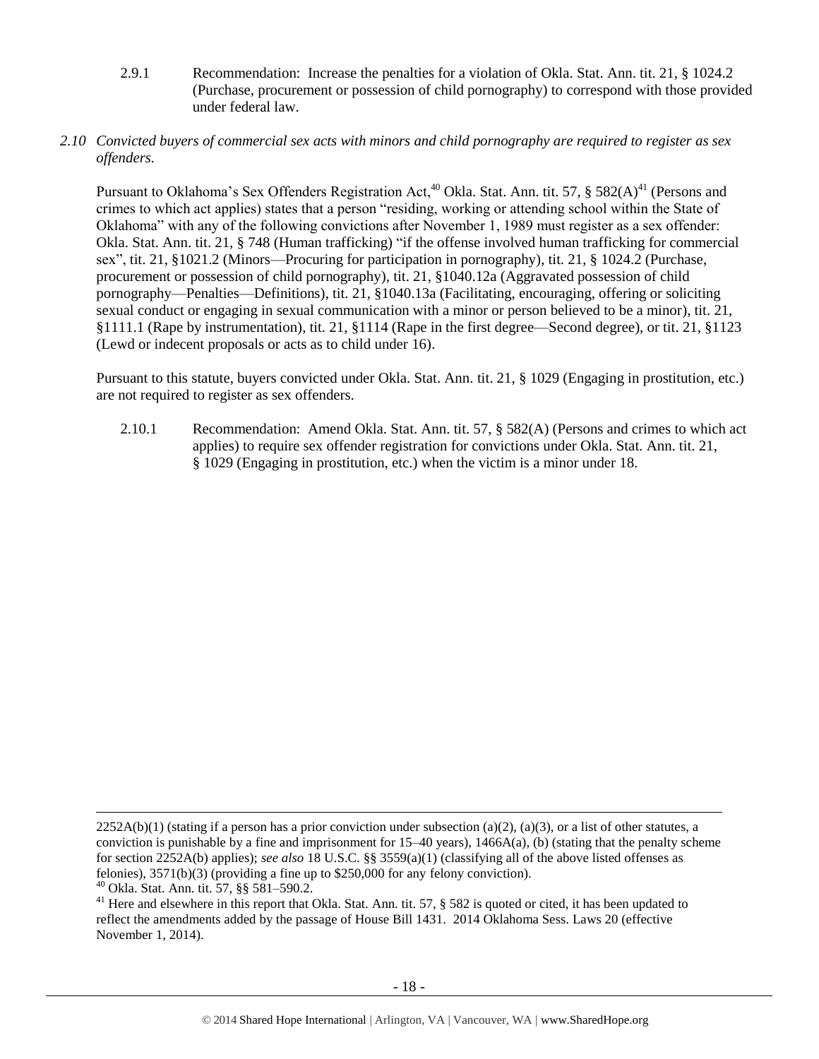2.9.1 Recommendation: Increase the penalties for a violation of Okla. Stat. Ann. tit. 21, § 1024.2 (Purchase, procurement or possession of child pornography) to correspond with those provided under federal law.

*2.10 Convicted buyers of commercial sex acts with minors and child pornography are required to register as sex offenders.*

Pursuant to Oklahoma's Sex Offenders Registration Act,[40] Okla. Stat. Ann. tit. 57, § 582(A)[41] (Persons and crimes to which act applies) states that a person "residing, working or attending school within the State of Oklahoma" with any of the following convictions after November 1, 1989 must register as a sex offender: Okla. Stat. Ann. tit. 21, § 748 (Human trafficking) "if the offense involved human trafficking for commercial sex", tit. 21, §1021.2 (Minors—Procuring for participation in pornography), tit. 21, § 1024.2 (Purchase, procurement or possession of child pornography), tit. 21, §1040.12a (Aggravated possession of child pornography—Penalties—Definitions), tit. 21, §1040.13a (Facilitating, encouraging, offering or soliciting sexual conduct or engaging in sexual communication with a minor or person believed to be a minor), tit. 21, §1111.1 (Rape by instrumentation), tit. 21, §1114 (Rape in the first degree—Second degree), or tit. 21, §1123 (Lewd or indecent proposals or acts as to child under 16).

Pursuant to this statute, buyers convicted under Okla. Stat. Ann. tit. 21, § 1029 (Engaging in prostitution, etc.) are not required to register as sex offenders.

2.10.1 Recommendation: Amend Okla. Stat. Ann. tit. 57, § 582(A) (Persons and crimes to which act applies) to require sex offender registration for convictions under Okla. Stat. Ann. tit. 21, § 1029 (Engaging in prostitution, etc.) when the victim is a minor under 18.

---

2252A(b)(1) (stating if a person has a prior conviction under subsection (a)(2), (a)(3), or a list of other statutes, a conviction is punishable by a fine and imprisonment for 15–40 years), 1466A(a), (b) (stating that the penalty scheme for section 2252A(b) applies); *see also* 18 U.S.C. §§ 3559(a)(1) (classifying all of the above listed offenses as felonies), 3571(b)(3) (providing a fine up to $250,000 for any felony conviction).

[40] Okla. Stat. Ann. tit. 57, §§ 581–590.2.

[41] Here and elsewhere in this report that Okla. Stat. Ann. tit. 57, § 582 is quoted or cited, it has been updated to reflect the amendments added by the passage of House Bill 1431. 2014 Oklahoma Sess. Laws 20 (effective November 1, 2014).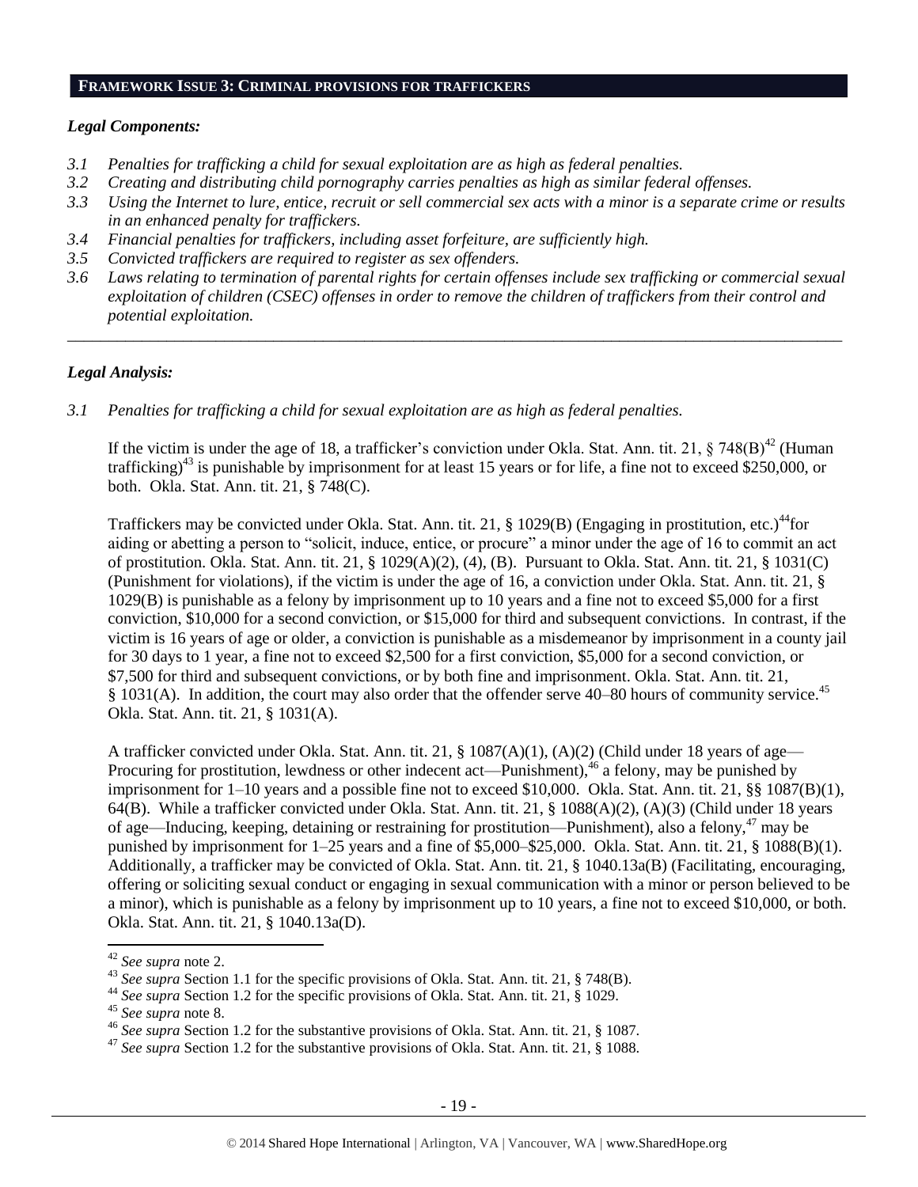## FRAMEWORK ISSUE 3: CRIMINAL PROVISIONS FOR TRAFFICKERS

### *Legal Components:*

*3.1 Penalties for trafficking a child for sexual exploitation are as high as federal penalties.*
*3.2 Creating and distributing child pornography carries penalties as high as similar federal offenses.*
*3.3 Using the Internet to lure, entice, recruit or sell commercial sex acts with a minor is a separate crime or results in an enhanced penalty for traffickers.*
*3.4 Financial penalties for traffickers, including asset forfeiture, are sufficiently high.*
*3.5 Convicted traffickers are required to register as sex offenders.*
*3.6 Laws relating to termination of parental rights for certain offenses include sex trafficking or commercial sexual exploitation of children (CSEC) offenses in order to remove the children of traffickers from their control and potential exploitation.*

---

### *Legal Analysis:*

*3.1 Penalties for trafficking a child for sexual exploitation are as high as federal penalties.*

If the victim is under the age of 18, a trafficker's conviction under Okla. Stat. Ann. tit. 21, § 748(B)[42] (Human trafficking)[43] is punishable by imprisonment for at least 15 years or for life, a fine not to exceed $250,000, or both. Okla. Stat. Ann. tit. 21, § 748(C).

Traffickers may be convicted under Okla. Stat. Ann. tit. 21, § 1029(B) (Engaging in prostitution, etc.)[44] for aiding or abetting a person to "solicit, induce, entice, or procure" a minor under the age of 16 to commit an act of prostitution. Okla. Stat. Ann. tit. 21, § 1029(A)(2), (4), (B). Pursuant to Okla. Stat. Ann. tit. 21, § 1031(C) (Punishment for violations), if the victim is under the age of 16, a conviction under Okla. Stat. Ann. tit. 21, § 1029(B) is punishable as a felony by imprisonment up to 10 years and a fine not to exceed $5,000 for a first conviction, $10,000 for a second conviction, or $15,000 for third and subsequent convictions. In contrast, if the victim is 16 years of age or older, a conviction is punishable as a misdemeanor by imprisonment in a county jail for 30 days to 1 year, a fine not to exceed $2,500 for a first conviction, $5,000 for a second conviction, or $7,500 for third and subsequent convictions, or by both fine and imprisonment. Okla. Stat. Ann. tit. 21, § 1031(A). In addition, the court may also order that the offender serve 40–80 hours of community service.[45] Okla. Stat. Ann. tit. 21, § 1031(A).

A trafficker convicted under Okla. Stat. Ann. tit. 21, § 1087(A)(1), (A)(2) (Child under 18 years of age—Procuring for prostitution, lewdness or other indecent act—Punishment),[46] a felony, may be punished by imprisonment for 1–10 years and a possible fine not to exceed $10,000. Okla. Stat. Ann. tit. 21, §§ 1087(B)(1), 64(B). While a trafficker convicted under Okla. Stat. Ann. tit. 21, § 1088(A)(2), (A)(3) (Child under 18 years of age—Inducing, keeping, detaining or restraining for prostitution—Punishment), also a felony,[47] may be punished by imprisonment for 1–25 years and a fine of $5,000–$25,000. Okla. Stat. Ann. tit. 21, § 1088(B)(1). Additionally, a trafficker may be convicted of Okla. Stat. Ann. tit. 21, § 1040.13a(B) (Facilitating, encouraging, offering or soliciting sexual conduct or engaging in sexual communication with a minor or person believed to be a minor), which is punishable as a felony by imprisonment up to 10 years, a fine not to exceed $10,000, or both. Okla. Stat. Ann. tit. 21, § 1040.13a(D).

---

[42] *See supra* note 2.
[43] *See supra* Section 1.1 for the specific provisions of Okla. Stat. Ann. tit. 21, § 748(B).
[44] *See supra* Section 1.2 for the specific provisions of Okla. Stat. Ann. tit. 21, § 1029.
[45] *See supra* note 8.
[46] *See supra* Section 1.2 for the substantive provisions of Okla. Stat. Ann. tit. 21, § 1087.
[47] *See supra* Section 1.2 for the substantive provisions of Okla. Stat. Ann. tit. 21, § 1088.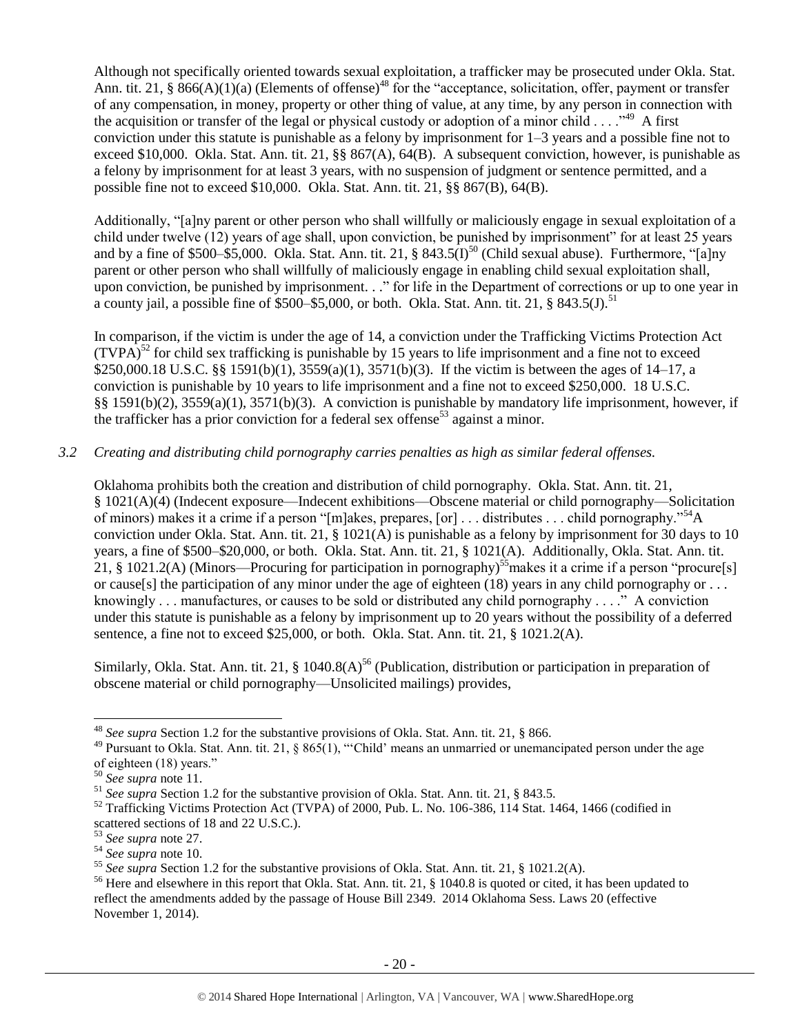Although not specifically oriented towards sexual exploitation, a trafficker may be prosecuted under Okla. Stat. Ann. tit. 21, § 866(A)(1)(a) (Elements of offense)[48] for the "acceptance, solicitation, offer, payment or transfer of any compensation, in money, property or other thing of value, at any time, by any person in connection with the acquisition or transfer of the legal or physical custody or adoption of a minor child . . . ."[49] A first conviction under this statute is punishable as a felony by imprisonment for 1–3 years and a possible fine not to exceed $10,000. Okla. Stat. Ann. tit. 21, §§ 867(A), 64(B). A subsequent conviction, however, is punishable as a felony by imprisonment for at least 3 years, with no suspension of judgment or sentence permitted, and a possible fine not to exceed $10,000. Okla. Stat. Ann. tit. 21, §§ 867(B), 64(B).

Additionally, "[a]ny parent or other person who shall willfully or maliciously engage in sexual exploitation of a child under twelve (12) years of age shall, upon conviction, be punished by imprisonment" for at least 25 years and by a fine of $500–$5,000. Okla. Stat. Ann. tit. 21, § 843.5(I)[50] (Child sexual abuse). Furthermore, "[a]ny parent or other person who shall willfully of maliciously engage in enabling child sexual exploitation shall, upon conviction, be punished by imprisonment. . ." for life in the Department of corrections or up to one year in a county jail, a possible fine of $500–$5,000, or both. Okla. Stat. Ann. tit. 21, § 843.5(J).[51]

In comparison, if the victim is under the age of 14, a conviction under the Trafficking Victims Protection Act (TVPA)[52] for child sex trafficking is punishable by 15 years to life imprisonment and a fine not to exceed $250,000.18 U.S.C. §§ 1591(b)(1), 3559(a)(1), 3571(b)(3). If the victim is between the ages of 14–17, a conviction is punishable by 10 years to life imprisonment and a fine not to exceed $250,000. 18 U.S.C. §§ 1591(b)(2), 3559(a)(1), 3571(b)(3). A conviction is punishable by mandatory life imprisonment, however, if the trafficker has a prior conviction for a federal sex offense[53] against a minor.

### *3.2 Creating and distributing child pornography carries penalties as high as similar federal offenses.*

Oklahoma prohibits both the creation and distribution of child pornography. Okla. Stat. Ann. tit. 21, § 1021(A)(4) (Indecent exposure—Indecent exhibitions—Obscene material or child pornography—Solicitation of minors) makes it a crime if a person "[m]akes, prepares, [or] . . . distributes . . . child pornography."[54]A conviction under Okla. Stat. Ann. tit. 21, § 1021(A) is punishable as a felony by imprisonment for 30 days to 10 years, a fine of $500–$20,000, or both. Okla. Stat. Ann. tit. 21, § 1021(A). Additionally, Okla. Stat. Ann. tit. 21, § 1021.2(A) (Minors—Procuring for participation in pornography)[55]makes it a crime if a person "procure[s] or cause[s] the participation of any minor under the age of eighteen (18) years in any child pornography or . . . knowingly . . . manufactures, or causes to be sold or distributed any child pornography . . . ." A conviction under this statute is punishable as a felony by imprisonment up to 20 years without the possibility of a deferred sentence, a fine not to exceed $25,000, or both. Okla. Stat. Ann. tit. 21, § 1021.2(A).

Similarly, Okla. Stat. Ann. tit. 21, § 1040.8(A)[56] (Publication, distribution or participation in preparation of obscene material or child pornography—Unsolicited mailings) provides,

---

[48] *See supra* Section 1.2 for the substantive provisions of Okla. Stat. Ann. tit. 21, § 866.

[49] Pursuant to Okla. Stat. Ann. tit. 21, § 865(1), "'Child' means an unmarried or unemancipated person under the age of eighteen (18) years."

[50] *See supra* note 11.

[51] *See supra* Section 1.2 for the substantive provision of Okla. Stat. Ann. tit. 21, § 843.5.

[52] Trafficking Victims Protection Act (TVPA) of 2000, Pub. L. No. 106-386, 114 Stat. 1464, 1466 (codified in scattered sections of 18 and 22 U.S.C.).

[53] *See supra* note 27.

[54] *See supra* note 10.

[55] *See supra* Section 1.2 for the substantive provisions of Okla. Stat. Ann. tit. 21, § 1021.2(A).

[56] Here and elsewhere in this report that Okla. Stat. Ann. tit. 21, § 1040.8 is quoted or cited, it has been updated to reflect the amendments added by the passage of House Bill 2349. 2014 Oklahoma Sess. Laws 20 (effective November 1, 2014).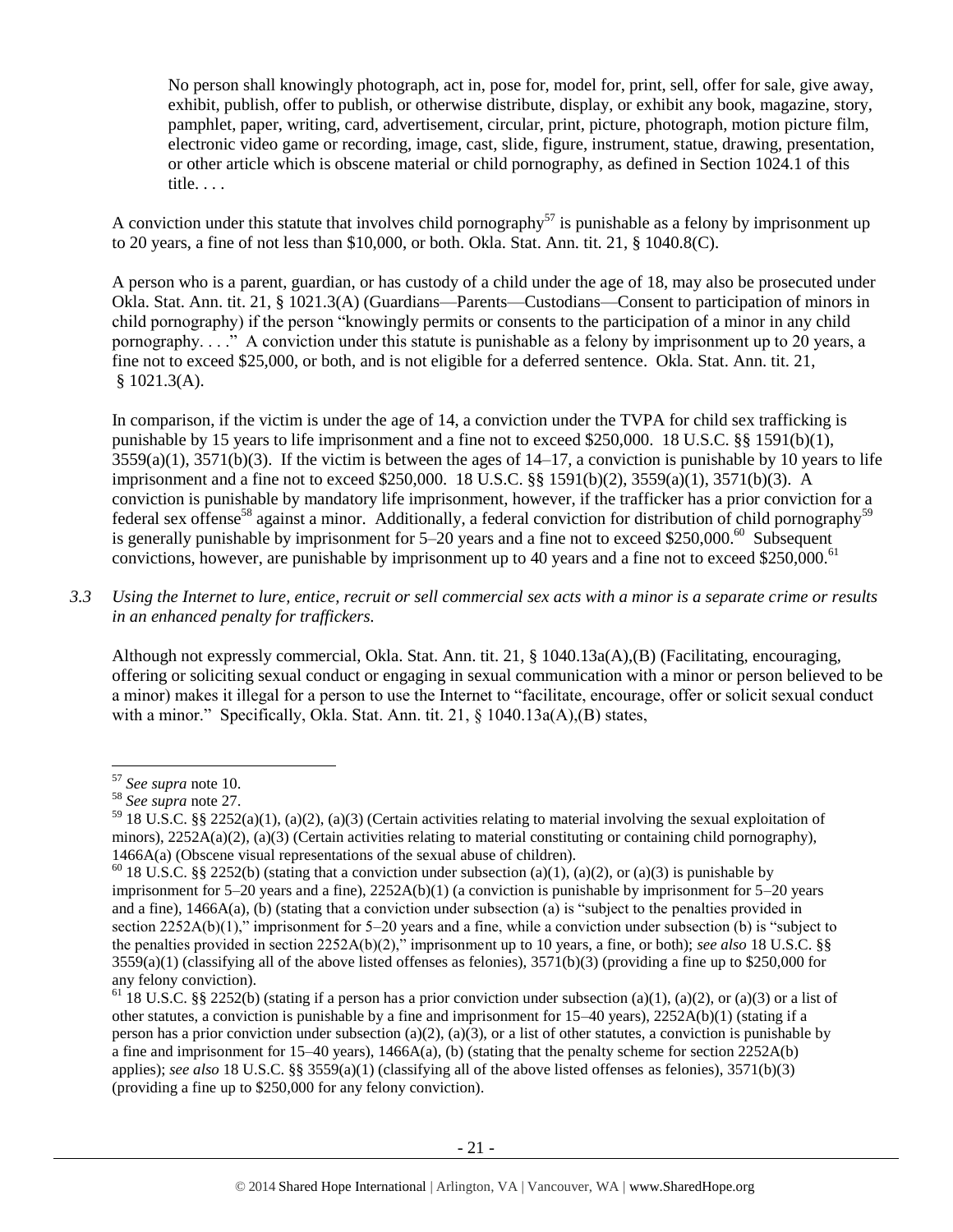> No person shall knowingly photograph, act in, pose for, model for, print, sell, offer for sale, give away, exhibit, publish, offer to publish, or otherwise distribute, display, or exhibit any book, magazine, story, pamphlet, paper, writing, card, advertisement, circular, print, picture, photograph, motion picture film, electronic video game or recording, image, cast, slide, figure, instrument, statue, drawing, presentation, or other article which is obscene material or child pornography, as defined in Section 1024.1 of this title. . . .

A conviction under this statute that involves child pornography[57] is punishable as a felony by imprisonment up to 20 years, a fine of not less than $10,000, or both. Okla. Stat. Ann. tit. 21, § 1040.8(C).

A person who is a parent, guardian, or has custody of a child under the age of 18, may also be prosecuted under Okla. Stat. Ann. tit. 21, § 1021.3(A) (Guardians—Parents—Custodians—Consent to participation of minors in child pornography) if the person "knowingly permits or consents to the participation of a minor in any child pornography. . . ." A conviction under this statute is punishable as a felony by imprisonment up to 20 years, a fine not to exceed $25,000, or both, and is not eligible for a deferred sentence. Okla. Stat. Ann. tit. 21, § 1021.3(A).

In comparison, if the victim is under the age of 14, a conviction under the TVPA for child sex trafficking is punishable by 15 years to life imprisonment and a fine not to exceed $250,000. 18 U.S.C. §§ 1591(b)(1), 3559(a)(1), 3571(b)(3). If the victim is between the ages of 14–17, a conviction is punishable by 10 years to life imprisonment and a fine not to exceed $250,000. 18 U.S.C. §§ 1591(b)(2), 3559(a)(1), 3571(b)(3). A conviction is punishable by mandatory life imprisonment, however, if the trafficker has a prior conviction for a federal sex offense[58] against a minor. Additionally, a federal conviction for distribution of child pornography[59] is generally punishable by imprisonment for 5–20 years and a fine not to exceed $250,000.[60] Subsequent convictions, however, are punishable by imprisonment up to 40 years and a fine not to exceed $250,000.[61]

*3.3 Using the Internet to lure, entice, recruit or sell commercial sex acts with a minor is a separate crime or results in an enhanced penalty for traffickers.*

Although not expressly commercial, Okla. Stat. Ann. tit. 21, § 1040.13a(A),(B) (Facilitating, encouraging, offering or soliciting sexual conduct or engaging in sexual communication with a minor or person believed to be a minor) makes it illegal for a person to use the Internet to "facilitate, encourage, offer or solicit sexual conduct with a minor." Specifically, Okla. Stat. Ann. tit. 21, § 1040.13a(A),(B) states,

---

[57] *See supra* note 10.

[58] *See supra* note 27.

[59] 18 U.S.C. §§ 2252(a)(1), (a)(2), (a)(3) (Certain activities relating to material involving the sexual exploitation of minors), 2252A(a)(2), (a)(3) (Certain activities relating to material constituting or containing child pornography), 1466A(a) (Obscene visual representations of the sexual abuse of children).

[60] 18 U.S.C. §§ 2252(b) (stating that a conviction under subsection (a)(1), (a)(2), or (a)(3) is punishable by imprisonment for 5–20 years and a fine), 2252A(b)(1) (a conviction is punishable by imprisonment for 5–20 years and a fine), 1466A(a), (b) (stating that a conviction under subsection (a) is "subject to the penalties provided in section 2252A(b)(1)," imprisonment for 5–20 years and a fine, while a conviction under subsection (b) is "subject to the penalties provided in section 2252A(b)(2)," imprisonment up to 10 years, a fine, or both); *see also* 18 U.S.C. §§ 3559(a)(1) (classifying all of the above listed offenses as felonies), 3571(b)(3) (providing a fine up to $250,000 for any felony conviction).

[61] 18 U.S.C. §§ 2252(b) (stating if a person has a prior conviction under subsection (a)(1), (a)(2), or (a)(3) or a list of other statutes, a conviction is punishable by a fine and imprisonment for 15–40 years), 2252A(b)(1) (stating if a person has a prior conviction under subsection (a)(2), (a)(3), or a list of other statutes, a conviction is punishable by a fine and imprisonment for 15–40 years), 1466A(a), (b) (stating that the penalty scheme for section 2252A(b) applies); *see also* 18 U.S.C. §§ 3559(a)(1) (classifying all of the above listed offenses as felonies), 3571(b)(3) (providing a fine up to $250,000 for any felony conviction).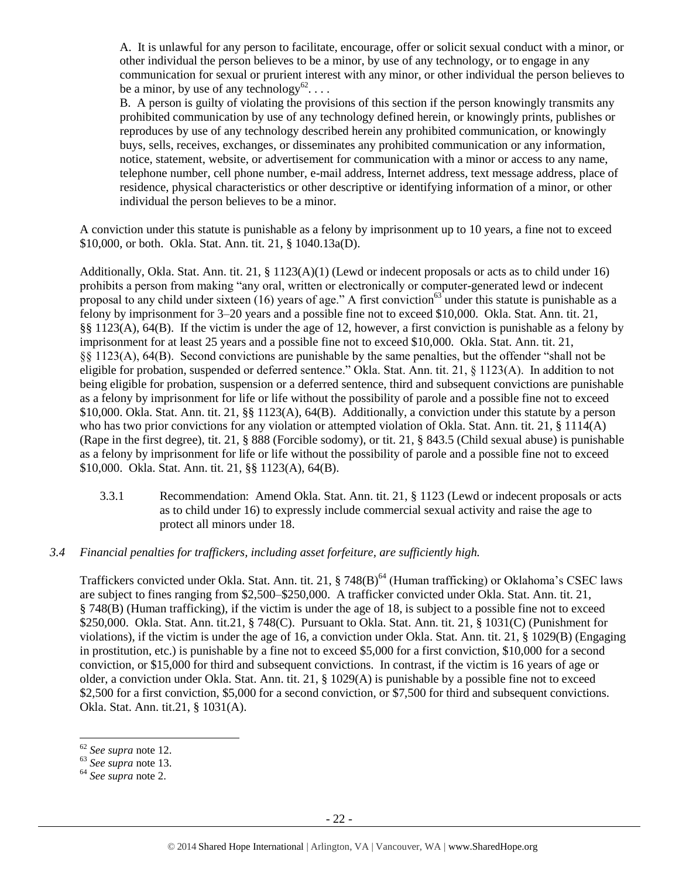> A. It is unlawful for any person to facilitate, encourage, offer or solicit sexual conduct with a minor, or other individual the person believes to be a minor, by use of any technology, or to engage in any communication for sexual or prurient interest with any minor, or other individual the person believes to be a minor, by use of any technology[62]. . . .
>
> B. A person is guilty of violating the provisions of this section if the person knowingly transmits any prohibited communication by use of any technology defined herein, or knowingly prints, publishes or reproduces by use of any technology described herein any prohibited communication, or knowingly buys, sells, receives, exchanges, or disseminates any prohibited communication or any information, notice, statement, website, or advertisement for communication with a minor or access to any name, telephone number, cell phone number, e-mail address, Internet address, text message address, place of residence, physical characteristics or other descriptive or identifying information of a minor, or other individual the person believes to be a minor.

A conviction under this statute is punishable as a felony by imprisonment up to 10 years, a fine not to exceed \$10,000, or both. Okla. Stat. Ann. tit. 21, § 1040.13a(D).

Additionally, Okla. Stat. Ann. tit. 21, § 1123(A)(1) (Lewd or indecent proposals or acts as to child under 16) prohibits a person from making "any oral, written or electronically or computer-generated lewd or indecent proposal to any child under sixteen (16) years of age." A first conviction[63] under this statute is punishable as a felony by imprisonment for 3–20 years and a possible fine not to exceed \$10,000. Okla. Stat. Ann. tit. 21, §§ 1123(A), 64(B). If the victim is under the age of 12, however, a first conviction is punishable as a felony by imprisonment for at least 25 years and a possible fine not to exceed \$10,000. Okla. Stat. Ann. tit. 21, §§ 1123(A), 64(B). Second convictions are punishable by the same penalties, but the offender "shall not be eligible for probation, suspended or deferred sentence." Okla. Stat. Ann. tit. 21, § 1123(A). In addition to not being eligible for probation, suspension or a deferred sentence, third and subsequent convictions are punishable as a felony by imprisonment for life or life without the possibility of parole and a possible fine not to exceed \$10,000. Okla. Stat. Ann. tit. 21, §§ 1123(A), 64(B). Additionally, a conviction under this statute by a person who has two prior convictions for any violation or attempted violation of Okla. Stat. Ann. tit. 21, § 1114(A) (Rape in the first degree), tit. 21, § 888 (Forcible sodomy), or tit. 21, § 843.5 (Child sexual abuse) is punishable as a felony by imprisonment for life or life without the possibility of parole and a possible fine not to exceed \$10,000. Okla. Stat. Ann. tit. 21, §§ 1123(A), 64(B).

3.3.1 Recommendation: Amend Okla. Stat. Ann. tit. 21, § 1123 (Lewd or indecent proposals or acts as to child under 16) to expressly include commercial sexual activity and raise the age to protect all minors under 18.

*3.4 Financial penalties for traffickers, including asset forfeiture, are sufficiently high.*

Traffickers convicted under Okla. Stat. Ann. tit. 21, § 748(B)[64] (Human trafficking) or Oklahoma's CSEC laws are subject to fines ranging from \$2,500–\$250,000. A trafficker convicted under Okla. Stat. Ann. tit. 21, § 748(B) (Human trafficking), if the victim is under the age of 18, is subject to a possible fine not to exceed \$250,000. Okla. Stat. Ann. tit.21, § 748(C). Pursuant to Okla. Stat. Ann. tit. 21, § 1031(C) (Punishment for violations), if the victim is under the age of 16, a conviction under Okla. Stat. Ann. tit. 21, § 1029(B) (Engaging in prostitution, etc.) is punishable by a fine not to exceed \$5,000 for a first conviction, \$10,000 for a second conviction, or \$15,000 for third and subsequent convictions. In contrast, if the victim is 16 years of age or older, a conviction under Okla. Stat. Ann. tit. 21, § 1029(A) is punishable by a possible fine not to exceed \$2,500 for a first conviction, \$5,000 for a second conviction, or \$7,500 for third and subsequent convictions. Okla. Stat. Ann. tit.21, § 1031(A).

---

[62] *See supra* note 12.

[63] *See supra* note 13.

[64] *See supra* note 2.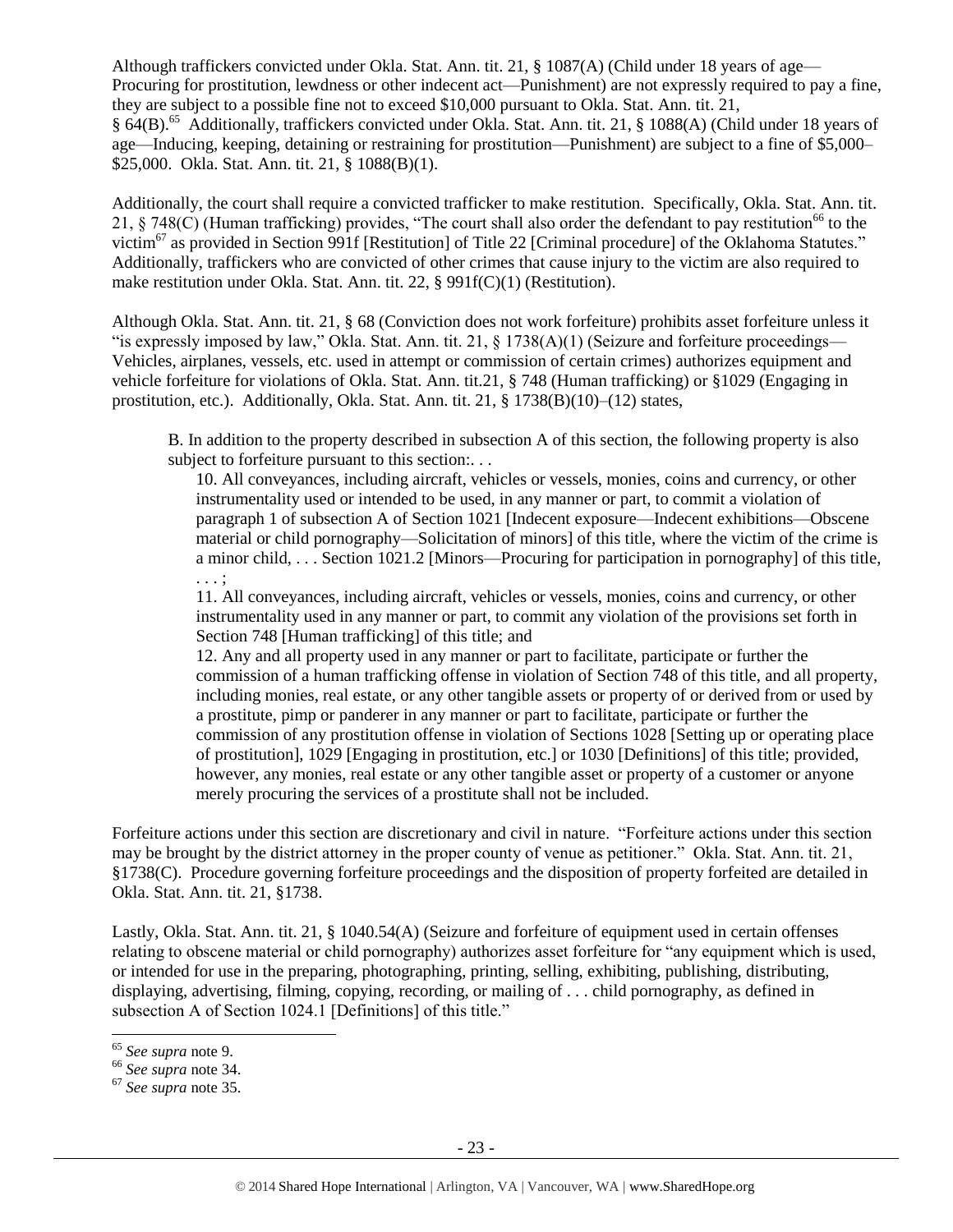Although traffickers convicted under Okla. Stat. Ann. tit. 21, § 1087(A) (Child under 18 years of age—Procuring for prostitution, lewdness or other indecent act—Punishment) are not expressly required to pay a fine, they are subject to a possible fine not to exceed $10,000 pursuant to Okla. Stat. Ann. tit. 21, § 64(B).[65] Additionally, traffickers convicted under Okla. Stat. Ann. tit. 21, § 1088(A) (Child under 18 years of age—Inducing, keeping, detaining or restraining for prostitution—Punishment) are subject to a fine of $5,000–$25,000. Okla. Stat. Ann. tit. 21, § 1088(B)(1).

Additionally, the court shall require a convicted trafficker to make restitution. Specifically, Okla. Stat. Ann. tit. 21, § 748(C) (Human trafficking) provides, "The court shall also order the defendant to pay restitution[66] to the victim[67] as provided in Section 991f [Restitution] of Title 22 [Criminal procedure] of the Oklahoma Statutes." Additionally, traffickers who are convicted of other crimes that cause injury to the victim are also required to make restitution under Okla. Stat. Ann. tit. 22, § 991f(C)(1) (Restitution).

Although Okla. Stat. Ann. tit. 21, § 68 (Conviction does not work forfeiture) prohibits asset forfeiture unless it "is expressly imposed by law," Okla. Stat. Ann. tit. 21, § 1738(A)(1) (Seizure and forfeiture proceedings—Vehicles, airplanes, vessels, etc. used in attempt or commission of certain crimes) authorizes equipment and vehicle forfeiture for violations of Okla. Stat. Ann. tit.21, § 748 (Human trafficking) or §1029 (Engaging in prostitution, etc.). Additionally, Okla. Stat. Ann. tit. 21, § 1738(B)(10)–(12) states,

> B. In addition to the property described in subsection A of this section, the following property is also subject to forfeiture pursuant to this section:. . .
>
> 10. All conveyances, including aircraft, vehicles or vessels, monies, coins and currency, or other instrumentality used or intended to be used, in any manner or part, to commit a violation of paragraph 1 of subsection A of Section 1021 [Indecent exposure—Indecent exhibitions—Obscene material or child pornography—Solicitation of minors] of this title, where the victim of the crime is a minor child, . . . Section 1021.2 [Minors—Procuring for participation in pornography] of this title, . . . ;
>
> 11. All conveyances, including aircraft, vehicles or vessels, monies, coins and currency, or other instrumentality used in any manner or part, to commit any violation of the provisions set forth in Section 748 [Human trafficking] of this title; and
>
> 12. Any and all property used in any manner or part to facilitate, participate or further the commission of a human trafficking offense in violation of Section 748 of this title, and all property, including monies, real estate, or any other tangible assets or property of or derived from or used by a prostitute, pimp or panderer in any manner or part to facilitate, participate or further the commission of any prostitution offense in violation of Sections 1028 [Setting up or operating place of prostitution], 1029 [Engaging in prostitution, etc.] or 1030 [Definitions] of this title; provided, however, any monies, real estate or any other tangible asset or property of a customer or anyone merely procuring the services of a prostitute shall not be included.

Forfeiture actions under this section are discretionary and civil in nature. "Forfeiture actions under this section may be brought by the district attorney in the proper county of venue as petitioner." Okla. Stat. Ann. tit. 21, §1738(C). Procedure governing forfeiture proceedings and the disposition of property forfeited are detailed in Okla. Stat. Ann. tit. 21, §1738.

Lastly, Okla. Stat. Ann. tit. 21, § 1040.54(A) (Seizure and forfeiture of equipment used in certain offenses relating to obscene material or child pornography) authorizes asset forfeiture for "any equipment which is used, or intended for use in the preparing, photographing, printing, selling, exhibiting, publishing, distributing, displaying, advertising, filming, copying, recording, or mailing of . . . child pornography, as defined in subsection A of Section 1024.1 [Definitions] of this title."

[65] *See supra* note 9.

[66] *See supra* note 34.

[67] *See supra* note 35.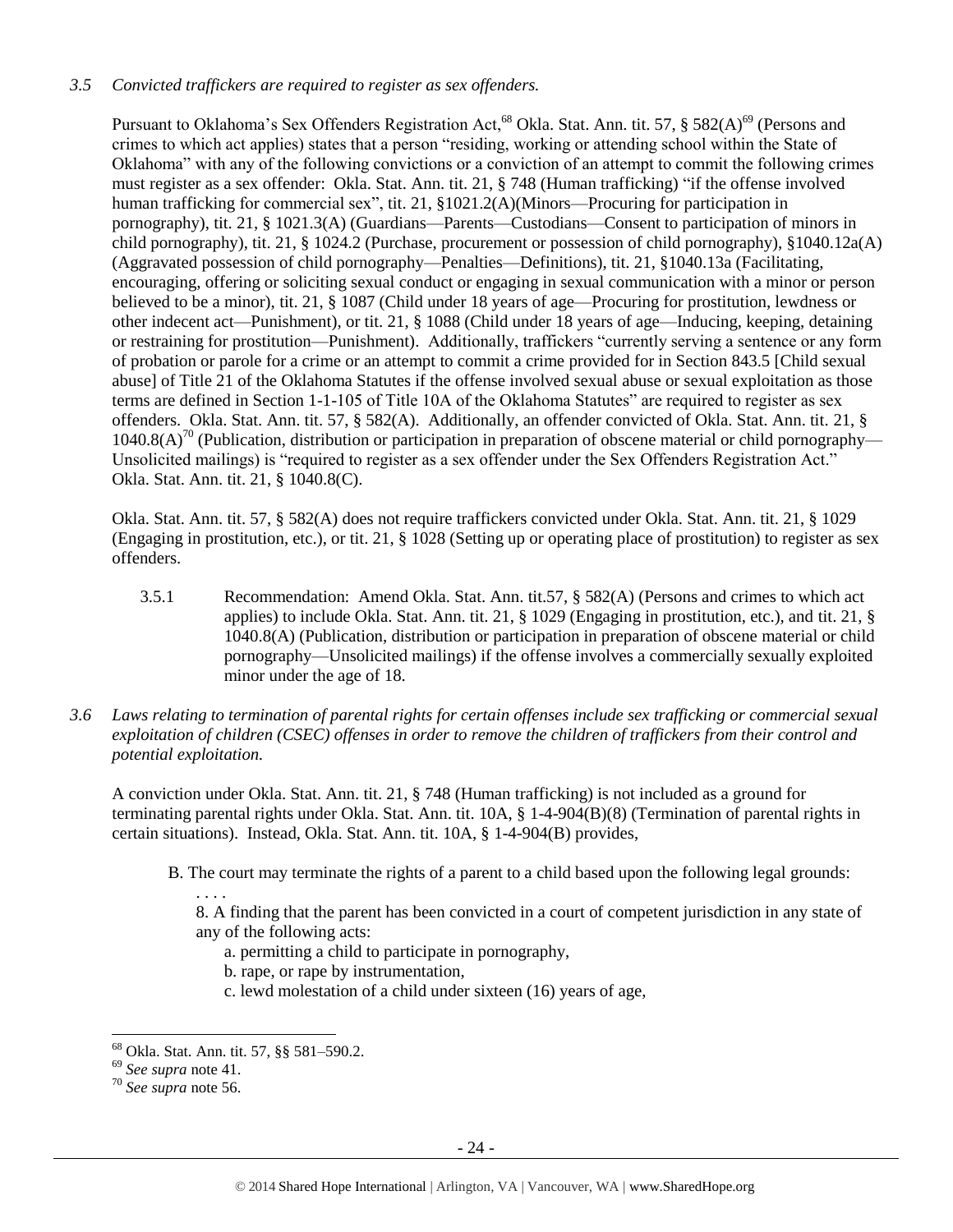*3.5 Convicted traffickers are required to register as sex offenders.*

Pursuant to Oklahoma's Sex Offenders Registration Act,[68] Okla. Stat. Ann. tit. 57, § 582(A)[69] (Persons and crimes to which act applies) states that a person "residing, working or attending school within the State of Oklahoma" with any of the following convictions or a conviction of an attempt to commit the following crimes must register as a sex offender: Okla. Stat. Ann. tit. 21, § 748 (Human trafficking) "if the offense involved human trafficking for commercial sex", tit. 21, §1021.2(A)(Minors—Procuring for participation in pornography), tit. 21, § 1021.3(A) (Guardians—Parents—Custodians—Consent to participation of minors in child pornography), tit. 21, § 1024.2 (Purchase, procurement or possession of child pornography), §1040.12a(A) (Aggravated possession of child pornography—Penalties—Definitions), tit. 21, §1040.13a (Facilitating, encouraging, offering or soliciting sexual conduct or engaging in sexual communication with a minor or person believed to be a minor), tit. 21, § 1087 (Child under 18 years of age—Procuring for prostitution, lewdness or other indecent act—Punishment), or tit. 21, § 1088 (Child under 18 years of age—Inducing, keeping, detaining or restraining for prostitution—Punishment). Additionally, traffickers "currently serving a sentence or any form of probation or parole for a crime or an attempt to commit a crime provided for in Section 843.5 [Child sexual abuse] of Title 21 of the Oklahoma Statutes if the offense involved sexual abuse or sexual exploitation as those terms are defined in Section 1-1-105 of Title 10A of the Oklahoma Statutes" are required to register as sex offenders. Okla. Stat. Ann. tit. 57, § 582(A). Additionally, an offender convicted of Okla. Stat. Ann. tit. 21, § 1040.8(A)[70] (Publication, distribution or participation in preparation of obscene material or child pornography—Unsolicited mailings) is "required to register as a sex offender under the Sex Offenders Registration Act." Okla. Stat. Ann. tit. 21, § 1040.8(C).

Okla. Stat. Ann. tit. 57, § 582(A) does not require traffickers convicted under Okla. Stat. Ann. tit. 21, § 1029 (Engaging in prostitution, etc.), or tit. 21, § 1028 (Setting up or operating place of prostitution) to register as sex offenders.

3.5.1 Recommendation: Amend Okla. Stat. Ann. tit.57, § 582(A) (Persons and crimes to which act applies) to include Okla. Stat. Ann. tit. 21, § 1029 (Engaging in prostitution, etc.), and tit. 21, § 1040.8(A) (Publication, distribution or participation in preparation of obscene material or child pornography—Unsolicited mailings) if the offense involves a commercially sexually exploited minor under the age of 18.

*3.6 Laws relating to termination of parental rights for certain offenses include sex trafficking or commercial sexual exploitation of children (CSEC) offenses in order to remove the children of traffickers from their control and potential exploitation.*

A conviction under Okla. Stat. Ann. tit. 21, § 748 (Human trafficking) is not included as a ground for terminating parental rights under Okla. Stat. Ann. tit. 10A, § 1-4-904(B)(8) (Termination of parental rights in certain situations). Instead, Okla. Stat. Ann. tit. 10A, § 1-4-904(B) provides,

> B. The court may terminate the rights of a parent to a child based upon the following legal grounds:
>
> . . . .
>
> 8. A finding that the parent has been convicted in a court of competent jurisdiction in any state of any of the following acts:
>
> a. permitting a child to participate in pornography,
>
> b. rape, or rape by instrumentation,
>
> c. lewd molestation of a child under sixteen (16) years of age,

---

[68] Okla. Stat. Ann. tit. 57, §§ 581–590.2.

[69] *See supra* note 41.

[70] *See supra* note 56.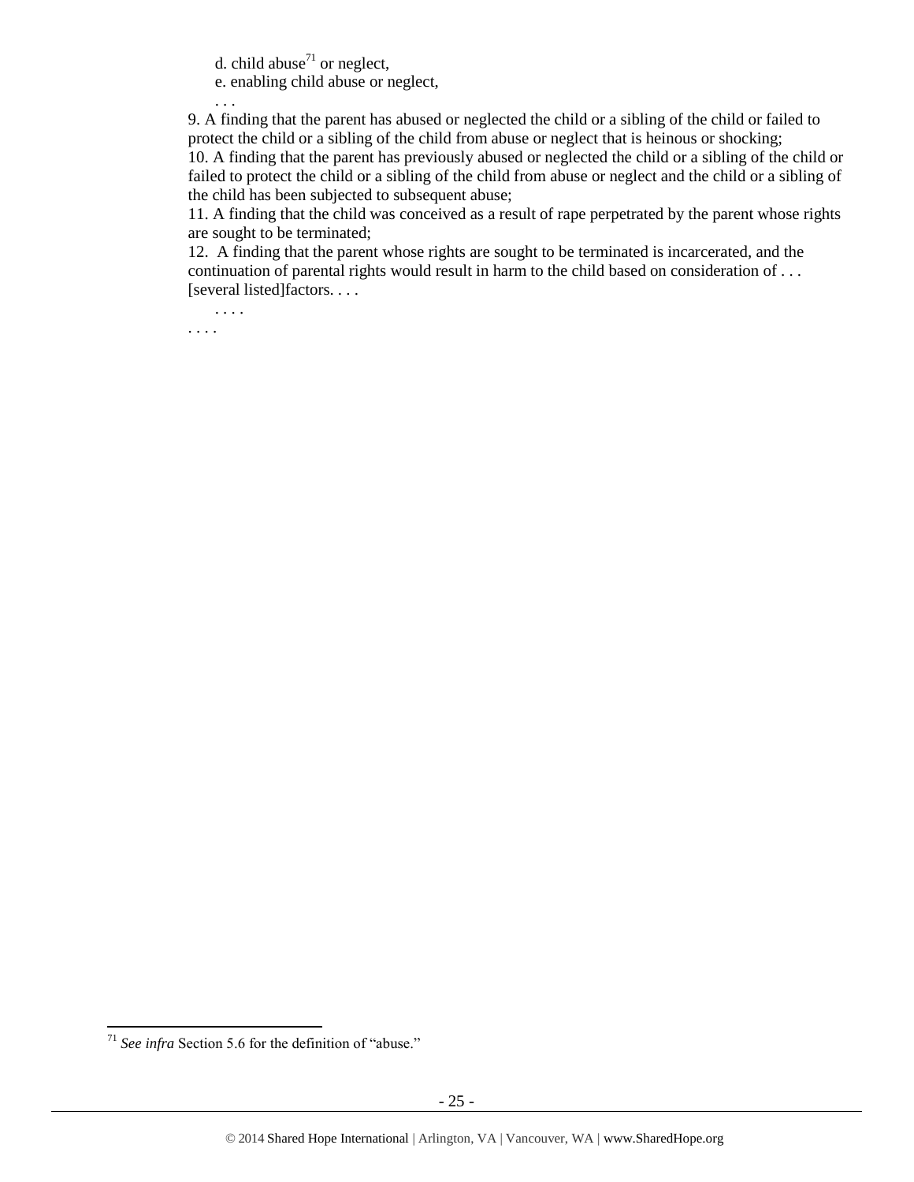d. child abuse[71] or neglect,

e. enabling child abuse or neglect,

. . .

9. A finding that the parent has abused or neglected the child or a sibling of the child or failed to protect the child or a sibling of the child from abuse or neglect that is heinous or shocking;

10. A finding that the parent has previously abused or neglected the child or a sibling of the child or failed to protect the child or a sibling of the child from abuse or neglect and the child or a sibling of the child has been subjected to subsequent abuse;

11. A finding that the child was conceived as a result of rape perpetrated by the parent whose rights are sought to be terminated;

12. A finding that the parent whose rights are sought to be terminated is incarcerated, and the continuation of parental rights would result in harm to the child based on consideration of . . . [several listed]factors. . . .

. . . .

. . . .

[71] *See infra* Section 5.6 for the definition of "abuse."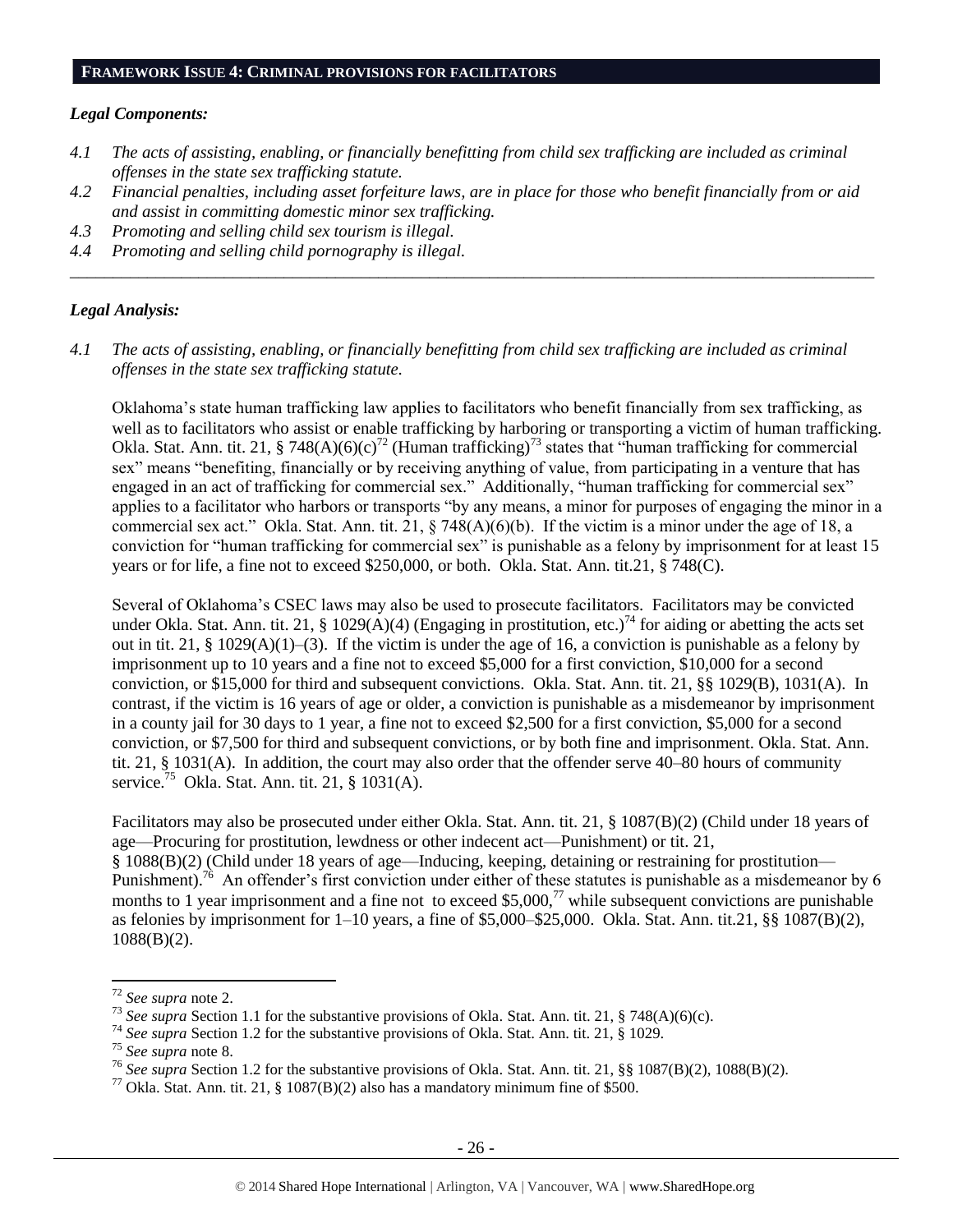## FRAMEWORK ISSUE 4: CRIMINAL PROVISIONS FOR FACILITATORS

### *Legal Components:*

*4.1 The acts of assisting, enabling, or financially benefitting from child sex trafficking are included as criminal offenses in the state sex trafficking statute.*

*4.2 Financial penalties, including asset forfeiture laws, are in place for those who benefit financially from or aid and assist in committing domestic minor sex trafficking.*

*4.3 Promoting and selling child sex tourism is illegal.*

*4.4 Promoting and selling child pornography is illegal.*

---

### *Legal Analysis:*

*4.1 The acts of assisting, enabling, or financially benefitting from child sex trafficking are included as criminal offenses in the state sex trafficking statute.*

Oklahoma's state human trafficking law applies to facilitators who benefit financially from sex trafficking, as well as to facilitators who assist or enable trafficking by harboring or transporting a victim of human trafficking. Okla. Stat. Ann. tit. 21, § 748(A)(6)(c)[72] (Human trafficking)[73] states that "human trafficking for commercial sex" means "benefiting, financially or by receiving anything of value, from participating in a venture that has engaged in an act of trafficking for commercial sex." Additionally, "human trafficking for commercial sex" applies to a facilitator who harbors or transports "by any means, a minor for purposes of engaging the minor in a commercial sex act." Okla. Stat. Ann. tit. 21, § 748(A)(6)(b). If the victim is a minor under the age of 18, a conviction for "human trafficking for commercial sex" is punishable as a felony by imprisonment for at least 15 years or for life, a fine not to exceed $250,000, or both. Okla. Stat. Ann. tit.21, § 748(C).

Several of Oklahoma's CSEC laws may also be used to prosecute facilitators. Facilitators may be convicted under Okla. Stat. Ann. tit. 21, § 1029(A)(4) (Engaging in prostitution, etc.)[74] for aiding or abetting the acts set out in tit. 21, § 1029(A)(1)–(3). If the victim is under the age of 16, a conviction is punishable as a felony by imprisonment up to 10 years and a fine not to exceed $5,000 for a first conviction, $10,000 for a second conviction, or $15,000 for third and subsequent convictions. Okla. Stat. Ann. tit. 21, §§ 1029(B), 1031(A). In contrast, if the victim is 16 years of age or older, a conviction is punishable as a misdemeanor by imprisonment in a county jail for 30 days to 1 year, a fine not to exceed $2,500 for a first conviction, $5,000 for a second conviction, or $7,500 for third and subsequent convictions, or by both fine and imprisonment. Okla. Stat. Ann. tit. 21, § 1031(A). In addition, the court may also order that the offender serve 40–80 hours of community service.[75] Okla. Stat. Ann. tit. 21, § 1031(A).

Facilitators may also be prosecuted under either Okla. Stat. Ann. tit. 21, § 1087(B)(2) (Child under 18 years of age—Procuring for prostitution, lewdness or other indecent act—Punishment) or tit. 21, § 1088(B)(2) (Child under 18 years of age—Inducing, keeping, detaining or restraining for prostitution—Punishment).[76] An offender's first conviction under either of these statutes is punishable as a misdemeanor by 6 months to 1 year imprisonment and a fine not to exceed $5,000,[77] while subsequent convictions are punishable as felonies by imprisonment for 1–10 years, a fine of $5,000–$25,000. Okla. Stat. Ann. tit.21, §§ 1087(B)(2), 1088(B)(2).

---

[72] *See supra* note 2.

[73] *See supra* Section 1.1 for the substantive provisions of Okla. Stat. Ann. tit. 21, § 748(A)(6)(c).

[74] *See supra* Section 1.2 for the substantive provisions of Okla. Stat. Ann. tit. 21, § 1029.

[75] *See supra* note 8.

[76] *See supra* Section 1.2 for the substantive provisions of Okla. Stat. Ann. tit. 21, §§ 1087(B)(2), 1088(B)(2).

[77] Okla. Stat. Ann. tit. 21, § 1087(B)(2) also has a mandatory minimum fine of $500.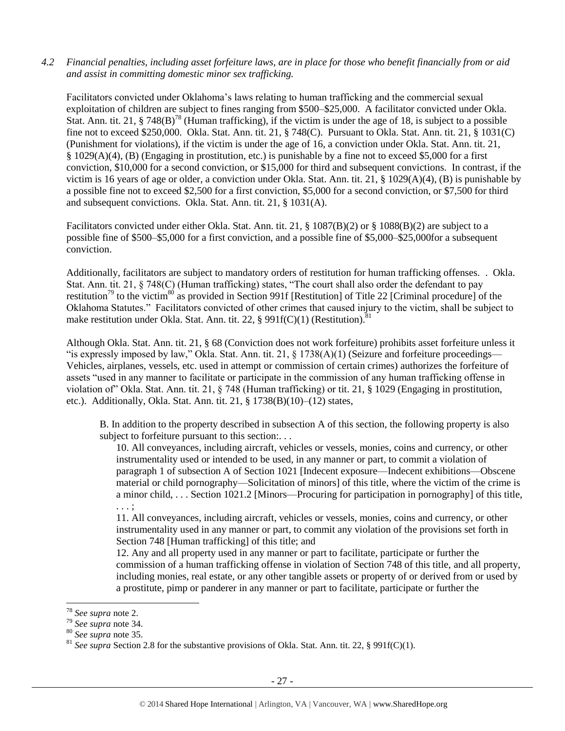*4.2 Financial penalties, including asset forfeiture laws, are in place for those who benefit financially from or aid and assist in committing domestic minor sex trafficking.*

Facilitators convicted under Oklahoma's laws relating to human trafficking and the commercial sexual exploitation of children are subject to fines ranging from $500–$25,000. A facilitator convicted under Okla. Stat. Ann. tit. 21, § 748(B)[78] (Human trafficking), if the victim is under the age of 18, is subject to a possible fine not to exceed $250,000. Okla. Stat. Ann. tit. 21, § 748(C). Pursuant to Okla. Stat. Ann. tit. 21, § 1031(C) (Punishment for violations), if the victim is under the age of 16, a conviction under Okla. Stat. Ann. tit. 21, § 1029(A)(4), (B) (Engaging in prostitution, etc.) is punishable by a fine not to exceed $5,000 for a first conviction, $10,000 for a second conviction, or $15,000 for third and subsequent convictions. In contrast, if the victim is 16 years of age or older, a conviction under Okla. Stat. Ann. tit. 21, § 1029(A)(4), (B) is punishable by a possible fine not to exceed $2,500 for a first conviction, $5,000 for a second conviction, or $7,500 for third and subsequent convictions. Okla. Stat. Ann. tit. 21, § 1031(A).

Facilitators convicted under either Okla. Stat. Ann. tit. 21, § 1087(B)(2) or § 1088(B)(2) are subject to a possible fine of $500–$5,000 for a first conviction, and a possible fine of $5,000–$25,000for a subsequent conviction.

Additionally, facilitators are subject to mandatory orders of restitution for human trafficking offenses. . Okla. Stat. Ann. tit. 21, § 748(C) (Human trafficking) states, "The court shall also order the defendant to pay restitution[79] to the victim[80] as provided in Section 991f [Restitution] of Title 22 [Criminal procedure] of the Oklahoma Statutes." Facilitators convicted of other crimes that caused injury to the victim, shall be subject to make restitution under Okla. Stat. Ann. tit. 22, § 991f(C)(1) (Restitution).[81]

Although Okla. Stat. Ann. tit. 21, § 68 (Conviction does not work forfeiture) prohibits asset forfeiture unless it "is expressly imposed by law," Okla. Stat. Ann. tit. 21, § 1738(A)(1) (Seizure and forfeiture proceedings—Vehicles, airplanes, vessels, etc. used in attempt or commission of certain crimes) authorizes the forfeiture of assets "used in any manner to facilitate or participate in the commission of any human trafficking offense in violation of" Okla. Stat. Ann. tit. 21, § 748 (Human trafficking) or tit. 21, § 1029 (Engaging in prostitution, etc.). Additionally, Okla. Stat. Ann. tit. 21, § 1738(B)(10)–(12) states,

> B. In addition to the property described in subsection A of this section, the following property is also subject to forfeiture pursuant to this section:. . .
>
> 10. All conveyances, including aircraft, vehicles or vessels, monies, coins and currency, or other instrumentality used or intended to be used, in any manner or part, to commit a violation of paragraph 1 of subsection A of Section 1021 [Indecent exposure—Indecent exhibitions—Obscene material or child pornography—Solicitation of minors] of this title, where the victim of the crime is a minor child, . . . Section 1021.2 [Minors—Procuring for participation in pornography] of this title, . . . ;
>
> 11. All conveyances, including aircraft, vehicles or vessels, monies, coins and currency, or other instrumentality used in any manner or part, to commit any violation of the provisions set forth in Section 748 [Human trafficking] of this title; and
>
> 12. Any and all property used in any manner or part to facilitate, participate or further the commission of a human trafficking offense in violation of Section 748 of this title, and all property, including monies, real estate, or any other tangible assets or property of or derived from or used by a prostitute, pimp or panderer in any manner or part to facilitate, participate or further the

---

[78] *See supra* note 2.

[79] *See supra* note 34.

[80] *See supra* note 35.

[81] *See supra* Section 2.8 for the substantive provisions of Okla. Stat. Ann. tit. 22, § 991f(C)(1).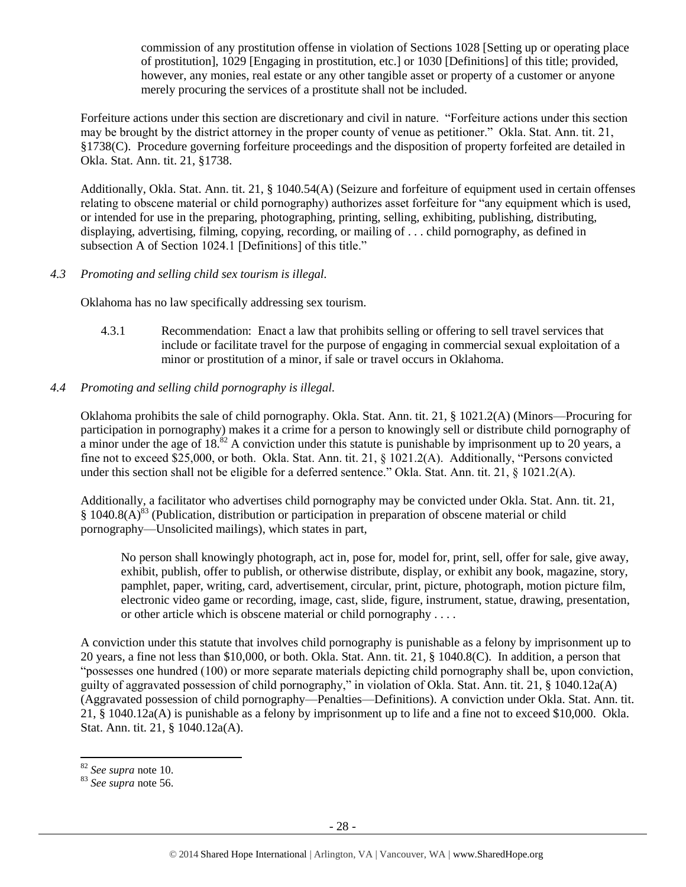> commission of any prostitution offense in violation of Sections 1028 [Setting up or operating place of prostitution], 1029 [Engaging in prostitution, etc.] or 1030 [Definitions] of this title; provided, however, any monies, real estate or any other tangible asset or property of a customer or anyone merely procuring the services of a prostitute shall not be included.

Forfeiture actions under this section are discretionary and civil in nature. "Forfeiture actions under this section may be brought by the district attorney in the proper county of venue as petitioner." Okla. Stat. Ann. tit. 21, §1738(C). Procedure governing forfeiture proceedings and the disposition of property forfeited are detailed in Okla. Stat. Ann. tit. 21, §1738.

Additionally, Okla. Stat. Ann. tit. 21, § 1040.54(A) (Seizure and forfeiture of equipment used in certain offenses relating to obscene material or child pornography) authorizes asset forfeiture for "any equipment which is used, or intended for use in the preparing, photographing, printing, selling, exhibiting, publishing, distributing, displaying, advertising, filming, copying, recording, or mailing of . . . child pornography, as defined in subsection A of Section 1024.1 [Definitions] of this title."

*4.3 Promoting and selling child sex tourism is illegal.*

Oklahoma has no law specifically addressing sex tourism.

> 4.3.1 Recommendation: Enact a law that prohibits selling or offering to sell travel services that include or facilitate travel for the purpose of engaging in commercial sexual exploitation of a minor or prostitution of a minor, if sale or travel occurs in Oklahoma.

*4.4 Promoting and selling child pornography is illegal.*

Oklahoma prohibits the sale of child pornography. Okla. Stat. Ann. tit. 21, § 1021.2(A) (Minors—Procuring for participation in pornography) makes it a crime for a person to knowingly sell or distribute child pornography of a minor under the age of 18.[82] A conviction under this statute is punishable by imprisonment up to 20 years, a fine not to exceed $25,000, or both. Okla. Stat. Ann. tit. 21, § 1021.2(A). Additionally, "Persons convicted under this section shall not be eligible for a deferred sentence." Okla. Stat. Ann. tit. 21, § 1021.2(A).

Additionally, a facilitator who advertises child pornography may be convicted under Okla. Stat. Ann. tit. 21, § 1040.8(A)[83] (Publication, distribution or participation in preparation of obscene material or child pornography—Unsolicited mailings), which states in part,

> No person shall knowingly photograph, act in, pose for, model for, print, sell, offer for sale, give away, exhibit, publish, offer to publish, or otherwise distribute, display, or exhibit any book, magazine, story, pamphlet, paper, writing, card, advertisement, circular, print, picture, photograph, motion picture film, electronic video game or recording, image, cast, slide, figure, instrument, statue, drawing, presentation, or other article which is obscene material or child pornography . . . .

A conviction under this statute that involves child pornography is punishable as a felony by imprisonment up to 20 years, a fine not less than $10,000, or both. Okla. Stat. Ann. tit. 21, § 1040.8(C). In addition, a person that "possesses one hundred (100) or more separate materials depicting child pornography shall be, upon conviction, guilty of aggravated possession of child pornography," in violation of Okla. Stat. Ann. tit. 21, § 1040.12a(A) (Aggravated possession of child pornography—Penalties—Definitions). A conviction under Okla. Stat. Ann. tit. 21, § 1040.12a(A) is punishable as a felony by imprisonment up to life and a fine not to exceed $10,000. Okla. Stat. Ann. tit. 21, § 1040.12a(A).

---

[82] *See supra* note 10.

[83] *See supra* note 56.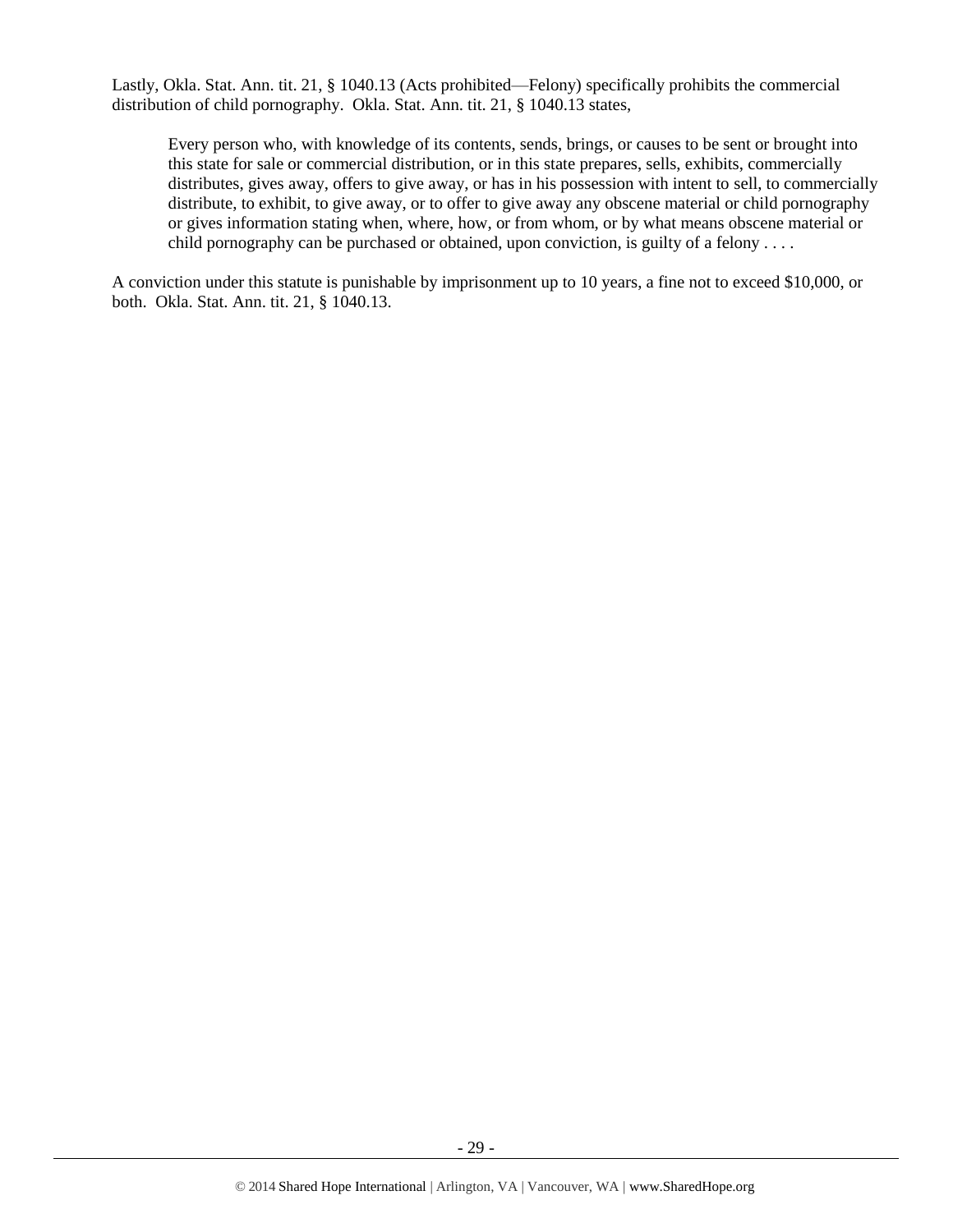Lastly, Okla. Stat. Ann. tit. 21, § 1040.13 (Acts prohibited—Felony) specifically prohibits the commercial distribution of child pornography. Okla. Stat. Ann. tit. 21, § 1040.13 states,

> Every person who, with knowledge of its contents, sends, brings, or causes to be sent or brought into this state for sale or commercial distribution, or in this state prepares, sells, exhibits, commercially distributes, gives away, offers to give away, or has in his possession with intent to sell, to commercially distribute, to exhibit, to give away, or to offer to give away any obscene material or child pornography or gives information stating when, where, how, or from whom, or by what means obscene material or child pornography can be purchased or obtained, upon conviction, is guilty of a felony . . . .

A conviction under this statute is punishable by imprisonment up to 10 years, a fine not to exceed $10,000, or both. Okla. Stat. Ann. tit. 21, § 1040.13.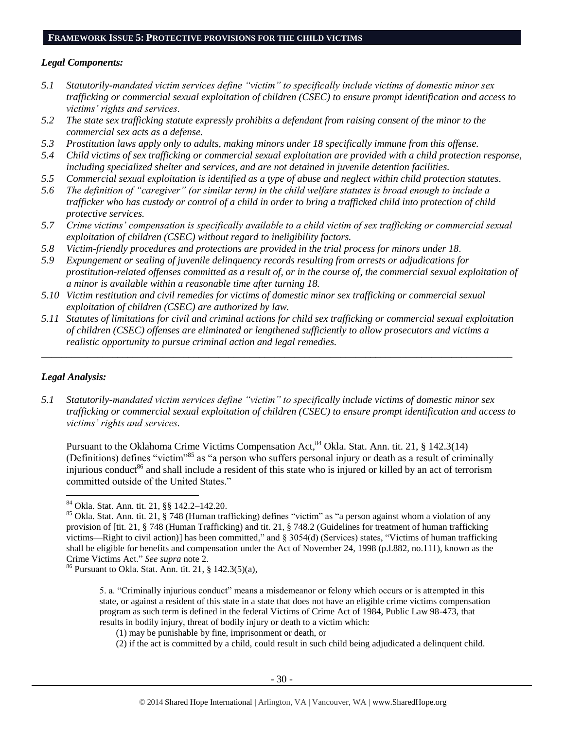## FRAMEWORK ISSUE 5: PROTECTIVE PROVISIONS FOR THE CHILD VICTIMS

### *Legal Components:*

*5.1 Statutorily-mandated victim services define "victim" to specifically include victims of domestic minor sex trafficking or commercial sexual exploitation of children (CSEC) to ensure prompt identification and access to victims' rights and services.*

*5.2 The state sex trafficking statute expressly prohibits a defendant from raising consent of the minor to the commercial sex acts as a defense.*

*5.3 Prostitution laws apply only to adults, making minors under 18 specifically immune from this offense.*

*5.4 Child victims of sex trafficking or commercial sexual exploitation are provided with a child protection response, including specialized shelter and services, and are not detained in juvenile detention facilities.*

*5.5 Commercial sexual exploitation is identified as a type of abuse and neglect within child protection statutes.*

*5.6 The definition of "caregiver" (or similar term) in the child welfare statutes is broad enough to include a trafficker who has custody or control of a child in order to bring a trafficked child into protection of child protective services.*

*5.7 Crime victims' compensation is specifically available to a child victim of sex trafficking or commercial sexual exploitation of children (CSEC) without regard to ineligibility factors.*

*5.8 Victim-friendly procedures and protections are provided in the trial process for minors under 18.*

*5.9 Expungement or sealing of juvenile delinquency records resulting from arrests or adjudications for prostitution-related offenses committed as a result of, or in the course of, the commercial sexual exploitation of a minor is available within a reasonable time after turning 18.*

*5.10 Victim restitution and civil remedies for victims of domestic minor sex trafficking or commercial sexual exploitation of children (CSEC) are authorized by law.*

*5.11 Statutes of limitations for civil and criminal actions for child sex trafficking or commercial sexual exploitation of children (CSEC) offenses are eliminated or lengthened sufficiently to allow prosecutors and victims a realistic opportunity to pursue criminal action and legal remedies.*

---

### *Legal Analysis:*

*5.1 Statutorily-mandated victim services define "victim" to specifically include victims of domestic minor sex trafficking or commercial sexual exploitation of children (CSEC) to ensure prompt identification and access to victims' rights and services.*

Pursuant to the Oklahoma Crime Victims Compensation Act,[84] Okla. Stat. Ann. tit. 21, § 142.3(14) (Definitions) defines "victim"[85] as "a person who suffers personal injury or death as a result of criminally injurious conduct[86] and shall include a resident of this state who is injured or killed by an act of terrorism committed outside of the United States."

---

[84] Okla. Stat. Ann. tit. 21, §§ 142.2–142.20.

[85] Okla. Stat. Ann. tit. 21, § 748 (Human trafficking) defines "victim" as "a person against whom a violation of any provision of [tit. 21, § 748 (Human Trafficking) and tit. 21, § 748.2 (Guidelines for treatment of human trafficking victims—Right to civil action)] has been committed," and § 3054(d) (Services) states, "Victims of human trafficking shall be eligible for benefits and compensation under the Act of November 24, 1998 (p.l.882, no.111), known as the Crime Victims Act." *See supra* note 2.

[86] Pursuant to Okla. Stat. Ann. tit. 21, § 142.3(5)(a),

> 5. a. "Criminally injurious conduct" means a misdemeanor or felony which occurs or is attempted in this state, or against a resident of this state in a state that does not have an eligible crime victims compensation program as such term is defined in the federal Victims of Crime Act of 1984, Public Law 98-473, that results in bodily injury, threat of bodily injury or death to a victim which:
>
> (1) may be punishable by fine, imprisonment or death, or
>
> (2) if the act is committed by a child, could result in such child being adjudicated a delinquent child.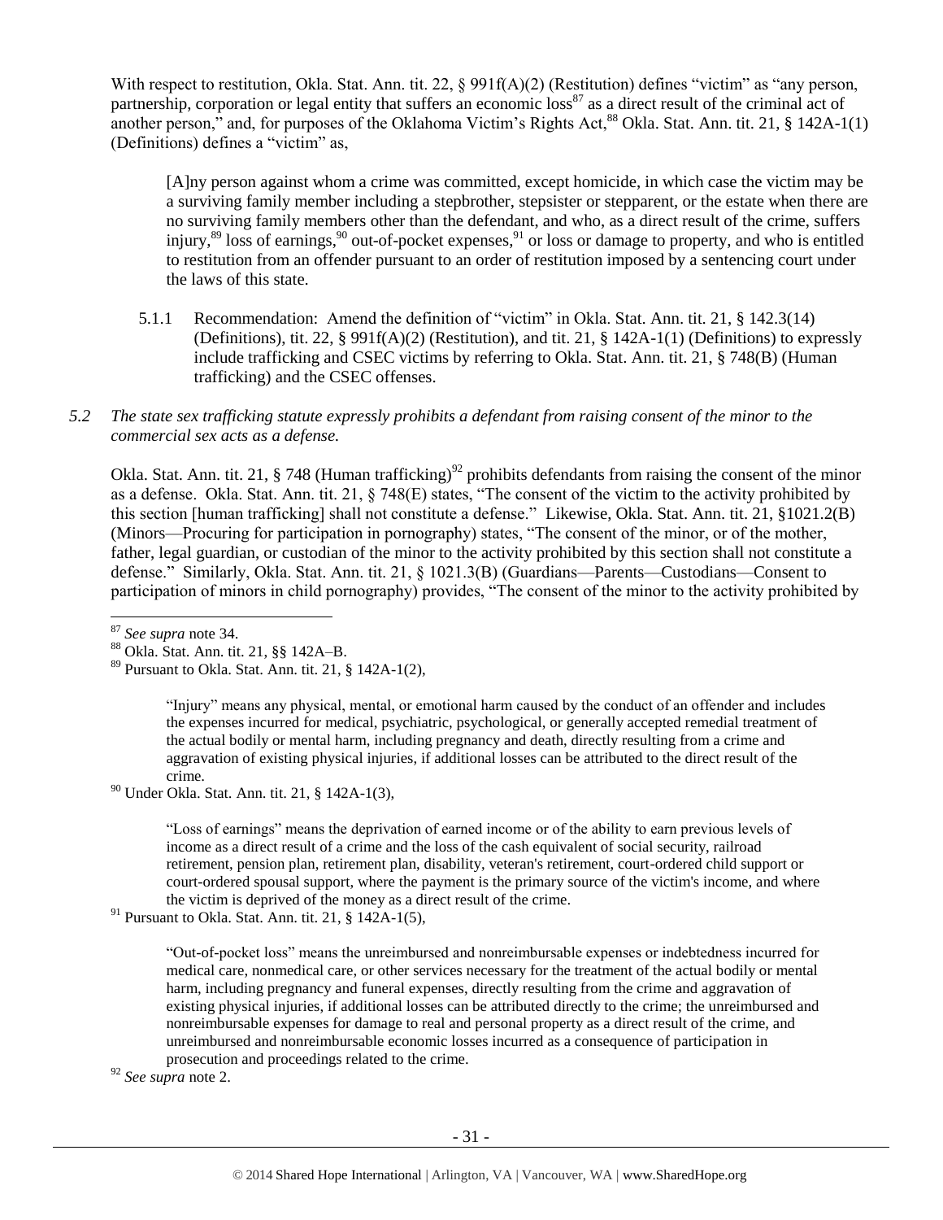With respect to restitution, Okla. Stat. Ann. tit. 22, § 991f(A)(2) (Restitution) defines "victim" as "any person, partnership, corporation or legal entity that suffers an economic loss[87] as a direct result of the criminal act of another person," and, for purposes of the Oklahoma Victim's Rights Act,[88] Okla. Stat. Ann. tit. 21, § 142A-1(1) (Definitions) defines a "victim" as,

> [A]ny person against whom a crime was committed, except homicide, in which case the victim may be a surviving family member including a stepbrother, stepsister or stepparent, or the estate when there are no surviving family members other than the defendant, and who, as a direct result of the crime, suffers injury,[89] loss of earnings,[90] out-of-pocket expenses,[91] or loss or damage to property, and who is entitled to restitution from an offender pursuant to an order of restitution imposed by a sentencing court under the laws of this state.

5.1.1 Recommendation: Amend the definition of "victim" in Okla. Stat. Ann. tit. 21, § 142.3(14) (Definitions), tit. 22, § 991f(A)(2) (Restitution), and tit. 21, § 142A-1(1) (Definitions) to expressly include trafficking and CSEC victims by referring to Okla. Stat. Ann. tit. 21, § 748(B) (Human trafficking) and the CSEC offenses.

*5.2 The state sex trafficking statute expressly prohibits a defendant from raising consent of the minor to the commercial sex acts as a defense.*

Okla. Stat. Ann. tit. 21, § 748 (Human trafficking)[92] prohibits defendants from raising the consent of the minor as a defense. Okla. Stat. Ann. tit. 21, § 748(E) states, "The consent of the victim to the activity prohibited by this section [human trafficking] shall not constitute a defense." Likewise, Okla. Stat. Ann. tit. 21, §1021.2(B) (Minors—Procuring for participation in pornography) states, "The consent of the minor, or of the mother, father, legal guardian, or custodian of the minor to the activity prohibited by this section shall not constitute a defense." Similarly, Okla. Stat. Ann. tit. 21, § 1021.3(B) (Guardians—Parents—Custodians—Consent to participation of minors in child pornography) provides, "The consent of the minor to the activity prohibited by

---

[87] *See supra* note 34.

[88] Okla. Stat. Ann. tit. 21, §§ 142A–B.

[89] Pursuant to Okla. Stat. Ann. tit. 21, § 142A-1(2),

> "Injury" means any physical, mental, or emotional harm caused by the conduct of an offender and includes the expenses incurred for medical, psychiatric, psychological, or generally accepted remedial treatment of the actual bodily or mental harm, including pregnancy and death, directly resulting from a crime and aggravation of existing physical injuries, if additional losses can be attributed to the direct result of the crime.

[90] Under Okla. Stat. Ann. tit. 21, § 142A-1(3),

> "Loss of earnings" means the deprivation of earned income or of the ability to earn previous levels of income as a direct result of a crime and the loss of the cash equivalent of social security, railroad retirement, pension plan, retirement plan, disability, veteran's retirement, court-ordered child support or court-ordered spousal support, where the payment is the primary source of the victim's income, and where the victim is deprived of the money as a direct result of the crime.

[91] Pursuant to Okla. Stat. Ann. tit. 21, § 142A-1(5),

> "Out-of-pocket loss" means the unreimbursed and nonreimbursable expenses or indebtedness incurred for medical care, nonmedical care, or other services necessary for the treatment of the actual bodily or mental harm, including pregnancy and funeral expenses, directly resulting from the crime and aggravation of existing physical injuries, if additional losses can be attributed directly to the crime; the unreimbursed and nonreimbursable expenses for damage to real and personal property as a direct result of the crime, and unreimbursed and nonreimbursable economic losses incurred as a consequence of participation in prosecution and proceedings related to the crime.

[92] *See supra* note 2.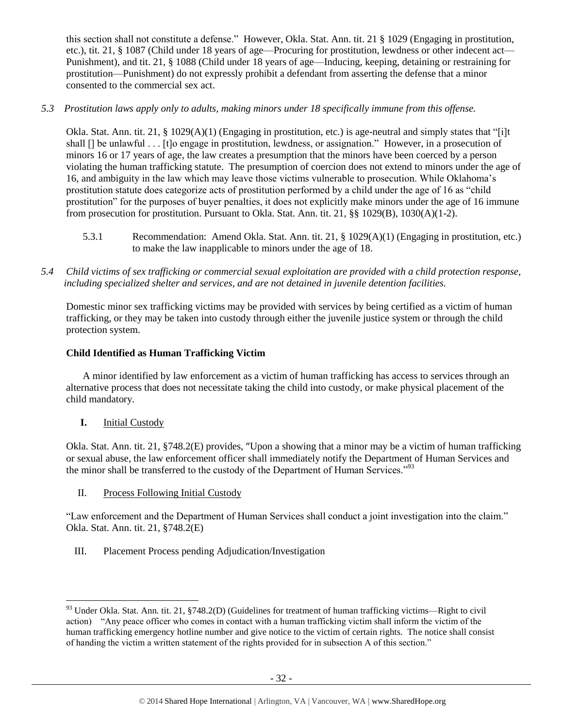this section shall not constitute a defense." However, Okla. Stat. Ann. tit. 21 § 1029 (Engaging in prostitution, etc.), tit. 21, § 1087 (Child under 18 years of age—Procuring for prostitution, lewdness or other indecent act—Punishment), and tit. 21, § 1088 (Child under 18 years of age—Inducing, keeping, detaining or restraining for prostitution—Punishment) do not expressly prohibit a defendant from asserting the defense that a minor consented to the commercial sex act.

*5.3 Prostitution laws apply only to adults, making minors under 18 specifically immune from this offense.*

Okla. Stat. Ann. tit. 21, § 1029(A)(1) (Engaging in prostitution, etc.) is age-neutral and simply states that "[i]t shall [] be unlawful . . . [t]o engage in prostitution, lewdness, or assignation." However, in a prosecution of minors 16 or 17 years of age, the law creates a presumption that the minors have been coerced by a person violating the human trafficking statute. The presumption of coercion does not extend to minors under the age of 16, and ambiguity in the law which may leave those victims vulnerable to prosecution. While Oklahoma's prostitution statute does categorize acts of prostitution performed by a child under the age of 16 as "child prostitution" for the purposes of buyer penalties, it does not explicitly make minors under the age of 16 immune from prosecution for prostitution. Pursuant to Okla. Stat. Ann. tit. 21, §§ 1029(B), 1030(A)(1-2).

5.3.1 Recommendation: Amend Okla. Stat. Ann. tit. 21, § 1029(A)(1) (Engaging in prostitution, etc.) to make the law inapplicable to minors under the age of 18.

*5.4 Child victims of sex trafficking or commercial sexual exploitation are provided with a child protection response, including specialized shelter and services, and are not detained in juvenile detention facilities.*

Domestic minor sex trafficking victims may be provided with services by being certified as a victim of human trafficking, or they may be taken into custody through either the juvenile justice system or through the child protection system.

**Child Identified as Human Trafficking Victim**

A minor identified by law enforcement as a victim of human trafficking has access to services through an alternative process that does not necessitate taking the child into custody, or make physical placement of the child mandatory.

**I.** Initial Custody

Okla. Stat. Ann. tit. 21, §748.2(E) provides, "Upon a showing that a minor may be a victim of human trafficking or sexual abuse, the law enforcement officer shall immediately notify the Department of Human Services and the minor shall be transferred to the custody of the Department of Human Services."[93]

II. Process Following Initial Custody

"Law enforcement and the Department of Human Services shall conduct a joint investigation into the claim." Okla. Stat. Ann. tit. 21, §748.2(E)

III. Placement Process pending Adjudication/Investigation

---

[93] Under Okla. Stat. Ann. tit. 21, §748.2(D) (Guidelines for treatment of human trafficking victims—Right to civil action) "Any peace officer who comes in contact with a human trafficking victim shall inform the victim of the human trafficking emergency hotline number and give notice to the victim of certain rights. The notice shall consist of handing the victim a written statement of the rights provided for in subsection A of this section."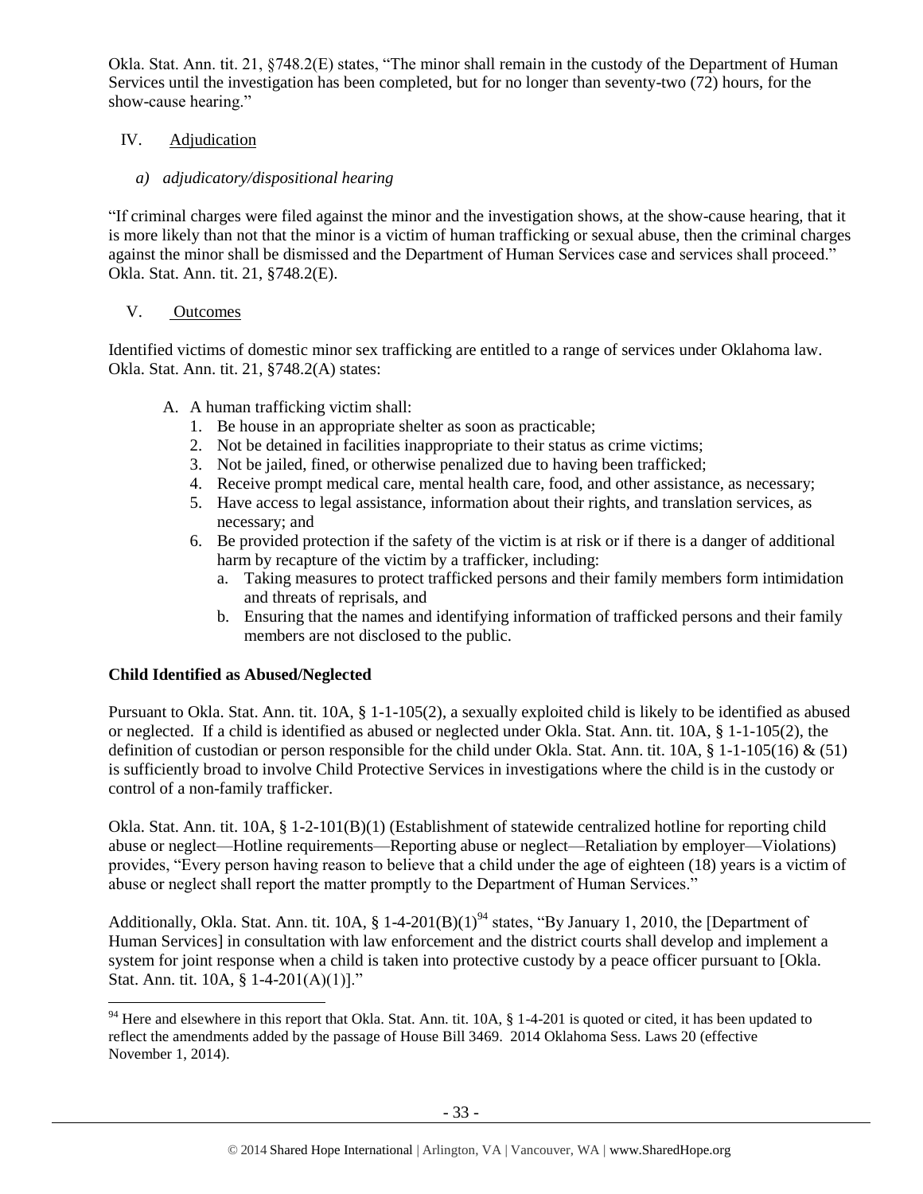Okla. Stat. Ann. tit. 21, §748.2(E) states, "The minor shall remain in the custody of the Department of Human Services until the investigation has been completed, but for no longer than seventy-two (72) hours, for the show-cause hearing."

## IV. Adjudication

### *a) adjudicatory/dispositional hearing*

"If criminal charges were filed against the minor and the investigation shows, at the show-cause hearing, that it is more likely than not that the minor is a victim of human trafficking or sexual abuse, then the criminal charges against the minor shall be dismissed and the Department of Human Services case and services shall proceed." Okla. Stat. Ann. tit. 21, §748.2(E).

## V. Outcomes

Identified victims of domestic minor sex trafficking are entitled to a range of services under Oklahoma law. Okla. Stat. Ann. tit. 21, §748.2(A) states:

A. A human trafficking victim shall:
   1. Be house in an appropriate shelter as soon as practicable;
   2. Not be detained in facilities inappropriate to their status as crime victims;
   3. Not be jailed, fined, or otherwise penalized due to having been trafficked;
   4. Receive prompt medical care, mental health care, food, and other assistance, as necessary;
   5. Have access to legal assistance, information about their rights, and translation services, as necessary; and
   6. Be provided protection if the safety of the victim is at risk or if there is a danger of additional harm by recapture of the victim by a trafficker, including:
      a. Taking measures to protect trafficked persons and their family members form intimidation and threats of reprisals, and
      b. Ensuring that the names and identifying information of trafficked persons and their family members are not disclosed to the public.

**Child Identified as Abused/Neglected**

Pursuant to Okla. Stat. Ann. tit. 10A, § 1-1-105(2), a sexually exploited child is likely to be identified as abused or neglected. If a child is identified as abused or neglected under Okla. Stat. Ann. tit. 10A, § 1-1-105(2), the definition of custodian or person responsible for the child under Okla. Stat. Ann. tit. 10A, § 1-1-105(16) & (51) is sufficiently broad to involve Child Protective Services in investigations where the child is in the custody or control of a non-family trafficker.

Okla. Stat. Ann. tit. 10A, § 1-2-101(B)(1) (Establishment of statewide centralized hotline for reporting child abuse or neglect—Hotline requirements—Reporting abuse or neglect—Retaliation by employer—Violations) provides, "Every person having reason to believe that a child under the age of eighteen (18) years is a victim of abuse or neglect shall report the matter promptly to the Department of Human Services."

Additionally, Okla. Stat. Ann. tit. 10A, § 1-4-201(B)(1)[94] states, "By January 1, 2010, the [Department of Human Services] in consultation with law enforcement and the district courts shall develop and implement a system for joint response when a child is taken into protective custody by a peace officer pursuant to [Okla. Stat. Ann. tit. 10A, § 1-4-201(A)(1)]."

[94] Here and elsewhere in this report that Okla. Stat. Ann. tit. 10A, § 1-4-201 is quoted or cited, it has been updated to reflect the amendments added by the passage of House Bill 3469. 2014 Oklahoma Sess. Laws 20 (effective November 1, 2014).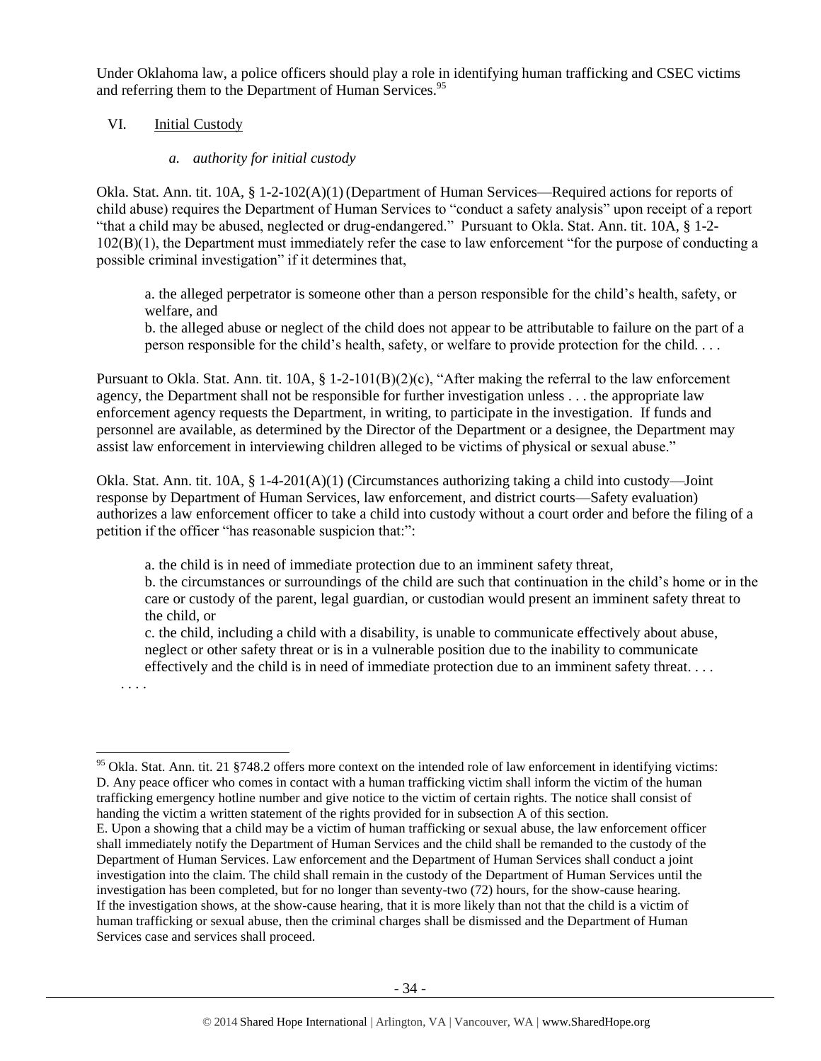Under Oklahoma law, a police officers should play a role in identifying human trafficking and CSEC victims and referring them to the Department of Human Services.[95]

VI. Initial Custody

*a. authority for initial custody*

Okla. Stat. Ann. tit. 10A, § 1-2-102(A)(1) (Department of Human Services—Required actions for reports of child abuse) requires the Department of Human Services to "conduct a safety analysis" upon receipt of a report "that a child may be abused, neglected or drug-endangered." Pursuant to Okla. Stat. Ann. tit. 10A, § 1-2-102(B)(1), the Department must immediately refer the case to law enforcement "for the purpose of conducting a possible criminal investigation" if it determines that,

> a. the alleged perpetrator is someone other than a person responsible for the child's health, safety, or welfare, and
> b. the alleged abuse or neglect of the child does not appear to be attributable to failure on the part of a person responsible for the child's health, safety, or welfare to provide protection for the child. . . .

Pursuant to Okla. Stat. Ann. tit. 10A, § 1-2-101(B)(2)(c), "After making the referral to the law enforcement agency, the Department shall not be responsible for further investigation unless . . . the appropriate law enforcement agency requests the Department, in writing, to participate in the investigation. If funds and personnel are available, as determined by the Director of the Department or a designee, the Department may assist law enforcement in interviewing children alleged to be victims of physical or sexual abuse."

Okla. Stat. Ann. tit. 10A, § 1-4-201(A)(1) (Circumstances authorizing taking a child into custody—Joint response by Department of Human Services, law enforcement, and district courts—Safety evaluation) authorizes a law enforcement officer to take a child into custody without a court order and before the filing of a petition if the officer "has reasonable suspicion that:":

> a. the child is in need of immediate protection due to an imminent safety threat,
> b. the circumstances or surroundings of the child are such that continuation in the child's home or in the care or custody of the parent, legal guardian, or custodian would present an imminent safety threat to the child, or
> c. the child, including a child with a disability, is unable to communicate effectively about abuse, neglect or other safety threat or is in a vulnerable position due to the inability to communicate effectively and the child is in need of immediate protection due to an imminent safety threat. . . .

. . . .

---

[95] Okla. Stat. Ann. tit. 21 §748.2 offers more context on the intended role of law enforcement in identifying victims:
D. Any peace officer who comes in contact with a human trafficking victim shall inform the victim of the human trafficking emergency hotline number and give notice to the victim of certain rights. The notice shall consist of handing the victim a written statement of the rights provided for in subsection A of this section.
E. Upon a showing that a child may be a victim of human trafficking or sexual abuse, the law enforcement officer shall immediately notify the Department of Human Services and the child shall be remanded to the custody of the Department of Human Services. Law enforcement and the Department of Human Services shall conduct a joint investigation into the claim. The child shall remain in the custody of the Department of Human Services until the investigation has been completed, but for no longer than seventy-two (72) hours, for the show-cause hearing. If the investigation shows, at the show-cause hearing, that it is more likely than not that the child is a victim of human trafficking or sexual abuse, then the criminal charges shall be dismissed and the Department of Human Services case and services shall proceed.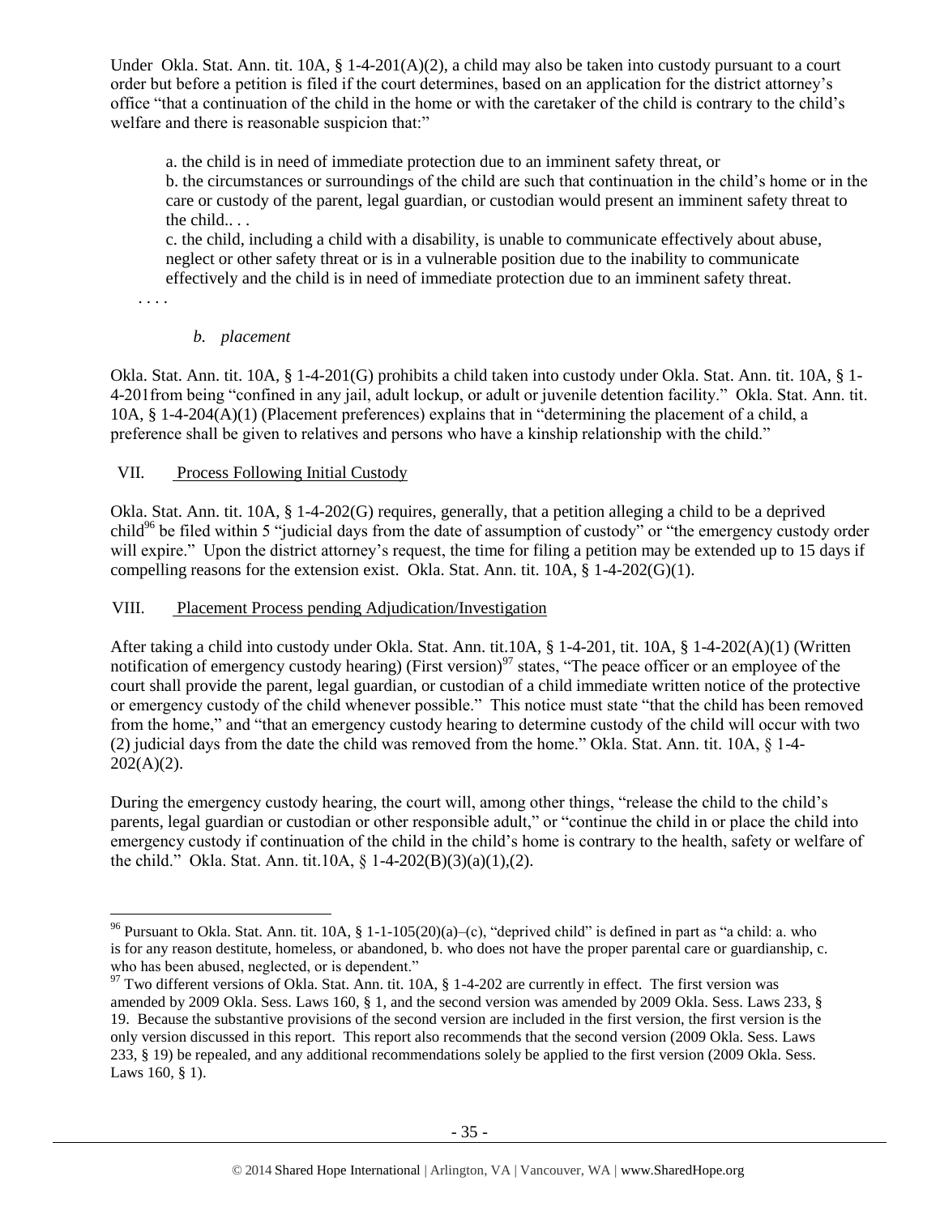Under Okla. Stat. Ann. tit. 10A, § 1-4-201(A)(2), a child may also be taken into custody pursuant to a court order but before a petition is filed if the court determines, based on an application for the district attorney's office "that a continuation of the child in the home or with the caretaker of the child is contrary to the child's welfare and there is reasonable suspicion that:"

> a. the child is in need of immediate protection due to an imminent safety threat, or
>
> b. the circumstances or surroundings of the child are such that continuation in the child's home or in the care or custody of the parent, legal guardian, or custodian would present an imminent safety threat to the child.. . .
>
> c. the child, including a child with a disability, is unable to communicate effectively about abuse, neglect or other safety threat or is in a vulnerable position due to the inability to communicate effectively and the child is in need of immediate protection due to an imminent safety threat.

. . . .

*b. placement*

Okla. Stat. Ann. tit. 10A, § 1-4-201(G) prohibits a child taken into custody under Okla. Stat. Ann. tit. 10A, § 1-4-201from being "confined in any jail, adult lockup, or adult or juvenile detention facility." Okla. Stat. Ann. tit. 10A, § 1-4-204(A)(1) (Placement preferences) explains that in "determining the placement of a child, a preference shall be given to relatives and persons who have a kinship relationship with the child."

## VII. Process Following Initial Custody

Okla. Stat. Ann. tit. 10A, § 1-4-202(G) requires, generally, that a petition alleging a child to be a deprived child[96] be filed within 5 "judicial days from the date of assumption of custody" or "the emergency custody order will expire." Upon the district attorney's request, the time for filing a petition may be extended up to 15 days if compelling reasons for the extension exist. Okla. Stat. Ann. tit. 10A, § 1-4-202(G)(1).

## VIII. Placement Process pending Adjudication/Investigation

After taking a child into custody under Okla. Stat. Ann. tit.10A, § 1-4-201, tit. 10A, § 1-4-202(A)(1) (Written notification of emergency custody hearing) (First version)[97] states, "The peace officer or an employee of the court shall provide the parent, legal guardian, or custodian of a child immediate written notice of the protective or emergency custody of the child whenever possible." This notice must state "that the child has been removed from the home," and "that an emergency custody hearing to determine custody of the child will occur with two (2) judicial days from the date the child was removed from the home." Okla. Stat. Ann. tit. 10A, § 1-4-202(A)(2).

During the emergency custody hearing, the court will, among other things, "release the child to the child's parents, legal guardian or custodian or other responsible adult," or "continue the child in or place the child into emergency custody if continuation of the child in the child's home is contrary to the health, safety or welfare of the child." Okla. Stat. Ann. tit.10A, § 1-4-202(B)(3)(a)(1),(2).

---

[96] Pursuant to Okla. Stat. Ann. tit. 10A, § 1-1-105(20)(a)–(c), "deprived child" is defined in part as "a child: a. who is for any reason destitute, homeless, or abandoned, b. who does not have the proper parental care or guardianship, c. who has been abused, neglected, or is dependent."

[97] Two different versions of Okla. Stat. Ann. tit. 10A, § 1-4-202 are currently in effect. The first version was amended by 2009 Okla. Sess. Laws 160, § 1, and the second version was amended by 2009 Okla. Sess. Laws 233, § 19. Because the substantive provisions of the second version are included in the first version, the first version is the only version discussed in this report. This report also recommends that the second version (2009 Okla. Sess. Laws 233, § 19) be repealed, and any additional recommendations solely be applied to the first version (2009 Okla. Sess. Laws 160, § 1).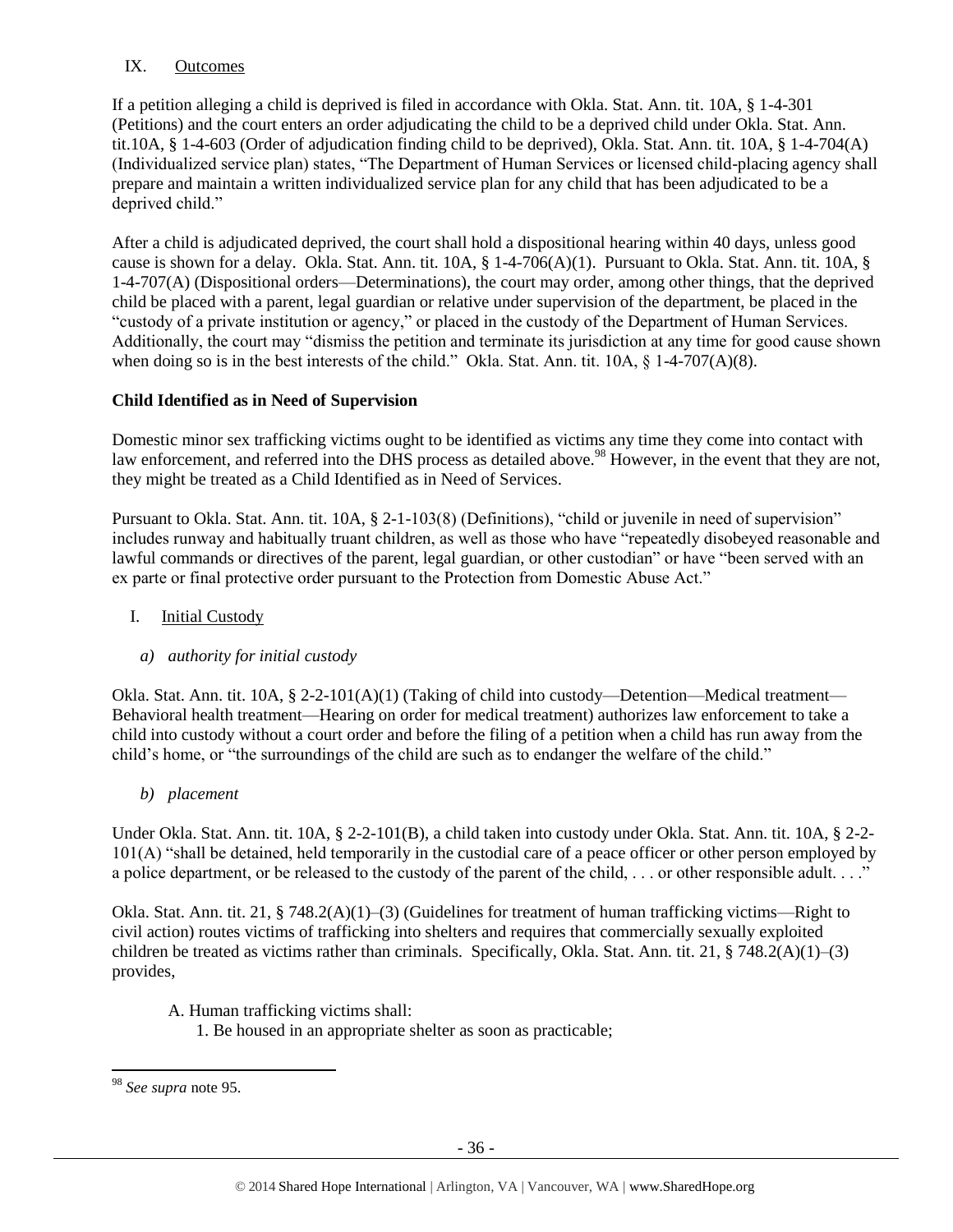## IX. Outcomes

If a petition alleging a child is deprived is filed in accordance with Okla. Stat. Ann. tit. 10A, § 1-4-301 (Petitions) and the court enters an order adjudicating the child to be a deprived child under Okla. Stat. Ann. tit.10A, § 1-4-603 (Order of adjudication finding child to be deprived), Okla. Stat. Ann. tit. 10A, § 1-4-704(A) (Individualized service plan) states, "The Department of Human Services or licensed child-placing agency shall prepare and maintain a written individualized service plan for any child that has been adjudicated to be a deprived child."

After a child is adjudicated deprived, the court shall hold a dispositional hearing within 40 days, unless good cause is shown for a delay. Okla. Stat. Ann. tit. 10A, § 1-4-706(A)(1). Pursuant to Okla. Stat. Ann. tit. 10A, § 1-4-707(A) (Dispositional orders—Determinations), the court may order, among other things, that the deprived child be placed with a parent, legal guardian or relative under supervision of the department, be placed in the "custody of a private institution or agency," or placed in the custody of the Department of Human Services. Additionally, the court may "dismiss the petition and terminate its jurisdiction at any time for good cause shown when doing so is in the best interests of the child." Okla. Stat. Ann. tit. 10A, § 1-4-707(A)(8).

**Child Identified as in Need of Supervision**

Domestic minor sex trafficking victims ought to be identified as victims any time they come into contact with law enforcement, and referred into the DHS process as detailed above.[98] However, in the event that they are not, they might be treated as a Child Identified as in Need of Services.

Pursuant to Okla. Stat. Ann. tit. 10A, § 2-1-103(8) (Definitions), "child or juvenile in need of supervision" includes runway and habitually truant children, as well as those who have "repeatedly disobeyed reasonable and lawful commands or directives of the parent, legal guardian, or other custodian" or have "been served with an ex parte or final protective order pursuant to the Protection from Domestic Abuse Act."

## I. Initial Custody

*a) authority for initial custody*

Okla. Stat. Ann. tit. 10A, § 2-2-101(A)(1) (Taking of child into custody—Detention—Medical treatment—Behavioral health treatment—Hearing on order for medical treatment) authorizes law enforcement to take a child into custody without a court order and before the filing of a petition when a child has run away from the child's home, or "the surroundings of the child are such as to endanger the welfare of the child."

*b) placement*

Under Okla. Stat. Ann. tit. 10A, § 2-2-101(B), a child taken into custody under Okla. Stat. Ann. tit. 10A, § 2-2-101(A) "shall be detained, held temporarily in the custodial care of a peace officer or other person employed by a police department, or be released to the custody of the parent of the child, . . . or other responsible adult. . . ."

Okla. Stat. Ann. tit. 21, § 748.2(A)(1)–(3) (Guidelines for treatment of human trafficking victims—Right to civil action) routes victims of trafficking into shelters and requires that commercially sexually exploited children be treated as victims rather than criminals. Specifically, Okla. Stat. Ann. tit. 21, § 748.2(A)(1)–(3) provides,

> A. Human trafficking victims shall:
> 1. Be housed in an appropriate shelter as soon as practicable;

---

[98] *See supra* note 95.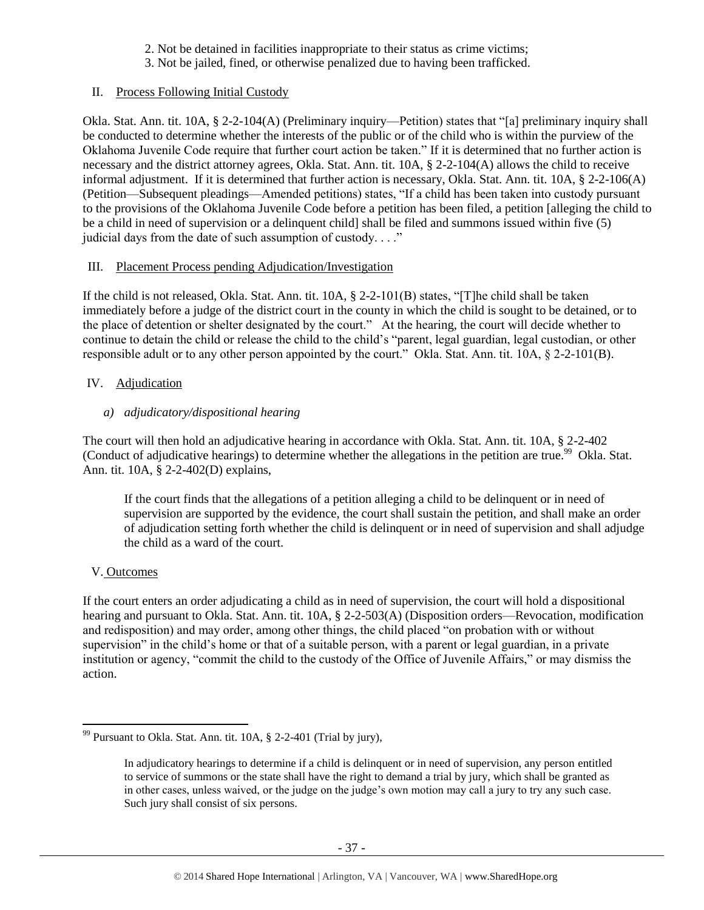2. Not be detained in facilities inappropriate to their status as crime victims;
3. Not be jailed, fined, or otherwise penalized due to having been trafficked.

II. Process Following Initial Custody

Okla. Stat. Ann. tit. 10A, § 2-2-104(A) (Preliminary inquiry—Petition) states that "[a] preliminary inquiry shall be conducted to determine whether the interests of the public or of the child who is within the purview of the Oklahoma Juvenile Code require that further court action be taken." If it is determined that no further action is necessary and the district attorney agrees, Okla. Stat. Ann. tit. 10A, § 2-2-104(A) allows the child to receive informal adjustment. If it is determined that further action is necessary, Okla. Stat. Ann. tit. 10A, § 2-2-106(A) (Petition—Subsequent pleadings—Amended petitions) states, "If a child has been taken into custody pursuant to the provisions of the Oklahoma Juvenile Code before a petition has been filed, a petition [alleging the child to be a child in need of supervision or a delinquent child] shall be filed and summons issued within five (5) judicial days from the date of such assumption of custody. . . ."

III. Placement Process pending Adjudication/Investigation

If the child is not released, Okla. Stat. Ann. tit. 10A, § 2-2-101(B) states, "[T]he child shall be taken immediately before a judge of the district court in the county in which the child is sought to be detained, or to the place of detention or shelter designated by the court." At the hearing, the court will decide whether to continue to detain the child or release the child to the child's "parent, legal guardian, legal custodian, or other responsible adult or to any other person appointed by the court." Okla. Stat. Ann. tit. 10A, § 2-2-101(B).

IV. Adjudication

*a) adjudicatory/dispositional hearing*

The court will then hold an adjudicative hearing in accordance with Okla. Stat. Ann. tit. 10A, § 2-2-402 (Conduct of adjudicative hearings) to determine whether the allegations in the petition are true.[99] Okla. Stat. Ann. tit. 10A, § 2-2-402(D) explains,

> If the court finds that the allegations of a petition alleging a child to be delinquent or in need of supervision are supported by the evidence, the court shall sustain the petition, and shall make an order of adjudication setting forth whether the child is delinquent or in need of supervision and shall adjudge the child as a ward of the court.

V. Outcomes

If the court enters an order adjudicating a child as in need of supervision, the court will hold a dispositional hearing and pursuant to Okla. Stat. Ann. tit. 10A, § 2-2-503(A) (Disposition orders—Revocation, modification and redisposition) and may order, among other things, the child placed "on probation with or without supervision" in the child's home or that of a suitable person, with a parent or legal guardian, in a private institution or agency, "commit the child to the custody of the Office of Juvenile Affairs," or may dismiss the action.

---

[99] Pursuant to Okla. Stat. Ann. tit. 10A, § 2-2-401 (Trial by jury),

> In adjudicatory hearings to determine if a child is delinquent or in need of supervision, any person entitled to service of summons or the state shall have the right to demand a trial by jury, which shall be granted as in other cases, unless waived, or the judge on the judge's own motion may call a jury to try any such case. Such jury shall consist of six persons.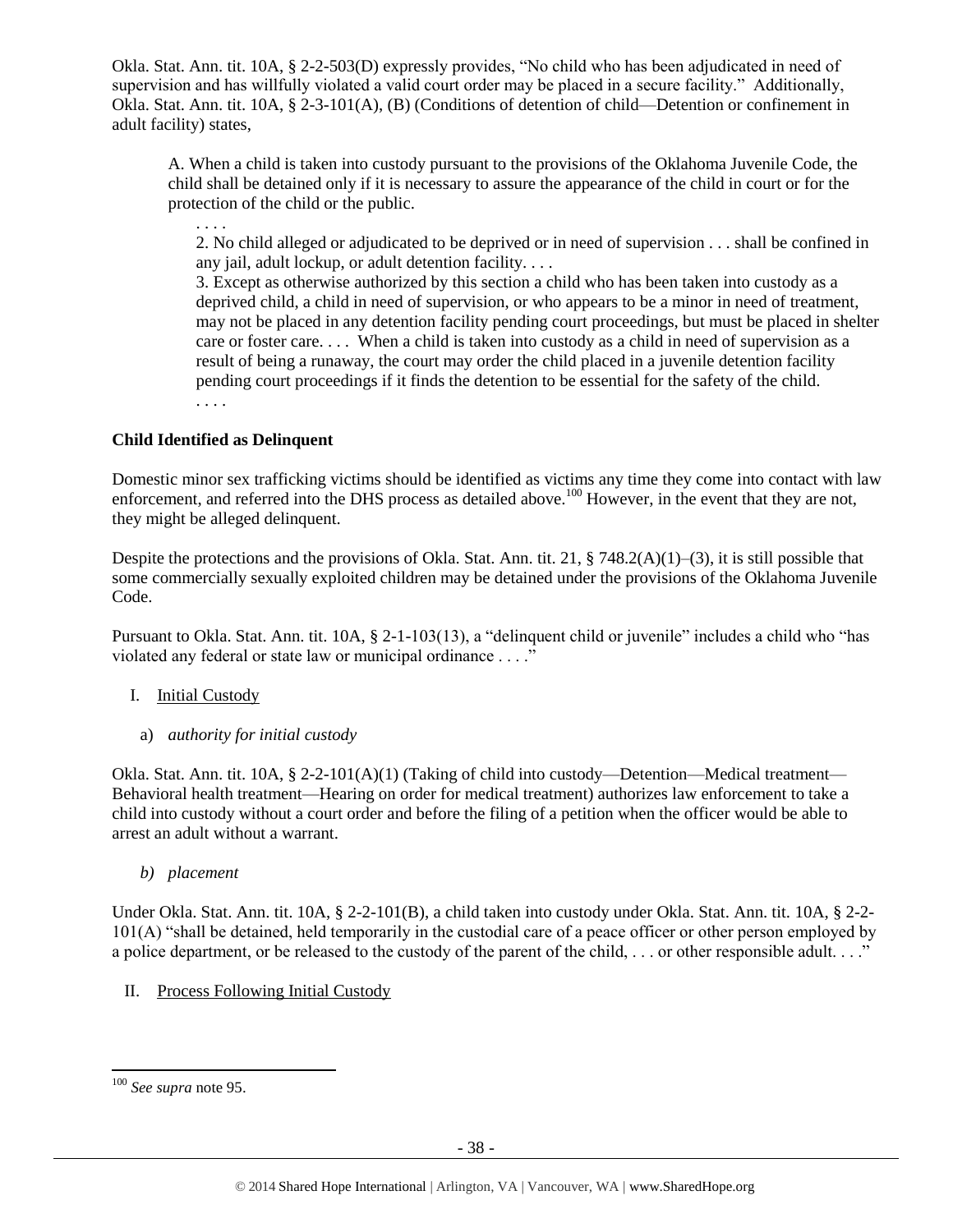Okla. Stat. Ann. tit. 10A, § 2-2-503(D) expressly provides, "No child who has been adjudicated in need of supervision and has willfully violated a valid court order may be placed in a secure facility." Additionally, Okla. Stat. Ann. tit. 10A, § 2-3-101(A), (B) (Conditions of detention of child—Detention or confinement in adult facility) states,

> A. When a child is taken into custody pursuant to the provisions of the Oklahoma Juvenile Code, the child shall be detained only if it is necessary to assure the appearance of the child in court or for the protection of the child or the public.
>
> . . . .
>
> 2. No child alleged or adjudicated to be deprived or in need of supervision . . . shall be confined in any jail, adult lockup, or adult detention facility. . . .
>
> 3. Except as otherwise authorized by this section a child who has been taken into custody as a deprived child, a child in need of supervision, or who appears to be a minor in need of treatment, may not be placed in any detention facility pending court proceedings, but must be placed in shelter care or foster care. . . . When a child is taken into custody as a child in need of supervision as a result of being a runaway, the court may order the child placed in a juvenile detention facility pending court proceedings if it finds the detention to be essential for the safety of the child.
>
> . . . .

**Child Identified as Delinquent**

Domestic minor sex trafficking victims should be identified as victims any time they come into contact with law enforcement, and referred into the DHS process as detailed above.[100] However, in the event that they are not, they might be alleged delinquent.

Despite the protections and the provisions of Okla. Stat. Ann. tit. 21, § 748.2(A)(1)–(3), it is still possible that some commercially sexually exploited children may be detained under the provisions of the Oklahoma Juvenile Code.

Pursuant to Okla. Stat. Ann. tit. 10A, § 2-1-103(13), a "delinquent child or juvenile" includes a child who "has violated any federal or state law or municipal ordinance . . . ."

I. Initial Custody

a) *authority for initial custody*

Okla. Stat. Ann. tit. 10A, § 2-2-101(A)(1) (Taking of child into custody—Detention—Medical treatment—Behavioral health treatment—Hearing on order for medical treatment) authorizes law enforcement to take a child into custody without a court order and before the filing of a petition when the officer would be able to arrest an adult without a warrant.

b) *placement*

Under Okla. Stat. Ann. tit. 10A, § 2-2-101(B), a child taken into custody under Okla. Stat. Ann. tit. 10A, § 2-2-101(A) "shall be detained, held temporarily in the custodial care of a peace officer or other person employed by a police department, or be released to the custody of the parent of the child, . . . or other responsible adult. . . ."

II. Process Following Initial Custody

---

[100] *See supra* note 95.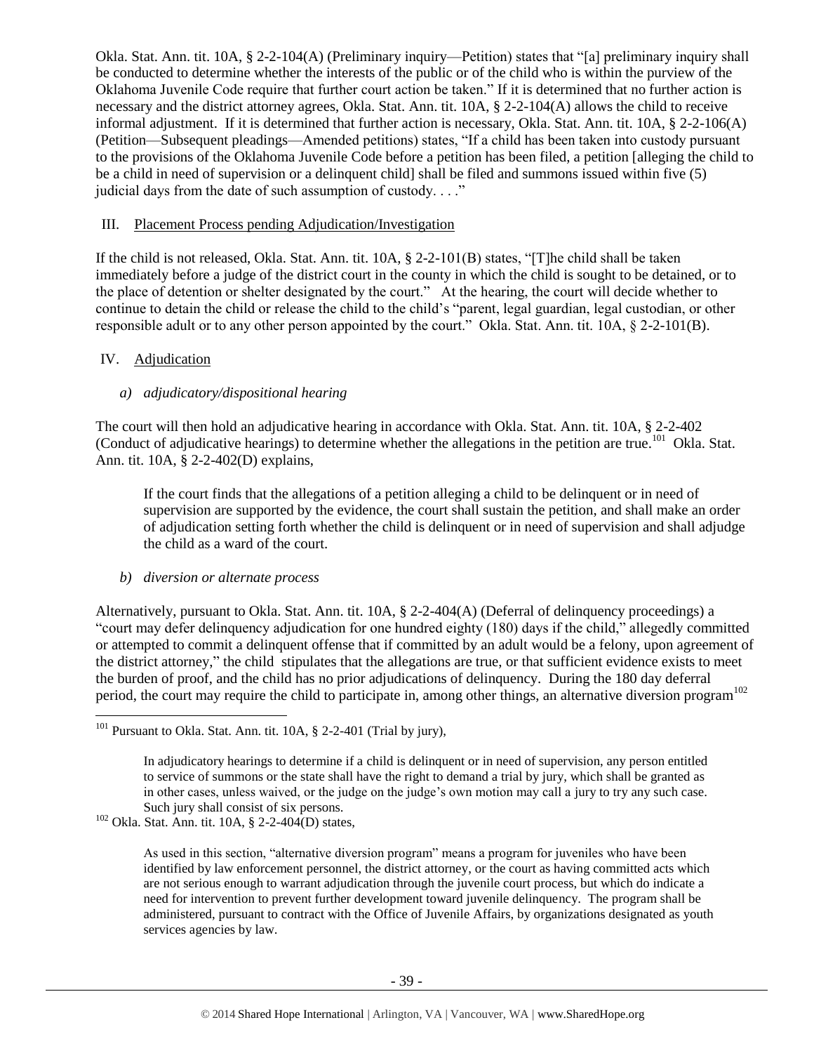Okla. Stat. Ann. tit. 10A, § 2-2-104(A) (Preliminary inquiry—Petition) states that "[a] preliminary inquiry shall be conducted to determine whether the interests of the public or of the child who is within the purview of the Oklahoma Juvenile Code require that further court action be taken." If it is determined that no further action is necessary and the district attorney agrees, Okla. Stat. Ann. tit. 10A, § 2-2-104(A) allows the child to receive informal adjustment. If it is determined that further action is necessary, Okla. Stat. Ann. tit. 10A, § 2-2-106(A) (Petition—Subsequent pleadings—Amended petitions) states, "If a child has been taken into custody pursuant to the provisions of the Oklahoma Juvenile Code before a petition has been filed, a petition [alleging the child to be a child in need of supervision or a delinquent child] shall be filed and summons issued within five (5) judicial days from the date of such assumption of custody. . . ."

## III. Placement Process pending Adjudication/Investigation

If the child is not released, Okla. Stat. Ann. tit. 10A, § 2-2-101(B) states, "[T]he child shall be taken immediately before a judge of the district court in the county in which the child is sought to be detained, or to the place of detention or shelter designated by the court." At the hearing, the court will decide whether to continue to detain the child or release the child to the child's "parent, legal guardian, legal custodian, or other responsible adult or to any other person appointed by the court." Okla. Stat. Ann. tit. 10A, § 2-2-101(B).

## IV. Adjudication

### *a) adjudicatory/dispositional hearing*

The court will then hold an adjudicative hearing in accordance with Okla. Stat. Ann. tit. 10A, § 2-2-402 (Conduct of adjudicative hearings) to determine whether the allegations in the petition are true.[101] Okla. Stat. Ann. tit. 10A, § 2-2-402(D) explains,

> If the court finds that the allegations of a petition alleging a child to be delinquent or in need of supervision are supported by the evidence, the court shall sustain the petition, and shall make an order of adjudication setting forth whether the child is delinquent or in need of supervision and shall adjudge the child as a ward of the court.

### *b) diversion or alternate process*

Alternatively, pursuant to Okla. Stat. Ann. tit. 10A, § 2-2-404(A) (Deferral of delinquency proceedings) a "court may defer delinquency adjudication for one hundred eighty (180) days if the child," allegedly committed or attempted to commit a delinquent offense that if committed by an adult would be a felony, upon agreement of the district attorney," the child stipulates that the allegations are true, or that sufficient evidence exists to meet the burden of proof, and the child has no prior adjudications of delinquency. During the 180 day deferral period, the court may require the child to participate in, among other things, an alternative diversion program[102]

---

[101] Pursuant to Okla. Stat. Ann. tit. 10A, § 2-2-401 (Trial by jury),

> In adjudicatory hearings to determine if a child is delinquent or in need of supervision, any person entitled to service of summons or the state shall have the right to demand a trial by jury, which shall be granted as in other cases, unless waived, or the judge on the judge's own motion may call a jury to try any such case. Such jury shall consist of six persons.

[102] Okla. Stat. Ann. tit. 10A, § 2-2-404(D) states,

> As used in this section, "alternative diversion program" means a program for juveniles who have been identified by law enforcement personnel, the district attorney, or the court as having committed acts which are not serious enough to warrant adjudication through the juvenile court process, but which do indicate a need for intervention to prevent further development toward juvenile delinquency. The program shall be administered, pursuant to contract with the Office of Juvenile Affairs, by organizations designated as youth services agencies by law.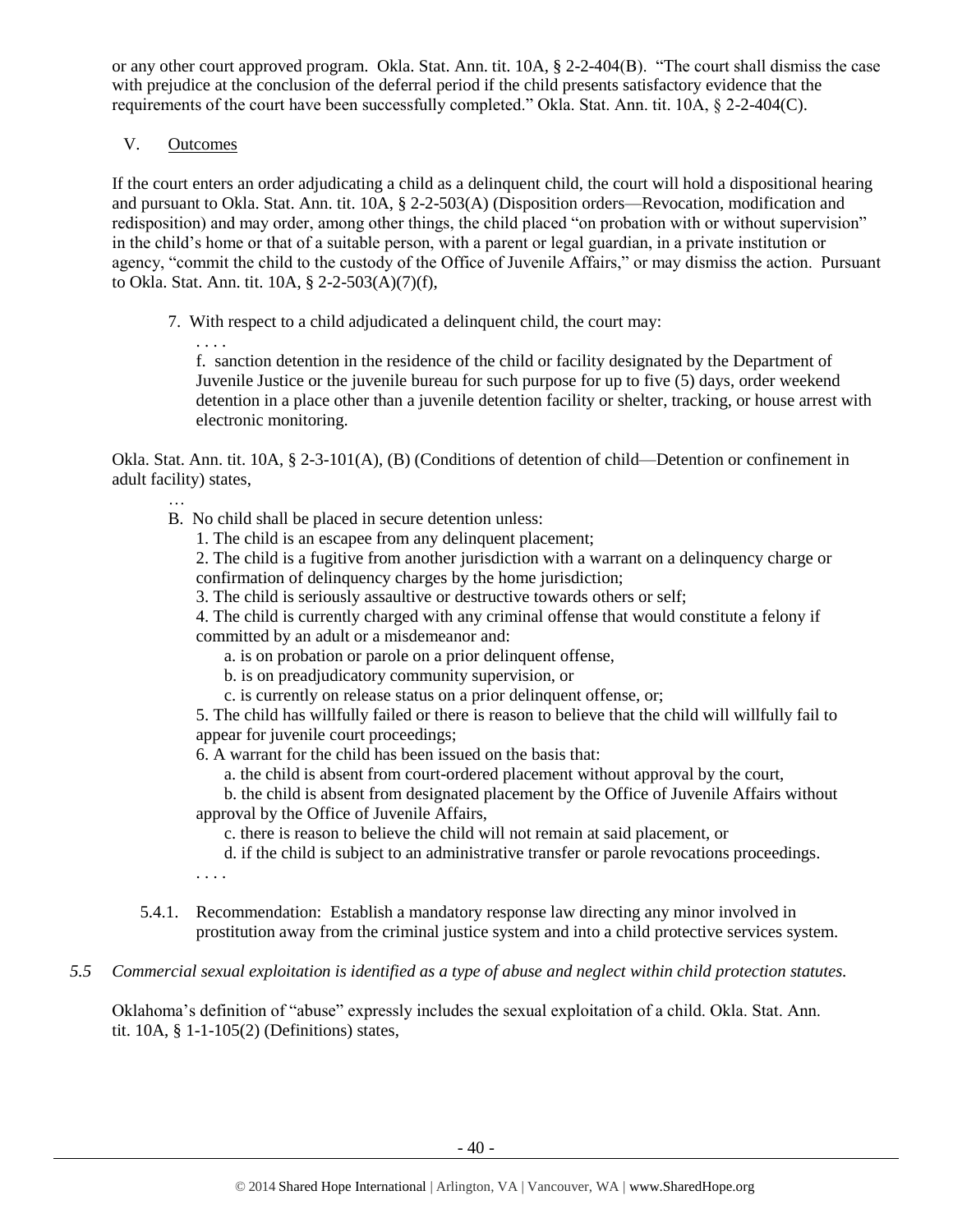or any other court approved program. Okla. Stat. Ann. tit. 10A, § 2-2-404(B). "The court shall dismiss the case with prejudice at the conclusion of the deferral period if the child presents satisfactory evidence that the requirements of the court have been successfully completed." Okla. Stat. Ann. tit. 10A, § 2-2-404(C).

V. Outcomes

If the court enters an order adjudicating a child as a delinquent child, the court will hold a dispositional hearing and pursuant to Okla. Stat. Ann. tit. 10A, § 2-2-503(A) (Disposition orders—Revocation, modification and redisposition) and may order, among other things, the child placed "on probation with or without supervision" in the child's home or that of a suitable person, with a parent or legal guardian, in a private institution or agency, "commit the child to the custody of the Office of Juvenile Affairs," or may dismiss the action. Pursuant to Okla. Stat. Ann. tit. 10A, § 2-2-503(A)(7)(f),

> 7. With respect to a child adjudicated a delinquent child, the court may:
>
> . . . .
>
> f. sanction detention in the residence of the child or facility designated by the Department of Juvenile Justice or the juvenile bureau for such purpose for up to five (5) days, order weekend detention in a place other than a juvenile detention facility or shelter, tracking, or house arrest with electronic monitoring.

Okla. Stat. Ann. tit. 10A, § 2-3-101(A), (B) (Conditions of detention of child—Detention or confinement in adult facility) states,

> …
>
> B. No child shall be placed in secure detention unless:
>
> 1. The child is an escapee from any delinquent placement;
>
> 2. The child is a fugitive from another jurisdiction with a warrant on a delinquency charge or confirmation of delinquency charges by the home jurisdiction;
>
> 3. The child is seriously assaultive or destructive towards others or self;
>
> 4. The child is currently charged with any criminal offense that would constitute a felony if committed by an adult or a misdemeanor and:
>
> a. is on probation or parole on a prior delinquent offense,
>
> b. is on preadjudicatory community supervision, or
>
> c. is currently on release status on a prior delinquent offense, or;
>
> 5. The child has willfully failed or there is reason to believe that the child will willfully fail to appear for juvenile court proceedings;
>
> 6. A warrant for the child has been issued on the basis that:
>
> a. the child is absent from court-ordered placement without approval by the court,
>
> b. the child is absent from designated placement by the Office of Juvenile Affairs without approval by the Office of Juvenile Affairs,
>
> c. there is reason to believe the child will not remain at said placement, or
>
> d. if the child is subject to an administrative transfer or parole revocations proceedings.
>
> . . . .

5.4.1. Recommendation: Establish a mandatory response law directing any minor involved in prostitution away from the criminal justice system and into a child protective services system.

*5.5 Commercial sexual exploitation is identified as a type of abuse and neglect within child protection statutes.*

Oklahoma's definition of "abuse" expressly includes the sexual exploitation of a child. Okla. Stat. Ann. tit. 10A, § 1-1-105(2) (Definitions) states,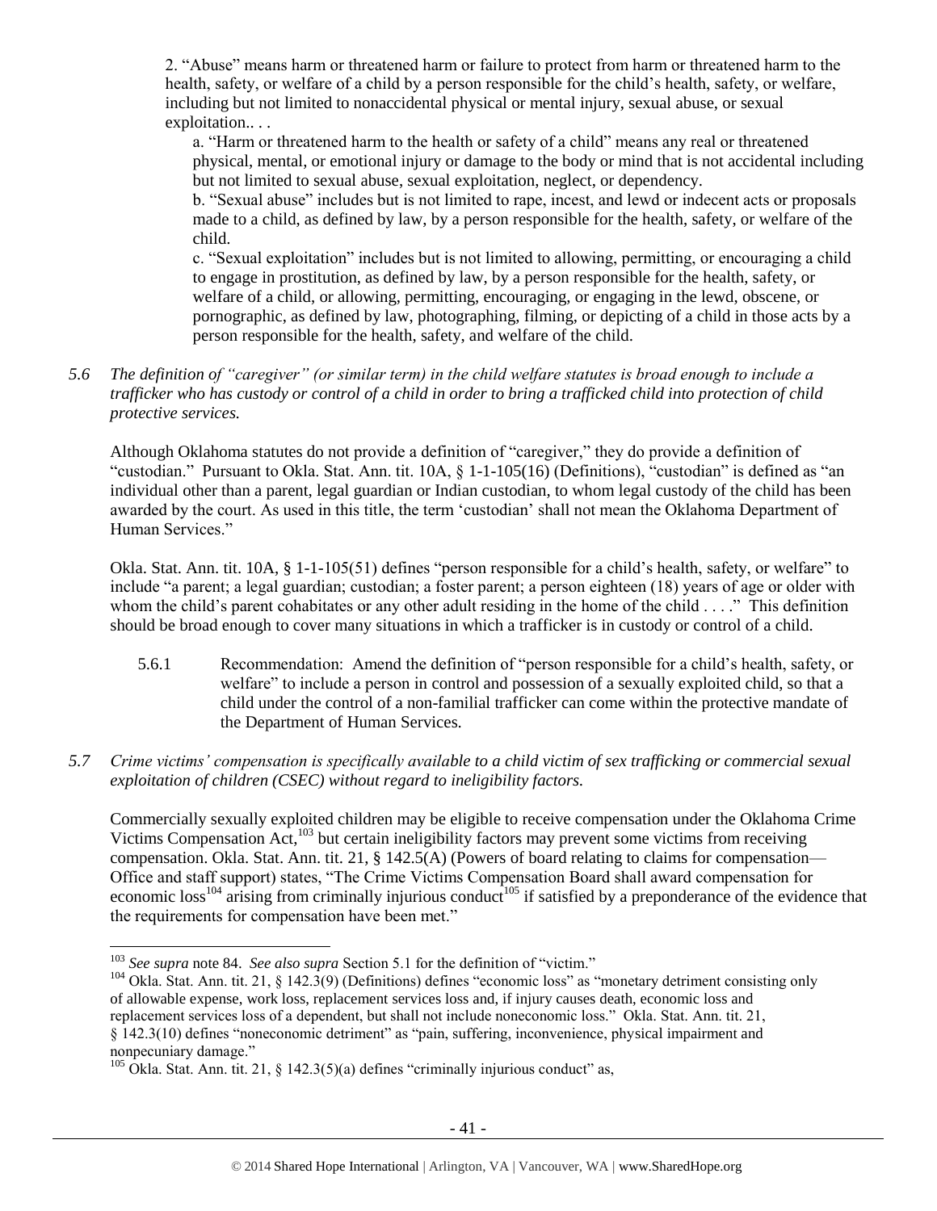2. "Abuse" means harm or threatened harm or failure to protect from harm or threatened harm to the health, safety, or welfare of a child by a person responsible for the child's health, safety, or welfare, including but not limited to nonaccidental physical or mental injury, sexual abuse, or sexual exploitation.. . .

a. "Harm or threatened harm to the health or safety of a child" means any real or threatened physical, mental, or emotional injury or damage to the body or mind that is not accidental including but not limited to sexual abuse, sexual exploitation, neglect, or dependency.

b. "Sexual abuse" includes but is not limited to rape, incest, and lewd or indecent acts or proposals made to a child, as defined by law, by a person responsible for the health, safety, or welfare of the child.

c. "Sexual exploitation" includes but is not limited to allowing, permitting, or encouraging a child to engage in prostitution, as defined by law, by a person responsible for the health, safety, or welfare of a child, or allowing, permitting, encouraging, or engaging in the lewd, obscene, or pornographic, as defined by law, photographing, filming, or depicting of a child in those acts by a person responsible for the health, safety, and welfare of the child.

*5.6 The definition of "caregiver" (or similar term) in the child welfare statutes is broad enough to include a trafficker who has custody or control of a child in order to bring a trafficked child into protection of child protective services.*

Although Oklahoma statutes do not provide a definition of "caregiver," they do provide a definition of "custodian." Pursuant to Okla. Stat. Ann. tit. 10A, § 1-1-105(16) (Definitions), "custodian" is defined as "an individual other than a parent, legal guardian or Indian custodian, to whom legal custody of the child has been awarded by the court. As used in this title, the term 'custodian' shall not mean the Oklahoma Department of Human Services."

Okla. Stat. Ann. tit. 10A, § 1-1-105(51) defines "person responsible for a child's health, safety, or welfare" to include "a parent; a legal guardian; custodian; a foster parent; a person eighteen (18) years of age or older with whom the child's parent cohabitates or any other adult residing in the home of the child . . . ." This definition should be broad enough to cover many situations in which a trafficker is in custody or control of a child.

5.6.1 Recommendation: Amend the definition of "person responsible for a child's health, safety, or welfare" to include a person in control and possession of a sexually exploited child, so that a child under the control of a non-familial trafficker can come within the protective mandate of the Department of Human Services.

*5.7 Crime victims' compensation is specifically available to a child victim of sex trafficking or commercial sexual exploitation of children (CSEC) without regard to ineligibility factors.*

Commercially sexually exploited children may be eligible to receive compensation under the Oklahoma Crime Victims Compensation Act,[103] but certain ineligibility factors may prevent some victims from receiving compensation. Okla. Stat. Ann. tit. 21, § 142.5(A) (Powers of board relating to claims for compensation—Office and staff support) states, "The Crime Victims Compensation Board shall award compensation for economic loss[104] arising from criminally injurious conduct[105] if satisfied by a preponderance of the evidence that the requirements for compensation have been met."

---

[103] *See supra* note 84. *See also supra* Section 5.1 for the definition of "victim."

[104] Okla. Stat. Ann. tit. 21, § 142.3(9) (Definitions) defines "economic loss" as "monetary detriment consisting only of allowable expense, work loss, replacement services loss and, if injury causes death, economic loss and replacement services loss of a dependent, but shall not include noneconomic loss." Okla. Stat. Ann. tit. 21, § 142.3(10) defines "noneconomic detriment" as "pain, suffering, inconvenience, physical impairment and nonpecuniary damage."

[105] Okla. Stat. Ann. tit. 21, § 142.3(5)(a) defines "criminally injurious conduct" as,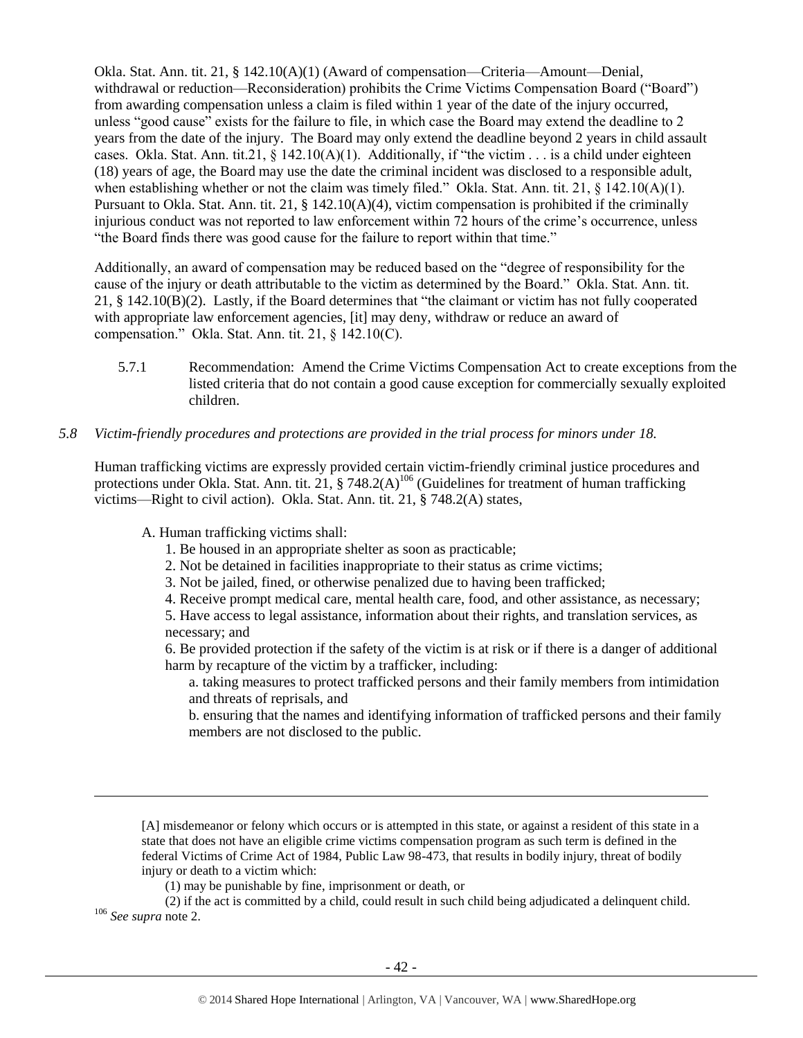Okla. Stat. Ann. tit. 21, § 142.10(A)(1) (Award of compensation—Criteria—Amount—Denial, withdrawal or reduction—Reconsideration) prohibits the Crime Victims Compensation Board ("Board") from awarding compensation unless a claim is filed within 1 year of the date of the injury occurred, unless "good cause" exists for the failure to file, in which case the Board may extend the deadline to 2 years from the date of the injury. The Board may only extend the deadline beyond 2 years in child assault cases. Okla. Stat. Ann. tit.21, § 142.10(A)(1). Additionally, if "the victim . . . is a child under eighteen (18) years of age, the Board may use the date the criminal incident was disclosed to a responsible adult, when establishing whether or not the claim was timely filed." Okla. Stat. Ann. tit. 21, § 142.10(A)(1). Pursuant to Okla. Stat. Ann. tit. 21, § 142.10(A)(4), victim compensation is prohibited if the criminally injurious conduct was not reported to law enforcement within 72 hours of the crime's occurrence, unless "the Board finds there was good cause for the failure to report within that time."

Additionally, an award of compensation may be reduced based on the "degree of responsibility for the cause of the injury or death attributable to the victim as determined by the Board." Okla. Stat. Ann. tit. 21, § 142.10(B)(2). Lastly, if the Board determines that "the claimant or victim has not fully cooperated with appropriate law enforcement agencies, [it] may deny, withdraw or reduce an award of compensation." Okla. Stat. Ann. tit. 21, § 142.10(C).

5.7.1 Recommendation: Amend the Crime Victims Compensation Act to create exceptions from the listed criteria that do not contain a good cause exception for commercially sexually exploited children.

*5.8 Victim-friendly procedures and protections are provided in the trial process for minors under 18.*

Human trafficking victims are expressly provided certain victim-friendly criminal justice procedures and protections under Okla. Stat. Ann. tit. 21, § 748.2(A)[106] (Guidelines for treatment of human trafficking victims—Right to civil action). Okla. Stat. Ann. tit. 21, § 748.2(A) states,

> A. Human trafficking victims shall:
> 1. Be housed in an appropriate shelter as soon as practicable;
> 2. Not be detained in facilities inappropriate to their status as crime victims;
> 3. Not be jailed, fined, or otherwise penalized due to having been trafficked;
> 4. Receive prompt medical care, mental health care, food, and other assistance, as necessary;
> 5. Have access to legal assistance, information about their rights, and translation services, as necessary; and
> 6. Be provided protection if the safety of the victim is at risk or if there is a danger of additional harm by recapture of the victim by a trafficker, including:
> a. taking measures to protect trafficked persons and their family members from intimidation and threats of reprisals, and
> b. ensuring that the names and identifying information of trafficked persons and their family members are not disclosed to the public.

---

> [A] misdemeanor or felony which occurs or is attempted in this state, or against a resident of this state in a state that does not have an eligible crime victims compensation program as such term is defined in the federal Victims of Crime Act of 1984, Public Law 98-473, that results in bodily injury, threat of bodily injury or death to a victim which:
> (1) may be punishable by fine, imprisonment or death, or
> (2) if the act is committed by a child, could result in such child being adjudicated a delinquent child.

[106] *See supra* note 2.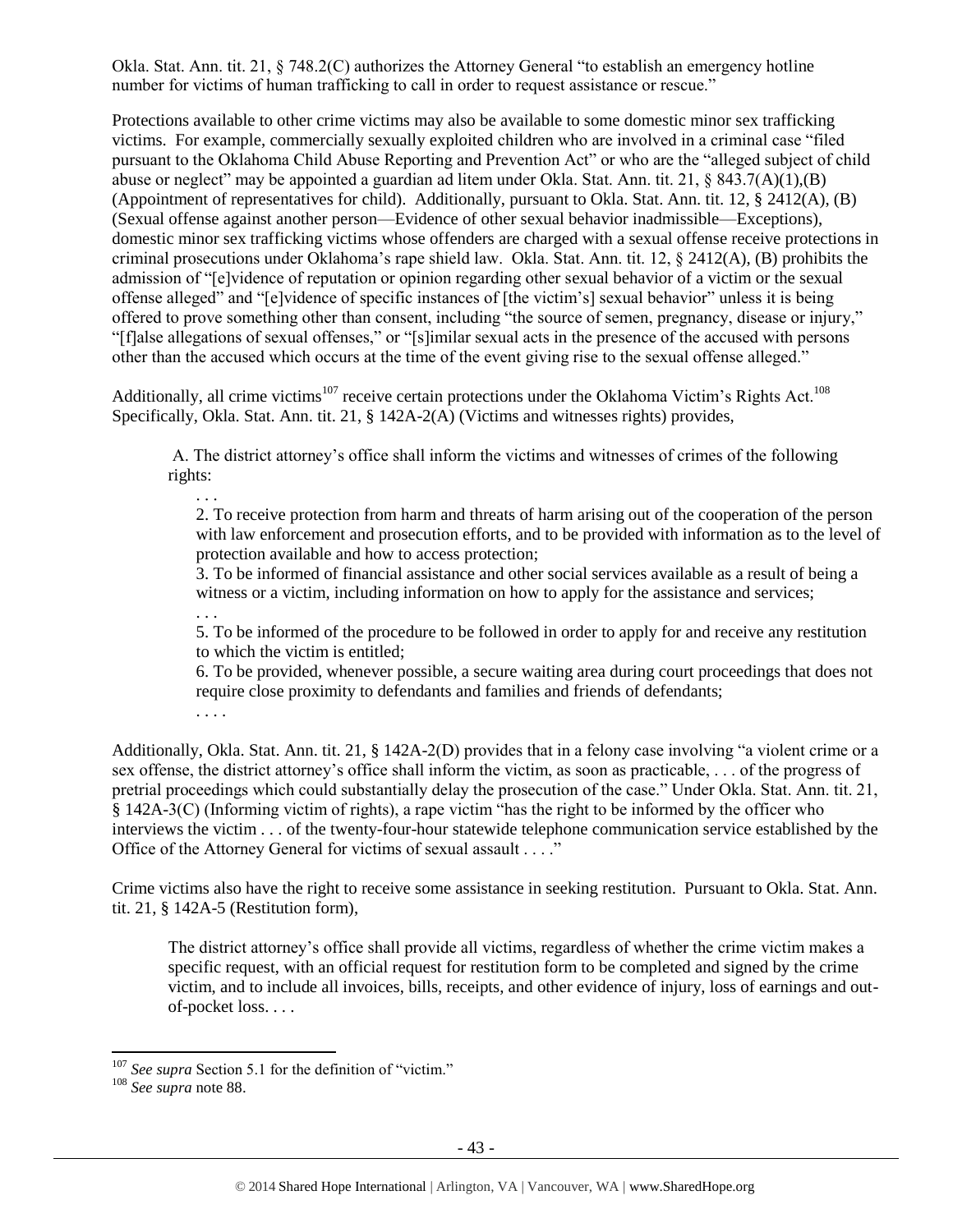Okla. Stat. Ann. tit. 21, § 748.2(C) authorizes the Attorney General "to establish an emergency hotline number for victims of human trafficking to call in order to request assistance or rescue."

Protections available to other crime victims may also be available to some domestic minor sex trafficking victims. For example, commercially sexually exploited children who are involved in a criminal case "filed pursuant to the Oklahoma Child Abuse Reporting and Prevention Act" or who are the "alleged subject of child abuse or neglect" may be appointed a guardian ad litem under Okla. Stat. Ann. tit. 21, § 843.7(A)(1),(B) (Appointment of representatives for child). Additionally, pursuant to Okla. Stat. Ann. tit. 12, § 2412(A), (B) (Sexual offense against another person—Evidence of other sexual behavior inadmissible—Exceptions), domestic minor sex trafficking victims whose offenders are charged with a sexual offense receive protections in criminal prosecutions under Oklahoma's rape shield law. Okla. Stat. Ann. tit. 12, § 2412(A), (B) prohibits the admission of "[e]vidence of reputation or opinion regarding other sexual behavior of a victim or the sexual offense alleged" and "[e]vidence of specific instances of [the victim's] sexual behavior" unless it is being offered to prove something other than consent, including "the source of semen, pregnancy, disease or injury," "[f]alse allegations of sexual offenses," or "[s]imilar sexual acts in the presence of the accused with persons other than the accused which occurs at the time of the event giving rise to the sexual offense alleged."

Additionally, all crime victims[107] receive certain protections under the Oklahoma Victim's Rights Act.[108] Specifically, Okla. Stat. Ann. tit. 21, § 142A-2(A) (Victims and witnesses rights) provides,

> A. The district attorney's office shall inform the victims and witnesses of crimes of the following rights:
>
> > . . .
> >
> > 2. To receive protection from harm and threats of harm arising out of the cooperation of the person with law enforcement and prosecution efforts, and to be provided with information as to the level of protection available and how to access protection;
> >
> > 3. To be informed of financial assistance and other social services available as a result of being a witness or a victim, including information on how to apply for the assistance and services;
> >
> > . . .
> >
> > 5. To be informed of the procedure to be followed in order to apply for and receive any restitution to which the victim is entitled;
> >
> > 6. To be provided, whenever possible, a secure waiting area during court proceedings that does not require close proximity to defendants and families and friends of defendants;
> >
> > . . . .

Additionally, Okla. Stat. Ann. tit. 21, § 142A-2(D) provides that in a felony case involving "a violent crime or a sex offense, the district attorney's office shall inform the victim, as soon as practicable, . . . of the progress of pretrial proceedings which could substantially delay the prosecution of the case." Under Okla. Stat. Ann. tit. 21, § 142A-3(C) (Informing victim of rights), a rape victim "has the right to be informed by the officer who interviews the victim . . . of the twenty-four-hour statewide telephone communication service established by the Office of the Attorney General for victims of sexual assault . . . ."

Crime victims also have the right to receive some assistance in seeking restitution. Pursuant to Okla. Stat. Ann. tit. 21, § 142A-5 (Restitution form),

> The district attorney's office shall provide all victims, regardless of whether the crime victim makes a specific request, with an official request for restitution form to be completed and signed by the crime victim, and to include all invoices, bills, receipts, and other evidence of injury, loss of earnings and out-of-pocket loss. . . .

---

[107] *See supra* Section 5.1 for the definition of "victim."

[108] *See supra* note 88.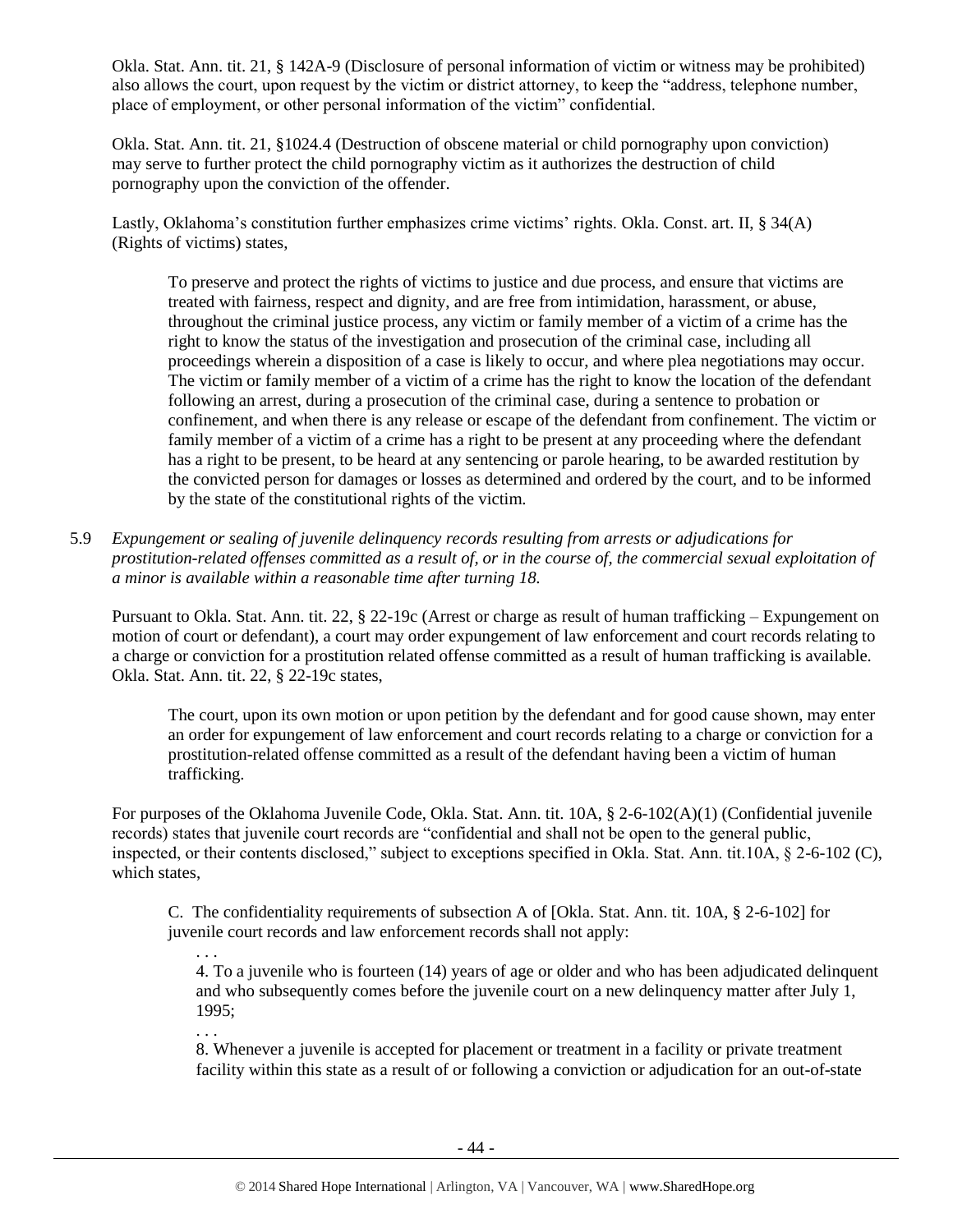Okla. Stat. Ann. tit. 21, § 142A-9 (Disclosure of personal information of victim or witness may be prohibited) also allows the court, upon request by the victim or district attorney, to keep the "address, telephone number, place of employment, or other personal information of the victim" confidential.

Okla. Stat. Ann. tit. 21, §1024.4 (Destruction of obscene material or child pornography upon conviction) may serve to further protect the child pornography victim as it authorizes the destruction of child pornography upon the conviction of the offender.

Lastly, Oklahoma's constitution further emphasizes crime victims' rights. Okla. Const. art. II, § 34(A) (Rights of victims) states,

> To preserve and protect the rights of victims to justice and due process, and ensure that victims are treated with fairness, respect and dignity, and are free from intimidation, harassment, or abuse, throughout the criminal justice process, any victim or family member of a victim of a crime has the right to know the status of the investigation and prosecution of the criminal case, including all proceedings wherein a disposition of a case is likely to occur, and where plea negotiations may occur. The victim or family member of a victim of a crime has the right to know the location of the defendant following an arrest, during a prosecution of the criminal case, during a sentence to probation or confinement, and when there is any release or escape of the defendant from confinement. The victim or family member of a victim of a crime has a right to be present at any proceeding where the defendant has a right to be present, to be heard at any sentencing or parole hearing, to be awarded restitution by the convicted person for damages or losses as determined and ordered by the court, and to be informed by the state of the constitutional rights of the victim.

5.9 *Expungement or sealing of juvenile delinquency records resulting from arrests or adjudications for prostitution-related offenses committed as a result of, or in the course of, the commercial sexual exploitation of a minor is available within a reasonable time after turning 18.*

Pursuant to Okla. Stat. Ann. tit. 22, § 22-19c (Arrest or charge as result of human trafficking – Expungement on motion of court or defendant), a court may order expungement of law enforcement and court records relating to a charge or conviction for a prostitution related offense committed as a result of human trafficking is available. Okla. Stat. Ann. tit. 22, § 22-19c states,

> The court, upon its own motion or upon petition by the defendant and for good cause shown, may enter an order for expungement of law enforcement and court records relating to a charge or conviction for a prostitution-related offense committed as a result of the defendant having been a victim of human trafficking.

For purposes of the Oklahoma Juvenile Code, Okla. Stat. Ann. tit. 10A, § 2-6-102(A)(1) (Confidential juvenile records) states that juvenile court records are "confidential and shall not be open to the general public, inspected, or their contents disclosed," subject to exceptions specified in Okla. Stat. Ann. tit.10A, § 2-6-102 (C), which states,

> C. The confidentiality requirements of subsection A of [Okla. Stat. Ann. tit. 10A, § 2-6-102] for juvenile court records and law enforcement records shall not apply:
>
> . . .
>
> 4. To a juvenile who is fourteen (14) years of age or older and who has been adjudicated delinquent and who subsequently comes before the juvenile court on a new delinquency matter after July 1, 1995;
>
> . . .
>
> 8. Whenever a juvenile is accepted for placement or treatment in a facility or private treatment facility within this state as a result of or following a conviction or adjudication for an out-of-state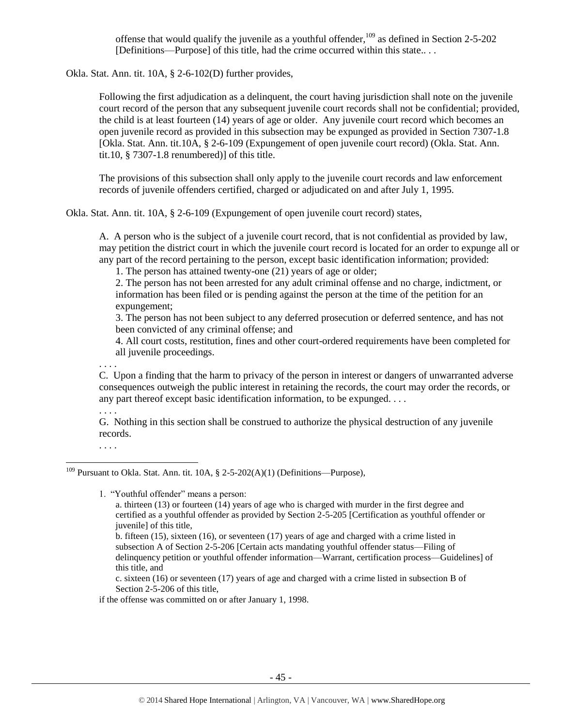> offense that would qualify the juvenile as a youthful offender,[109] as defined in Section 2-5-202 [Definitions—Purpose] of this title, had the crime occurred within this state.. . .

Okla. Stat. Ann. tit. 10A, § 2-6-102(D) further provides,

> Following the first adjudication as a delinquent, the court having jurisdiction shall note on the juvenile court record of the person that any subsequent juvenile court records shall not be confidential; provided, the child is at least fourteen (14) years of age or older. Any juvenile court record which becomes an open juvenile record as provided in this subsection may be expunged as provided in Section 7307-1.8 [Okla. Stat. Ann. tit.10A, § 2-6-109 (Expungement of open juvenile court record) (Okla. Stat. Ann. tit.10, § 7307-1.8 renumbered)] of this title.
>
> The provisions of this subsection shall only apply to the juvenile court records and law enforcement records of juvenile offenders certified, charged or adjudicated on and after July 1, 1995.

Okla. Stat. Ann. tit. 10A, § 2-6-109 (Expungement of open juvenile court record) states,

> A. A person who is the subject of a juvenile court record, that is not confidential as provided by law, may petition the district court in which the juvenile court record is located for an order to expunge all or any part of the record pertaining to the person, except basic identification information; provided:
>
> 1. The person has attained twenty-one (21) years of age or older;
> 2. The person has not been arrested for any adult criminal offense and no charge, indictment, or information has been filed or is pending against the person at the time of the petition for an expungement;
> 3. The person has not been subject to any deferred prosecution or deferred sentence, and has not been convicted of any criminal offense; and
> 4. All court costs, restitution, fines and other court-ordered requirements have been completed for all juvenile proceedings.
>
> . . . .
>
> C. Upon a finding that the harm to privacy of the person in interest or dangers of unwarranted adverse consequences outweigh the public interest in retaining the records, the court may order the records, or any part thereof except basic identification information, to be expunged. . . .
>
> . . . .
>
> G. Nothing in this section shall be construed to authorize the physical destruction of any juvenile records.
>
> . . . .

---

[109] Pursuant to Okla. Stat. Ann. tit. 10A, § 2-5-202(A)(1) (Definitions—Purpose),

> 1. "Youthful offender" means a person:
>
> a. thirteen (13) or fourteen (14) years of age who is charged with murder in the first degree and certified as a youthful offender as provided by Section 2-5-205 [Certification as youthful offender or juvenile] of this title,
>
> b. fifteen (15), sixteen (16), or seventeen (17) years of age and charged with a crime listed in subsection A of Section 2-5-206 [Certain acts mandating youthful offender status—Filing of delinquency petition or youthful offender information—Warrant, certification process—Guidelines] of this title, and
>
> c. sixteen (16) or seventeen (17) years of age and charged with a crime listed in subsection B of Section 2-5-206 of this title,
>
> if the offense was committed on or after January 1, 1998.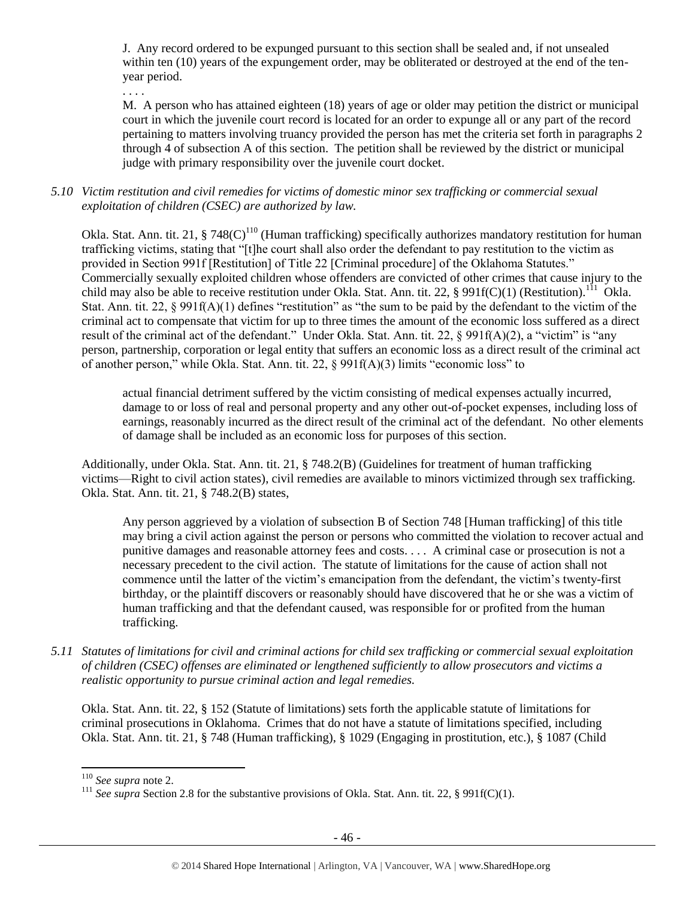J. Any record ordered to be expunged pursuant to this section shall be sealed and, if not unsealed within ten (10) years of the expungement order, may be obliterated or destroyed at the end of the ten-year period.

. . . .

M. A person who has attained eighteen (18) years of age or older may petition the district or municipal court in which the juvenile court record is located for an order to expunge all or any part of the record pertaining to matters involving truancy provided the person has met the criteria set forth in paragraphs 2 through 4 of subsection A of this section. The petition shall be reviewed by the district or municipal judge with primary responsibility over the juvenile court docket.

*5.10 Victim restitution and civil remedies for victims of domestic minor sex trafficking or commercial sexual exploitation of children (CSEC) are authorized by law.*

Okla. Stat. Ann. tit. 21, § 748(C)[110] (Human trafficking) specifically authorizes mandatory restitution for human trafficking victims, stating that "[t]he court shall also order the defendant to pay restitution to the victim as provided in Section 991f [Restitution] of Title 22 [Criminal procedure] of the Oklahoma Statutes." Commercially sexually exploited children whose offenders are convicted of other crimes that cause injury to the child may also be able to receive restitution under Okla. Stat. Ann. tit. 22, § 991f(C)(1) (Restitution).[111] Okla. Stat. Ann. tit. 22, § 991f(A)(1) defines "restitution" as "the sum to be paid by the defendant to the victim of the criminal act to compensate that victim for up to three times the amount of the economic loss suffered as a direct result of the criminal act of the defendant." Under Okla. Stat. Ann. tit. 22, § 991f(A)(2), a "victim" is "any person, partnership, corporation or legal entity that suffers an economic loss as a direct result of the criminal act of another person," while Okla. Stat. Ann. tit. 22, § 991f(A)(3) limits "economic loss" to

> actual financial detriment suffered by the victim consisting of medical expenses actually incurred, damage to or loss of real and personal property and any other out-of-pocket expenses, including loss of earnings, reasonably incurred as the direct result of the criminal act of the defendant. No other elements of damage shall be included as an economic loss for purposes of this section.

Additionally, under Okla. Stat. Ann. tit. 21, § 748.2(B) (Guidelines for treatment of human trafficking victims—Right to civil action states), civil remedies are available to minors victimized through sex trafficking. Okla. Stat. Ann. tit. 21, § 748.2(B) states,

> Any person aggrieved by a violation of subsection B of Section 748 [Human trafficking] of this title may bring a civil action against the person or persons who committed the violation to recover actual and punitive damages and reasonable attorney fees and costs. . . . A criminal case or prosecution is not a necessary precedent to the civil action. The statute of limitations for the cause of action shall not commence until the latter of the victim's emancipation from the defendant, the victim's twenty-first birthday, or the plaintiff discovers or reasonably should have discovered that he or she was a victim of human trafficking and that the defendant caused, was responsible for or profited from the human trafficking.

*5.11 Statutes of limitations for civil and criminal actions for child sex trafficking or commercial sexual exploitation of children (CSEC) offenses are eliminated or lengthened sufficiently to allow prosecutors and victims a realistic opportunity to pursue criminal action and legal remedies.*

Okla. Stat. Ann. tit. 22, § 152 (Statute of limitations) sets forth the applicable statute of limitations for criminal prosecutions in Oklahoma. Crimes that do not have a statute of limitations specified, including Okla. Stat. Ann. tit. 21, § 748 (Human trafficking), § 1029 (Engaging in prostitution, etc.), § 1087 (Child

---

[110] *See supra* note 2.

[111] *See supra* Section 2.8 for the substantive provisions of Okla. Stat. Ann. tit. 22, § 991f(C)(1).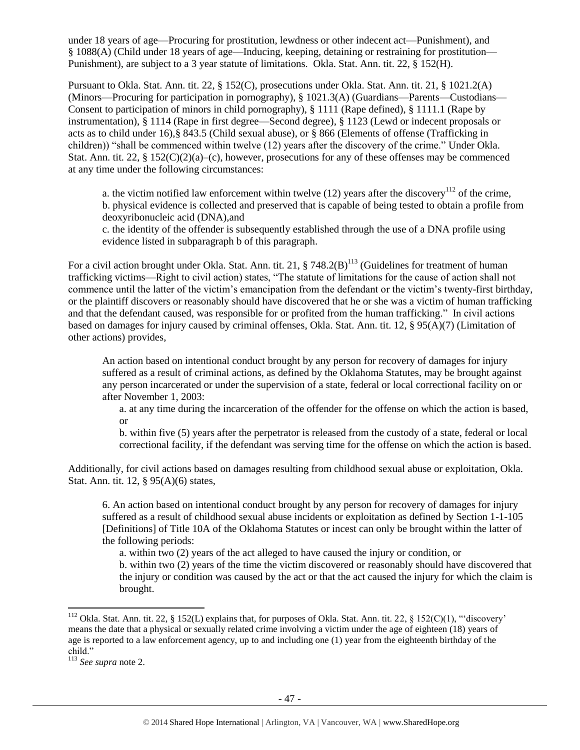under 18 years of age—Procuring for prostitution, lewdness or other indecent act—Punishment), and § 1088(A) (Child under 18 years of age—Inducing, keeping, detaining or restraining for prostitution—Punishment), are subject to a 3 year statute of limitations. Okla. Stat. Ann. tit. 22, § 152(H).

Pursuant to Okla. Stat. Ann. tit. 22, § 152(C), prosecutions under Okla. Stat. Ann. tit. 21, § 1021.2(A) (Minors—Procuring for participation in pornography), § 1021.3(A) (Guardians—Parents—Custodians—Consent to participation of minors in child pornography), § 1111 (Rape defined), § 1111.1 (Rape by instrumentation), § 1114 (Rape in first degree—Second degree), § 1123 (Lewd or indecent proposals or acts as to child under 16),§ 843.5 (Child sexual abuse), or § 866 (Elements of offense (Trafficking in children)) "shall be commenced within twelve (12) years after the discovery of the crime." Under Okla. Stat. Ann. tit. 22, § 152(C)(2)(a)–(c), however, prosecutions for any of these offenses may be commenced at any time under the following circumstances:

> a. the victim notified law enforcement within twelve (12) years after the discovery[112] of the crime,
> b. physical evidence is collected and preserved that is capable of being tested to obtain a profile from deoxyribonucleic acid (DNA),and
> c. the identity of the offender is subsequently established through the use of a DNA profile using evidence listed in subparagraph b of this paragraph.

For a civil action brought under Okla. Stat. Ann. tit. 21, § 748.2(B)[113] (Guidelines for treatment of human trafficking victims—Right to civil action) states, "The statute of limitations for the cause of action shall not commence until the latter of the victim's emancipation from the defendant or the victim's twenty-first birthday, or the plaintiff discovers or reasonably should have discovered that he or she was a victim of human trafficking and that the defendant caused, was responsible for or profited from the human trafficking." In civil actions based on damages for injury caused by criminal offenses, Okla. Stat. Ann. tit. 12, § 95(A)(7) (Limitation of other actions) provides,

> An action based on intentional conduct brought by any person for recovery of damages for injury suffered as a result of criminal actions, as defined by the Oklahoma Statutes, may be brought against any person incarcerated or under the supervision of a state, federal or local correctional facility on or after November 1, 2003:
>
> a. at any time during the incarceration of the offender for the offense on which the action is based, or
>
> b. within five (5) years after the perpetrator is released from the custody of a state, federal or local correctional facility, if the defendant was serving time for the offense on which the action is based.

Additionally, for civil actions based on damages resulting from childhood sexual abuse or exploitation, Okla. Stat. Ann. tit. 12, § 95(A)(6) states,

> 6. An action based on intentional conduct brought by any person for recovery of damages for injury suffered as a result of childhood sexual abuse incidents or exploitation as defined by Section 1-1-105 [Definitions] of Title 10A of the Oklahoma Statutes or incest can only be brought within the latter of the following periods:
>
> a. within two (2) years of the act alleged to have caused the injury or condition, or
>
> b. within two (2) years of the time the victim discovered or reasonably should have discovered that the injury or condition was caused by the act or that the act caused the injury for which the claim is brought.

---

[112] Okla. Stat. Ann. tit. 22, § 152(L) explains that, for purposes of Okla. Stat. Ann. tit. 22, § 152(C)(1), "'discovery' means the date that a physical or sexually related crime involving a victim under the age of eighteen (18) years of age is reported to a law enforcement agency, up to and including one (1) year from the eighteenth birthday of the child."

[113] *See supra* note 2.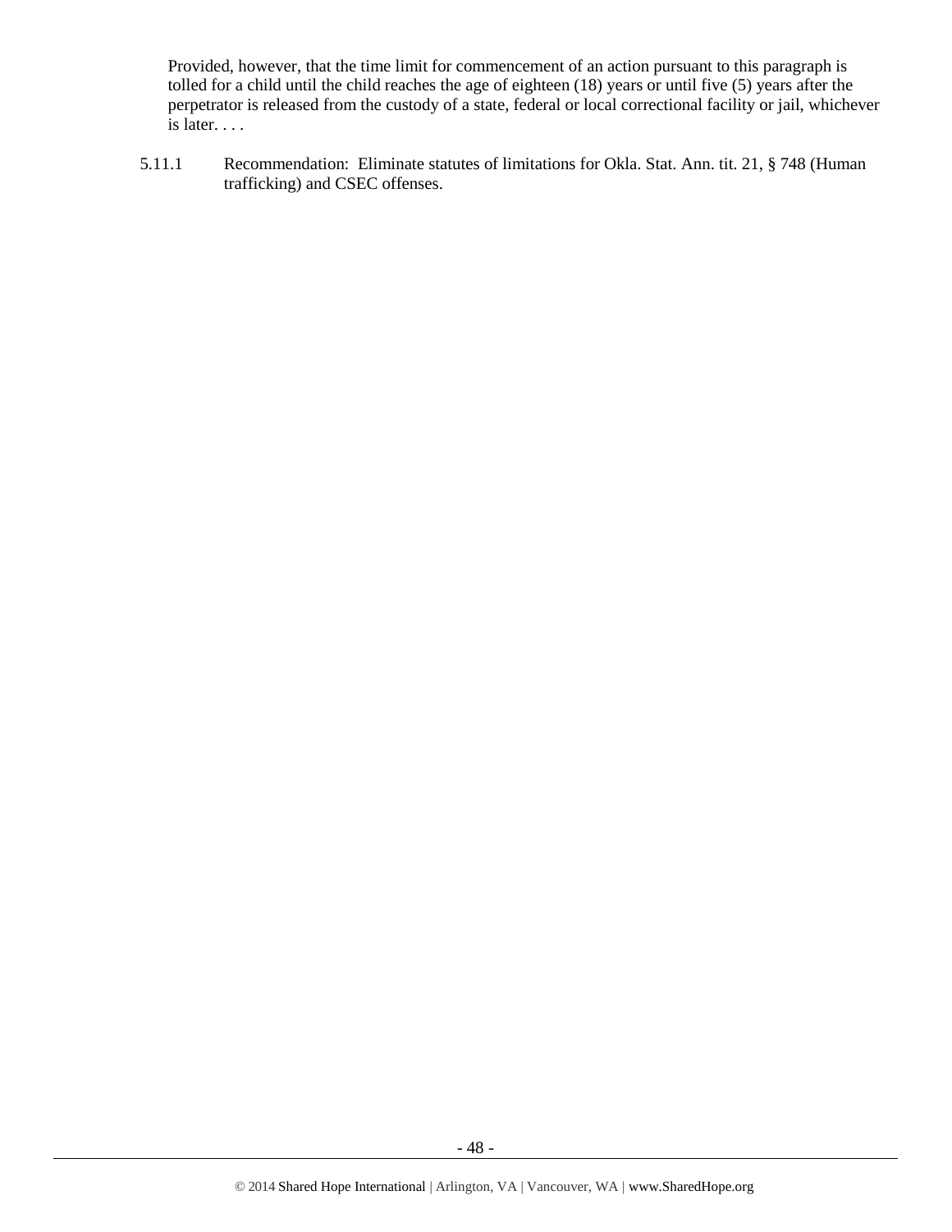Provided, however, that the time limit for commencement of an action pursuant to this paragraph is tolled for a child until the child reaches the age of eighteen (18) years or until five (5) years after the perpetrator is released from the custody of a state, federal or local correctional facility or jail, whichever is later. . . .

5.11.1 Recommendation: Eliminate statutes of limitations for Okla. Stat. Ann. tit. 21, § 748 (Human trafficking) and CSEC offenses.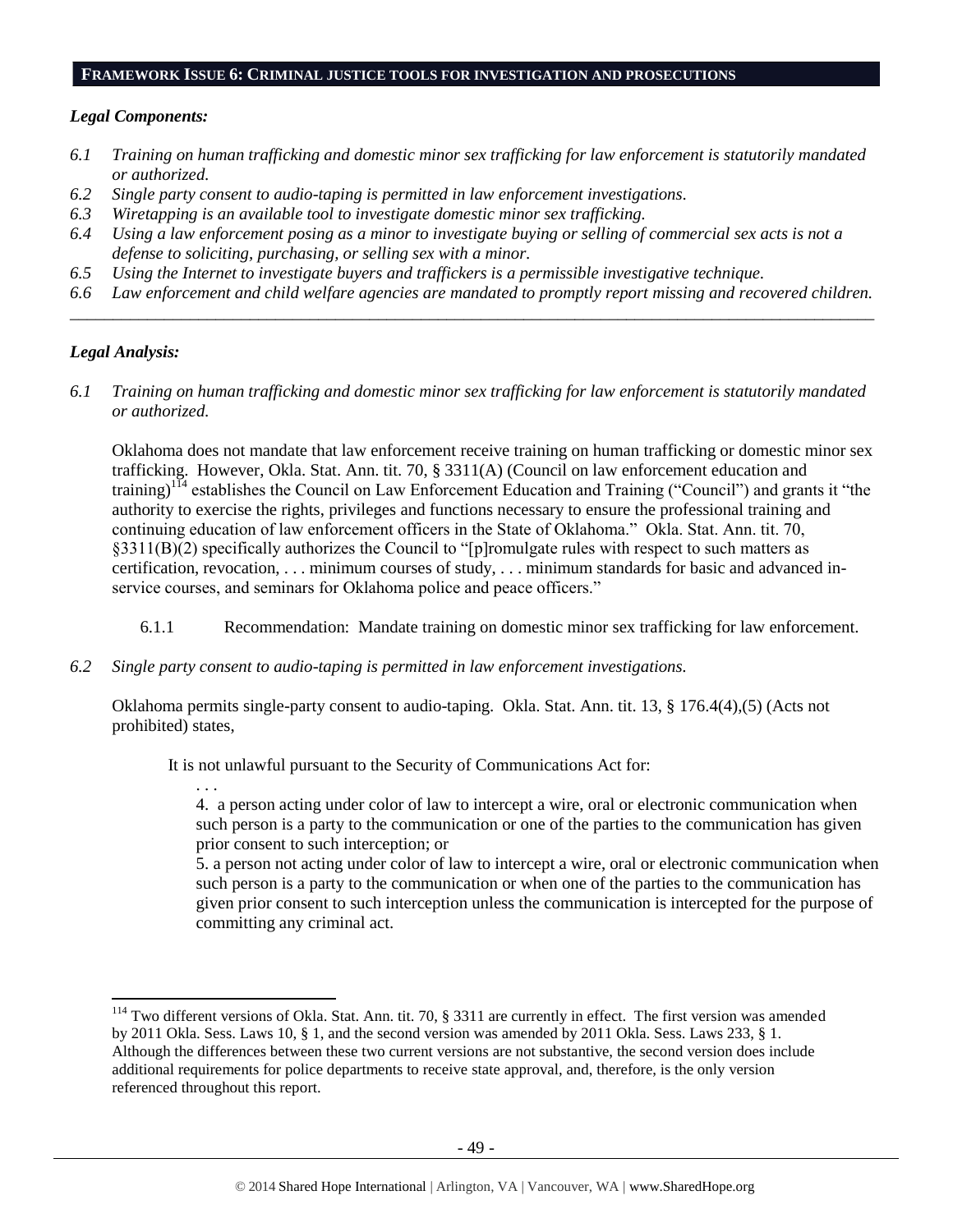## FRAMEWORK ISSUE 6: CRIMINAL JUSTICE TOOLS FOR INVESTIGATION AND PROSECUTIONS

### *Legal Components:*

- *6.1 Training on human trafficking and domestic minor sex trafficking for law enforcement is statutorily mandated or authorized.*
- *6.2 Single party consent to audio-taping is permitted in law enforcement investigations.*
- *6.3 Wiretapping is an available tool to investigate domestic minor sex trafficking.*
- *6.4 Using a law enforcement posing as a minor to investigate buying or selling of commercial sex acts is not a defense to soliciting, purchasing, or selling sex with a minor.*
- *6.5 Using the Internet to investigate buyers and traffickers is a permissible investigative technique.*
- *6.6 Law enforcement and child welfare agencies are mandated to promptly report missing and recovered children.*

---

### *Legal Analysis:*

*6.1 Training on human trafficking and domestic minor sex trafficking for law enforcement is statutorily mandated or authorized.*

Oklahoma does not mandate that law enforcement receive training on human trafficking or domestic minor sex trafficking. However, Okla. Stat. Ann. tit. 70, § 3311(A) (Council on law enforcement education and training)[114] establishes the Council on Law Enforcement Education and Training ("Council") and grants it "the authority to exercise the rights, privileges and functions necessary to ensure the professional training and continuing education of law enforcement officers in the State of Oklahoma." Okla. Stat. Ann. tit. 70, §3311(B)(2) specifically authorizes the Council to "[p]romulgate rules with respect to such matters as certification, revocation, . . . minimum courses of study, . . . minimum standards for basic and advanced in-service courses, and seminars for Oklahoma police and peace officers."

6.1.1 Recommendation: Mandate training on domestic minor sex trafficking for law enforcement.

*6.2 Single party consent to audio-taping is permitted in law enforcement investigations.*

Oklahoma permits single-party consent to audio-taping. Okla. Stat. Ann. tit. 13, § 176.4(4),(5) (Acts not prohibited) states,

> It is not unlawful pursuant to the Security of Communications Act for:
>
> . . .
>
> 4. a person acting under color of law to intercept a wire, oral or electronic communication when such person is a party to the communication or one of the parties to the communication has given prior consent to such interception; or
>
> 5. a person not acting under color of law to intercept a wire, oral or electronic communication when such person is a party to the communication or when one of the parties to the communication has given prior consent to such interception unless the communication is intercepted for the purpose of committing any criminal act.

---

[114] Two different versions of Okla. Stat. Ann. tit. 70, § 3311 are currently in effect. The first version was amended by 2011 Okla. Sess. Laws 10, § 1, and the second version was amended by 2011 Okla. Sess. Laws 233, § 1. Although the differences between these two current versions are not substantive, the second version does include additional requirements for police departments to receive state approval, and, therefore, is the only version referenced throughout this report.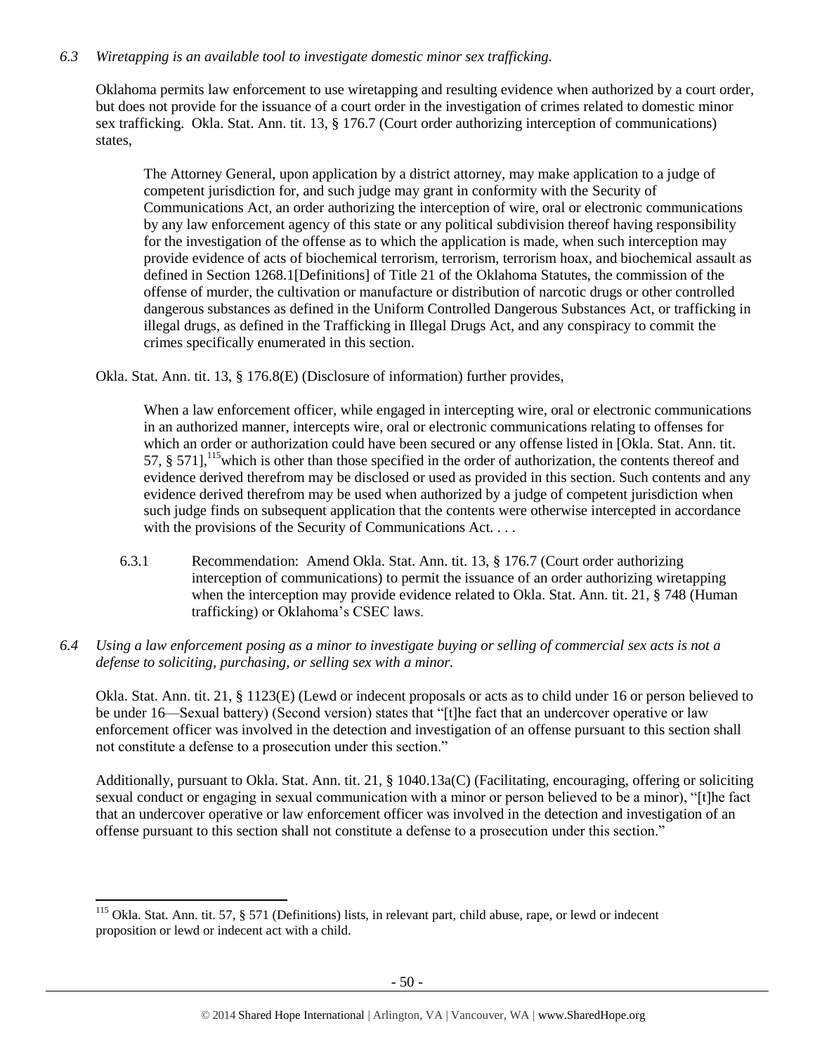*6.3 Wiretapping is an available tool to investigate domestic minor sex trafficking.*

Oklahoma permits law enforcement to use wiretapping and resulting evidence when authorized by a court order, but does not provide for the issuance of a court order in the investigation of crimes related to domestic minor sex trafficking. Okla. Stat. Ann. tit. 13, § 176.7 (Court order authorizing interception of communications) states,

> The Attorney General, upon application by a district attorney, may make application to a judge of competent jurisdiction for, and such judge may grant in conformity with the Security of Communications Act, an order authorizing the interception of wire, oral or electronic communications by any law enforcement agency of this state or any political subdivision thereof having responsibility for the investigation of the offense as to which the application is made, when such interception may provide evidence of acts of biochemical terrorism, terrorism, terrorism hoax, and biochemical assault as defined in Section 1268.1[Definitions] of Title 21 of the Oklahoma Statutes, the commission of the offense of murder, the cultivation or manufacture or distribution of narcotic drugs or other controlled dangerous substances as defined in the Uniform Controlled Dangerous Substances Act, or trafficking in illegal drugs, as defined in the Trafficking in Illegal Drugs Act, and any conspiracy to commit the crimes specifically enumerated in this section.

Okla. Stat. Ann. tit. 13, § 176.8(E) (Disclosure of information) further provides,

> When a law enforcement officer, while engaged in intercepting wire, oral or electronic communications in an authorized manner, intercepts wire, oral or electronic communications relating to offenses for which an order or authorization could have been secured or any offense listed in [Okla. Stat. Ann. tit. 57, § 571],[115] which is other than those specified in the order of authorization, the contents thereof and evidence derived therefrom may be disclosed or used as provided in this section. Such contents and any evidence derived therefrom may be used when authorized by a judge of competent jurisdiction when such judge finds on subsequent application that the contents were otherwise intercepted in accordance with the provisions of the Security of Communications Act. . . .

> 6.3.1 Recommendation: Amend Okla. Stat. Ann. tit. 13, § 176.7 (Court order authorizing interception of communications) to permit the issuance of an order authorizing wiretapping when the interception may provide evidence related to Okla. Stat. Ann. tit. 21, § 748 (Human trafficking) or Oklahoma's CSEC laws.

*6.4 Using a law enforcement posing as a minor to investigate buying or selling of commercial sex acts is not a defense to soliciting, purchasing, or selling sex with a minor.*

Okla. Stat. Ann. tit. 21, § 1123(E) (Lewd or indecent proposals or acts as to child under 16 or person believed to be under 16—Sexual battery) (Second version) states that "[t]he fact that an undercover operative or law enforcement officer was involved in the detection and investigation of an offense pursuant to this section shall not constitute a defense to a prosecution under this section."

Additionally, pursuant to Okla. Stat. Ann. tit. 21, § 1040.13a(C) (Facilitating, encouraging, offering or soliciting sexual conduct or engaging in sexual communication with a minor or person believed to be a minor), "[t]he fact that an undercover operative or law enforcement officer was involved in the detection and investigation of an offense pursuant to this section shall not constitute a defense to a prosecution under this section."

---

[115] Okla. Stat. Ann. tit. 57, § 571 (Definitions) lists, in relevant part, child abuse, rape, or lewd or indecent proposition or lewd or indecent act with a child.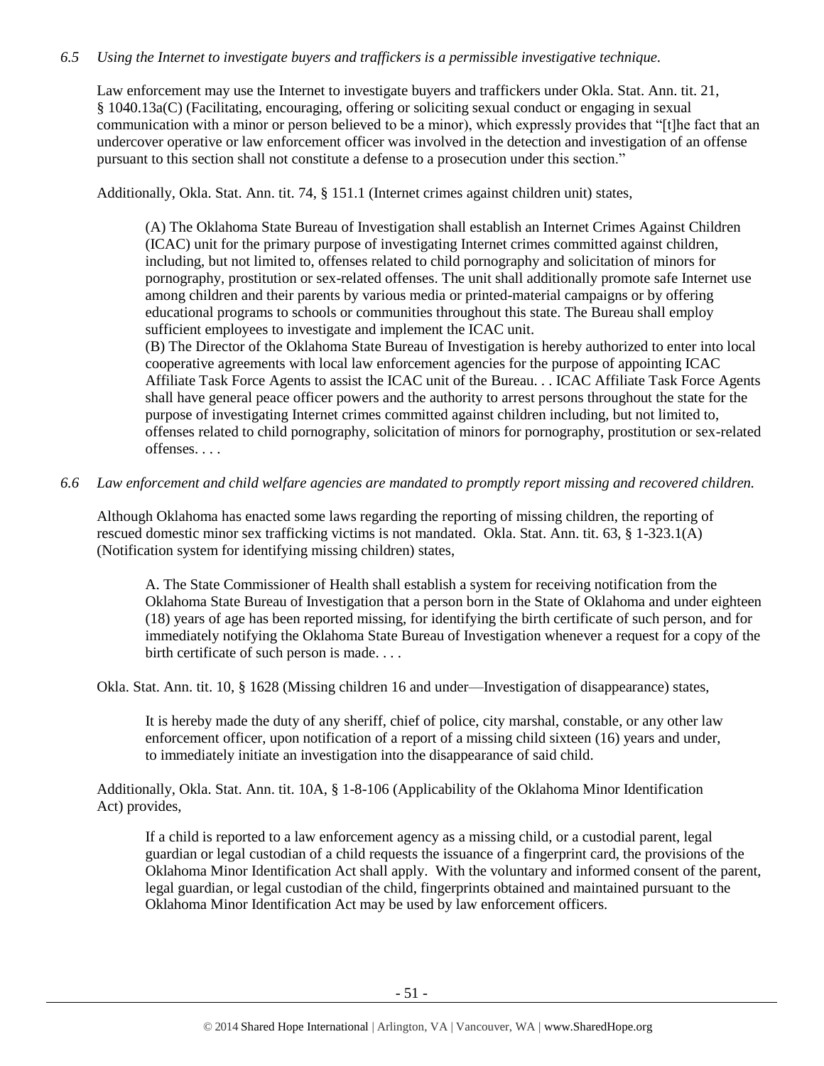*6.5 Using the Internet to investigate buyers and traffickers is a permissible investigative technique.*

Law enforcement may use the Internet to investigate buyers and traffickers under Okla. Stat. Ann. tit. 21, § 1040.13a(C) (Facilitating, encouraging, offering or soliciting sexual conduct or engaging in sexual communication with a minor or person believed to be a minor), which expressly provides that "[t]he fact that an undercover operative or law enforcement officer was involved in the detection and investigation of an offense pursuant to this section shall not constitute a defense to a prosecution under this section."

Additionally, Okla. Stat. Ann. tit. 74, § 151.1 (Internet crimes against children unit) states,

> (A) The Oklahoma State Bureau of Investigation shall establish an Internet Crimes Against Children (ICAC) unit for the primary purpose of investigating Internet crimes committed against children, including, but not limited to, offenses related to child pornography and solicitation of minors for pornography, prostitution or sex-related offenses. The unit shall additionally promote safe Internet use among children and their parents by various media or printed-material campaigns or by offering educational programs to schools or communities throughout this state. The Bureau shall employ sufficient employees to investigate and implement the ICAC unit.
> (B) The Director of the Oklahoma State Bureau of Investigation is hereby authorized to enter into local cooperative agreements with local law enforcement agencies for the purpose of appointing ICAC Affiliate Task Force Agents to assist the ICAC unit of the Bureau. . . ICAC Affiliate Task Force Agents shall have general peace officer powers and the authority to arrest persons throughout the state for the purpose of investigating Internet crimes committed against children including, but not limited to, offenses related to child pornography, solicitation of minors for pornography, prostitution or sex-related offenses. . . .

*6.6 Law enforcement and child welfare agencies are mandated to promptly report missing and recovered children.*

Although Oklahoma has enacted some laws regarding the reporting of missing children, the reporting of rescued domestic minor sex trafficking victims is not mandated. Okla. Stat. Ann. tit. 63, § 1-323.1(A) (Notification system for identifying missing children) states,

> A. The State Commissioner of Health shall establish a system for receiving notification from the Oklahoma State Bureau of Investigation that a person born in the State of Oklahoma and under eighteen (18) years of age has been reported missing, for identifying the birth certificate of such person, and for immediately notifying the Oklahoma State Bureau of Investigation whenever a request for a copy of the birth certificate of such person is made. . . .

Okla. Stat. Ann. tit. 10, § 1628 (Missing children 16 and under—Investigation of disappearance) states,

> It is hereby made the duty of any sheriff, chief of police, city marshal, constable, or any other law enforcement officer, upon notification of a report of a missing child sixteen (16) years and under, to immediately initiate an investigation into the disappearance of said child.

Additionally, Okla. Stat. Ann. tit. 10A, § 1-8-106 (Applicability of the Oklahoma Minor Identification Act) provides,

> If a child is reported to a law enforcement agency as a missing child, or a custodial parent, legal guardian or legal custodian of a child requests the issuance of a fingerprint card, the provisions of the Oklahoma Minor Identification Act shall apply. With the voluntary and informed consent of the parent, legal guardian, or legal custodian of the child, fingerprints obtained and maintained pursuant to the Oklahoma Minor Identification Act may be used by law enforcement officers.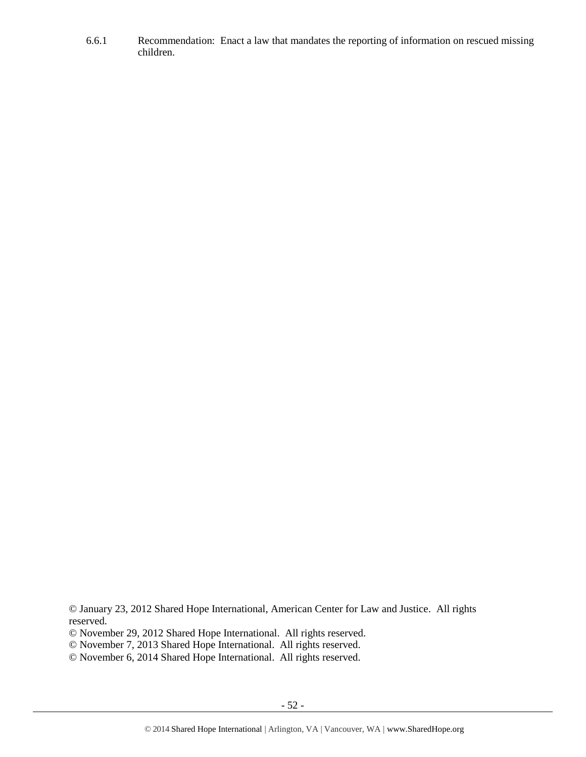6.6.1 Recommendation: Enact a law that mandates the reporting of information on rescued missing children.

© January 23, 2012 Shared Hope International, American Center for Law and Justice. All rights reserved.

© November 29, 2012 Shared Hope International. All rights reserved.

© November 7, 2013 Shared Hope International. All rights reserved.

© November 6, 2014 Shared Hope International. All rights reserved.